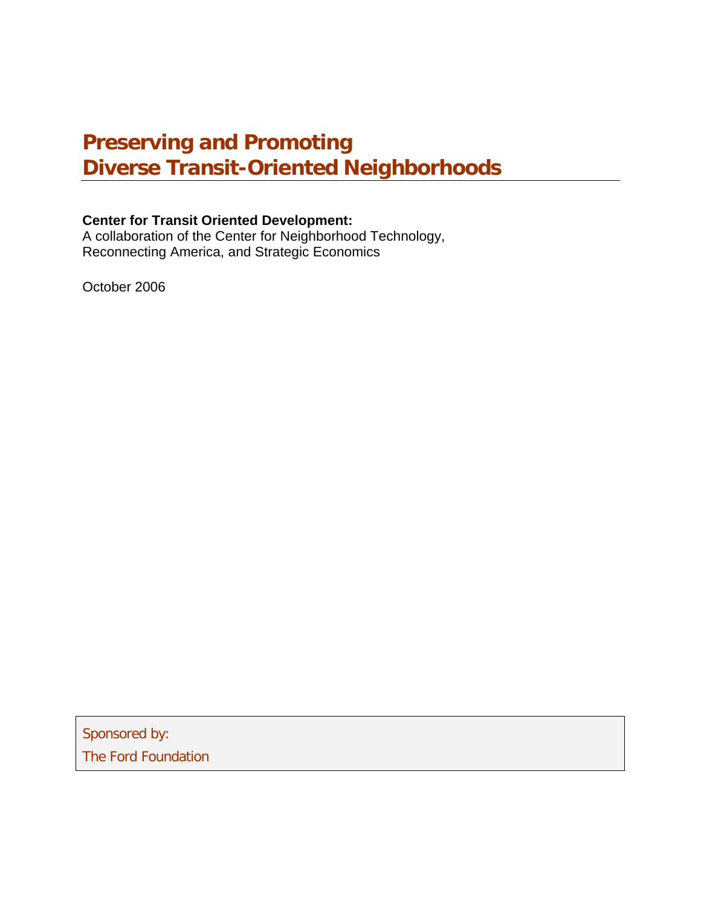# Preserving and Promoting Diverse Transit-Oriented Neighborhoods

**Center for Transit Oriented Development:**
A collaboration of the Center for Neighborhood Technology, Reconnecting America, and Strategic Economics

October 2006

Sponsored by:
The Ford Foundation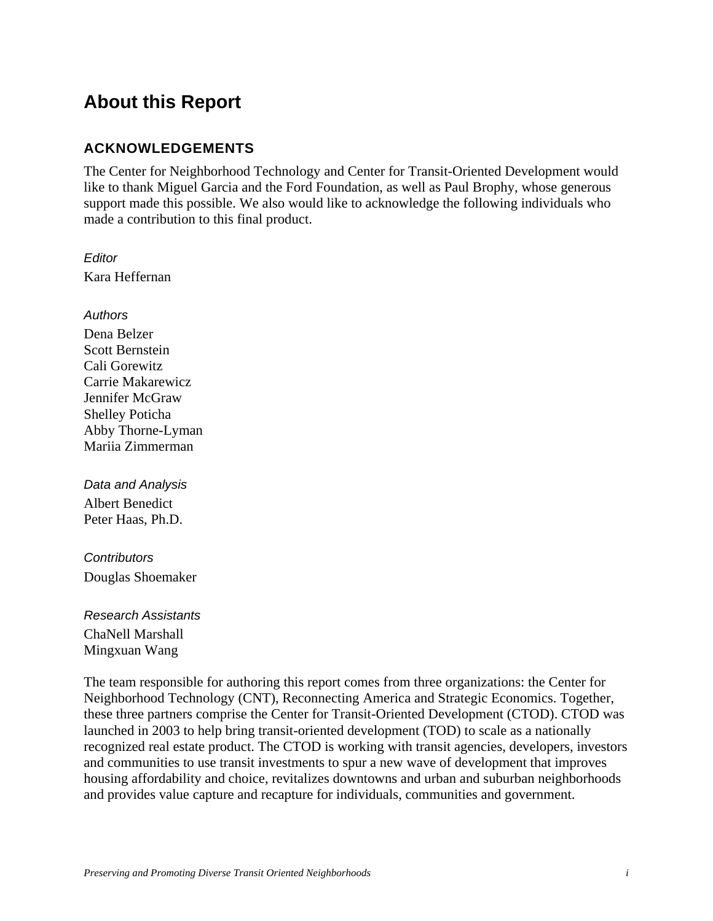# About this Report

## ACKNOWLEDGEMENTS

The Center for Neighborhood Technology and Center for Transit-Oriented Development would like to thank Miguel Garcia and the Ford Foundation, as well as Paul Brophy, whose generous support made this possible. We also would like to acknowledge the following individuals who made a contribution to this final product.

*Editor*

Kara Heffernan

*Authors*

Dena Belzer  
Scott Bernstein  
Cali Gorewitz  
Carrie Makarewicz  
Jennifer McGraw  
Shelley Poticha  
Abby Thorne-Lyman  
Mariia Zimmerman

*Data and Analysis*

Albert Benedict  
Peter Haas, Ph.D.

*Contributors*

Douglas Shoemaker

*Research Assistants*

ChaNell Marshall  
Mingxuan Wang

The team responsible for authoring this report comes from three organizations: the Center for Neighborhood Technology (CNT), Reconnecting America and Strategic Economics. Together, these three partners comprise the Center for Transit-Oriented Development (CTOD). CTOD was launched in 2003 to help bring transit-oriented development (TOD) to scale as a nationally recognized real estate product. The CTOD is working with transit agencies, developers, investors and communities to use transit investments to spur a new wave of development that improves housing affordability and choice, revitalizes downtowns and urban and suburban neighborhoods and provides value capture and recapture for individuals, communities and government.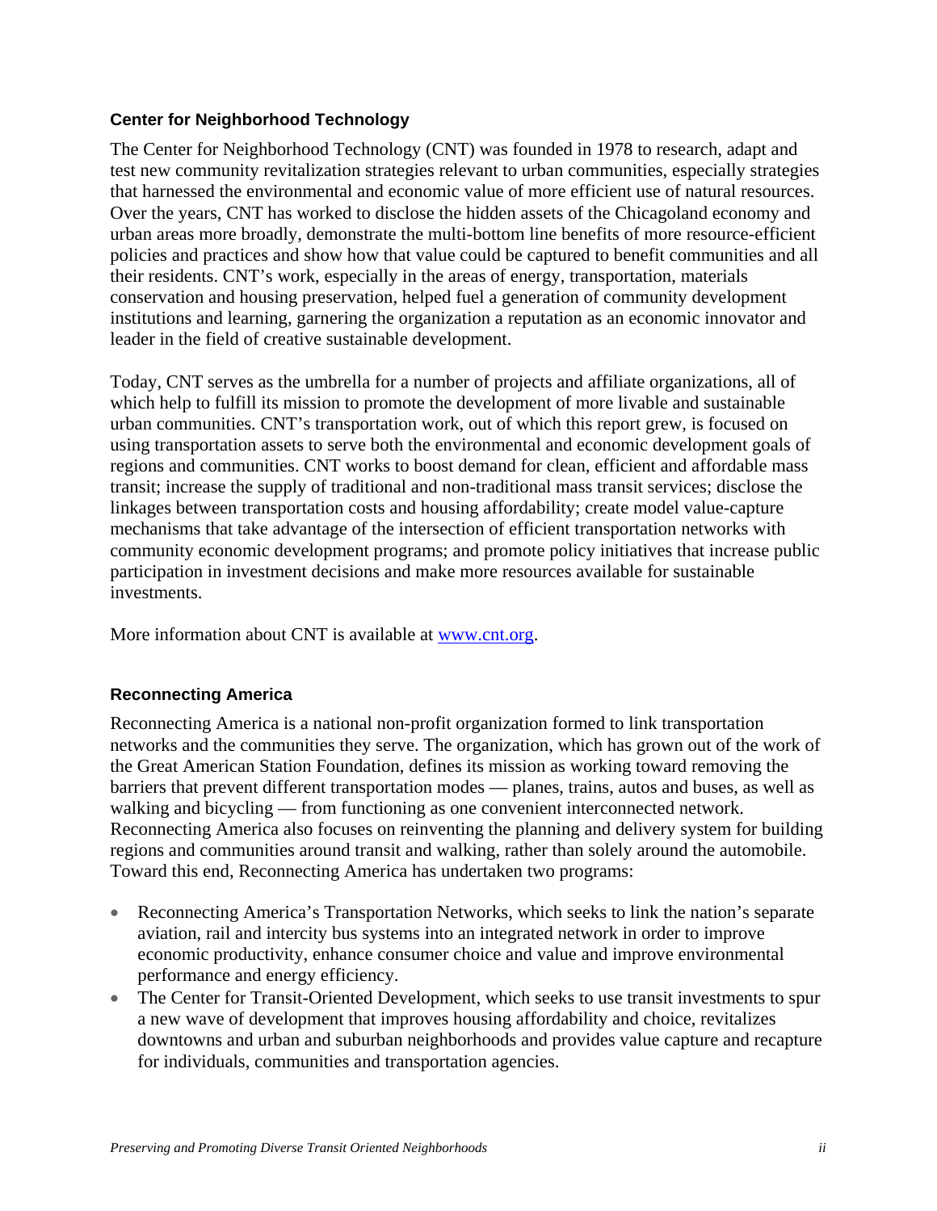### Center for Neighborhood Technology

The Center for Neighborhood Technology (CNT) was founded in 1978 to research, adapt and test new community revitalization strategies relevant to urban communities, especially strategies that harnessed the environmental and economic value of more efficient use of natural resources. Over the years, CNT has worked to disclose the hidden assets of the Chicagoland economy and urban areas more broadly, demonstrate the multi-bottom line benefits of more resource-efficient policies and practices and show how that value could be captured to benefit communities and all their residents. CNT's work, especially in the areas of energy, transportation, materials conservation and housing preservation, helped fuel a generation of community development institutions and learning, garnering the organization a reputation as an economic innovator and leader in the field of creative sustainable development.

Today, CNT serves as the umbrella for a number of projects and affiliate organizations, all of which help to fulfill its mission to promote the development of more livable and sustainable urban communities. CNT's transportation work, out of which this report grew, is focused on using transportation assets to serve both the environmental and economic development goals of regions and communities. CNT works to boost demand for clean, efficient and affordable mass transit; increase the supply of traditional and non-traditional mass transit services; disclose the linkages between transportation costs and housing affordability; create model value-capture mechanisms that take advantage of the intersection of efficient transportation networks with community economic development programs; and promote policy initiatives that increase public participation in investment decisions and make more resources available for sustainable investments.

More information about CNT is available at [www.cnt.org](http://www.cnt.org).

### Reconnecting America

Reconnecting America is a national non-profit organization formed to link transportation networks and the communities they serve. The organization, which has grown out of the work of the Great American Station Foundation, defines its mission as working toward removing the barriers that prevent different transportation modes — planes, trains, autos and buses, as well as walking and bicycling — from functioning as one convenient interconnected network. Reconnecting America also focuses on reinventing the planning and delivery system for building regions and communities around transit and walking, rather than solely around the automobile. Toward this end, Reconnecting America has undertaken two programs:

- Reconnecting America's Transportation Networks, which seeks to link the nation's separate aviation, rail and intercity bus systems into an integrated network in order to improve economic productivity, enhance consumer choice and value and improve environmental performance and energy efficiency.
- The Center for Transit-Oriented Development, which seeks to use transit investments to spur a new wave of development that improves housing affordability and choice, revitalizes downtowns and urban and suburban neighborhoods and provides value capture and recapture for individuals, communities and transportation agencies.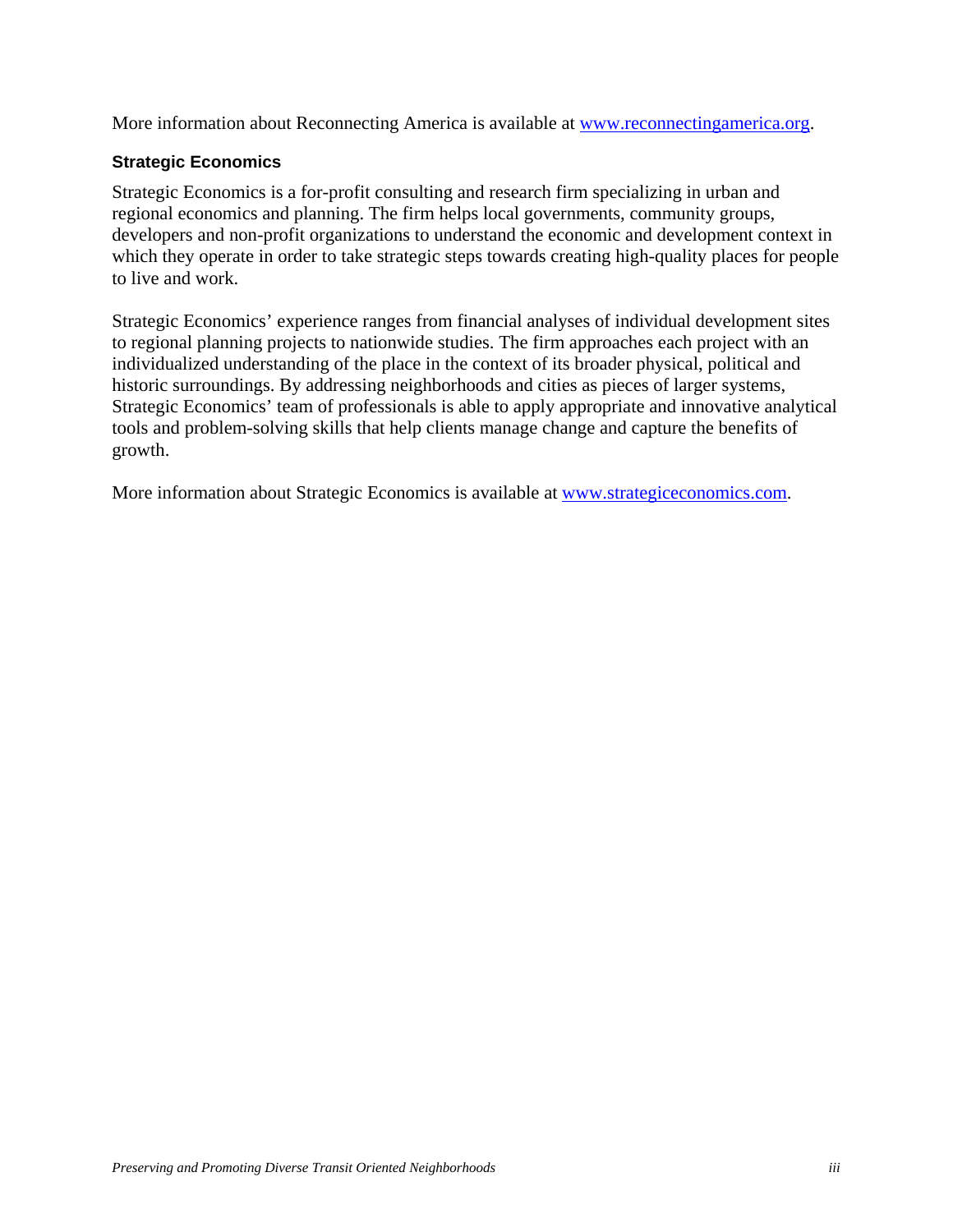More information about Reconnecting America is available at www.reconnectingamerica.org.

### Strategic Economics

Strategic Economics is a for-profit consulting and research firm specializing in urban and regional economics and planning. The firm helps local governments, community groups, developers and non-profit organizations to understand the economic and development context in which they operate in order to take strategic steps towards creating high-quality places for people to live and work.

Strategic Economics' experience ranges from financial analyses of individual development sites to regional planning projects to nationwide studies. The firm approaches each project with an individualized understanding of the place in the context of its broader physical, political and historic surroundings. By addressing neighborhoods and cities as pieces of larger systems, Strategic Economics' team of professionals is able to apply appropriate and innovative analytical tools and problem-solving skills that help clients manage change and capture the benefits of growth.

More information about Strategic Economics is available at www.strategiceconomics.com.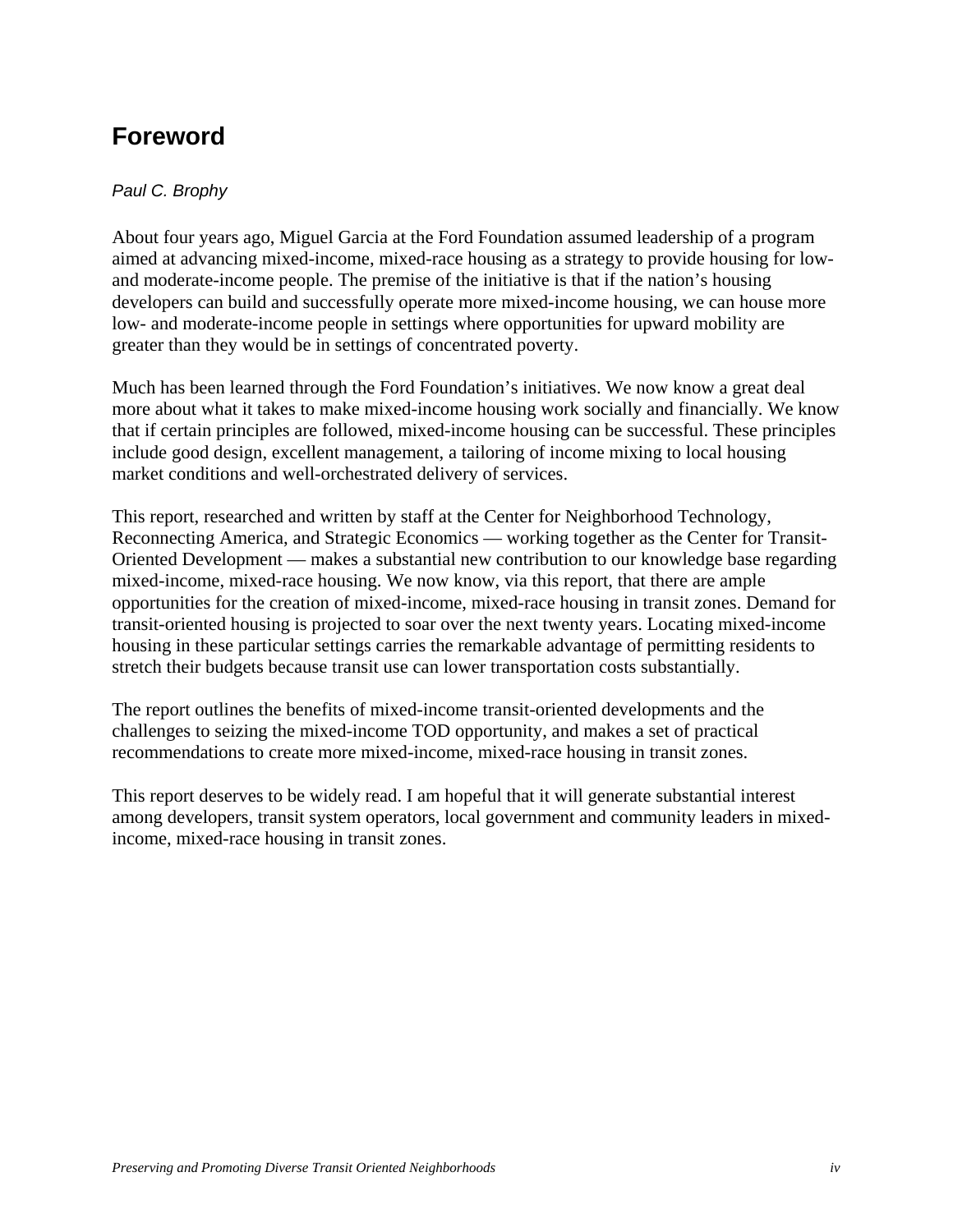# Foreword

*Paul C. Brophy*

About four years ago, Miguel Garcia at the Ford Foundation assumed leadership of a program aimed at advancing mixed-income, mixed-race housing as a strategy to provide housing for low- and moderate-income people. The premise of the initiative is that if the nation's housing developers can build and successfully operate more mixed-income housing, we can house more low- and moderate-income people in settings where opportunities for upward mobility are greater than they would be in settings of concentrated poverty.

Much has been learned through the Ford Foundation's initiatives. We now know a great deal more about what it takes to make mixed-income housing work socially and financially. We know that if certain principles are followed, mixed-income housing can be successful. These principles include good design, excellent management, a tailoring of income mixing to local housing market conditions and well-orchestrated delivery of services.

This report, researched and written by staff at the Center for Neighborhood Technology, Reconnecting America, and Strategic Economics — working together as the Center for Transit-Oriented Development — makes a substantial new contribution to our knowledge base regarding mixed-income, mixed-race housing. We now know, via this report, that there are ample opportunities for the creation of mixed-income, mixed-race housing in transit zones. Demand for transit-oriented housing is projected to soar over the next twenty years. Locating mixed-income housing in these particular settings carries the remarkable advantage of permitting residents to stretch their budgets because transit use can lower transportation costs substantially.

The report outlines the benefits of mixed-income transit-oriented developments and the challenges to seizing the mixed-income TOD opportunity, and makes a set of practical recommendations to create more mixed-income, mixed-race housing in transit zones.

This report deserves to be widely read. I am hopeful that it will generate substantial interest among developers, transit system operators, local government and community leaders in mixed-income, mixed-race housing in transit zones.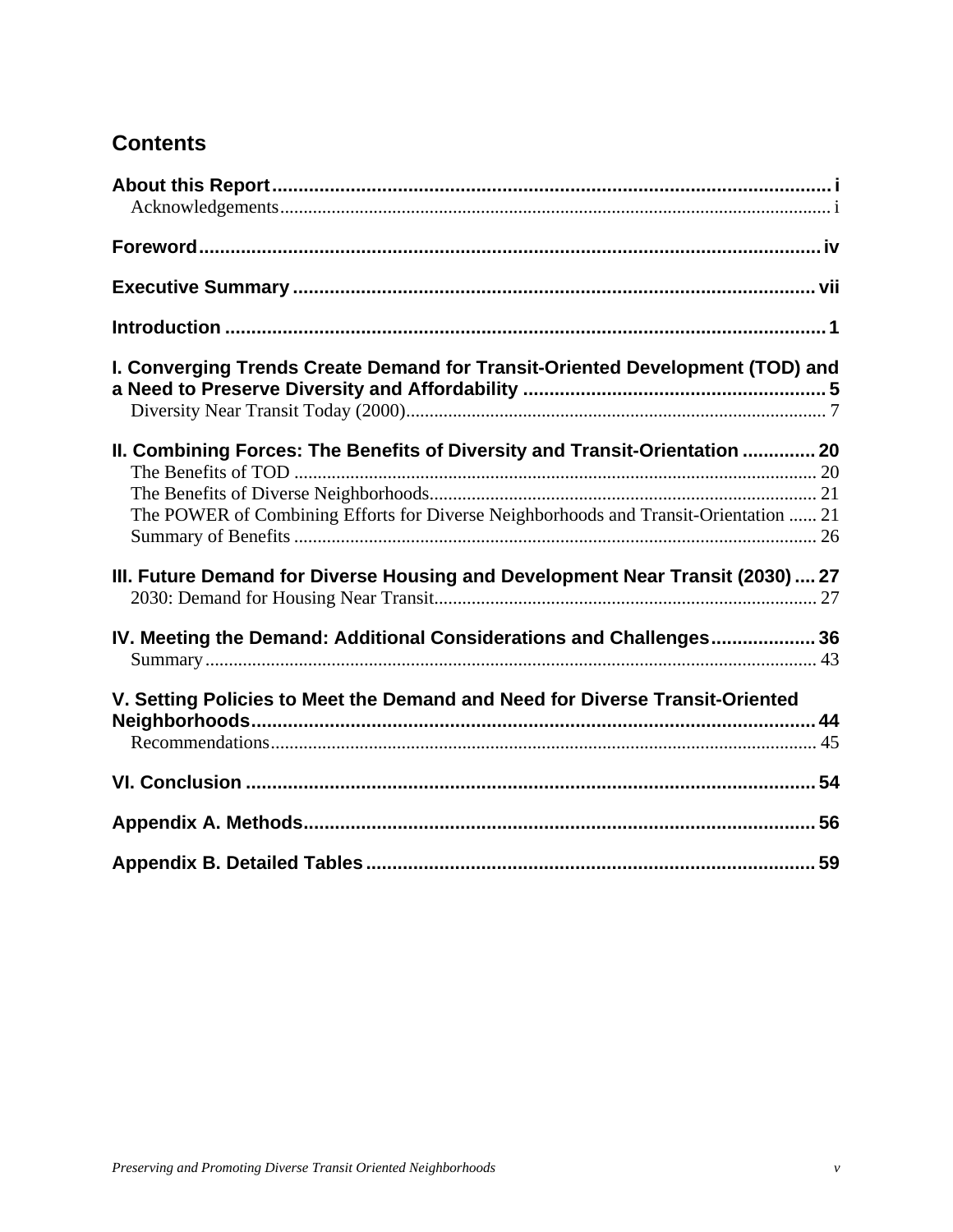## Contents

**About this Report** ..... i
- Acknowledgements ..... i

**Foreword** ..... iv

**Executive Summary** ..... vii

**Introduction** ..... 1

**I. Converging Trends Create Demand for Transit-Oriented Development (TOD) and a Need to Preserve Diversity and Affordability** ..... 5
- Diversity Near Transit Today (2000) ..... 7

**II. Combining Forces: The Benefits of Diversity and Transit-Orientation** ..... 20
- The Benefits of TOD ..... 20
- The Benefits of Diverse Neighborhoods ..... 21
- The POWER of Combining Efforts for Diverse Neighborhoods and Transit-Orientation ..... 21
- Summary of Benefits ..... 26

**III. Future Demand for Diverse Housing and Development Near Transit (2030)** ..... 27
- 2030: Demand for Housing Near Transit ..... 27

**IV. Meeting the Demand: Additional Considerations and Challenges** ..... 36
- Summary ..... 43

**V. Setting Policies to Meet the Demand and Need for Diverse Transit-Oriented Neighborhoods** ..... 44
- Recommendations ..... 45

**VI. Conclusion** ..... 54

**Appendix A. Methods** ..... 56

**Appendix B. Detailed Tables** ..... 59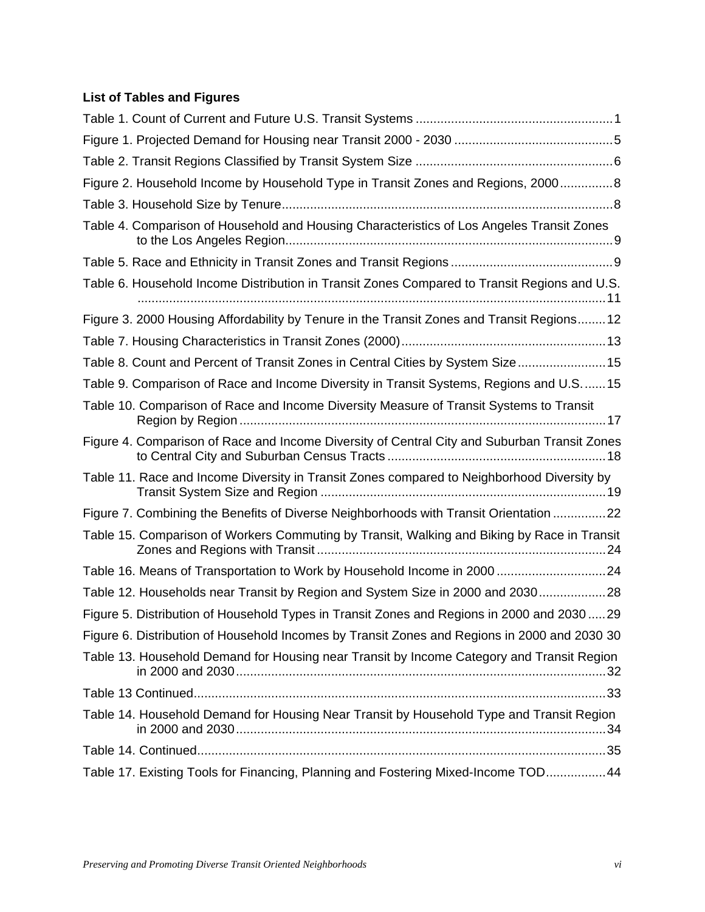**List of Tables and Figures**

Table 1. Count of Current and Future U.S. Transit Systems ........................................................1

Figure 1. Projected Demand for Housing near Transit 2000 - 2030 .............................................5

Table 2. Transit Regions Classified by Transit System Size ........................................................6

Figure 2. Household Income by Household Type in Transit Zones and Regions, 2000...............8

Table 3. Household Size by Tenure.............................................................................................8

Table 4. Comparison of Household and Housing Characteristics of Los Angeles Transit Zones to the Los Angeles Region.............................................................................................9

Table 5. Race and Ethnicity in Transit Zones and Transit Regions .............................................9

Table 6. Household Income Distribution in Transit Zones Compared to Transit Regions and U.S. ....................................................................................................................................11

Figure 3. 2000 Housing Affordability by Tenure in the Transit Zones and Transit Regions........12

Table 7. Housing Characteristics in Transit Zones (2000)..........................................................13

Table 8. Count and Percent of Transit Zones in Central Cities by System Size.........................15

Table 9. Comparison of Race and Income Diversity in Transit Systems, Regions and U.S. ......15

Table 10. Comparison of Race and Income Diversity Measure of Transit Systems to Transit Region by Region........................................................................................................17

Figure 4. Comparison of Race and Income Diversity of Central City and Suburban Transit Zones to Central City and Suburban Census Tracts ..............................................................18

Table 11. Race and Income Diversity in Transit Zones compared to Neighborhood Diversity by Transit System Size and Region .................................................................................19

Figure 7. Combining the Benefits of Diverse Neighborhoods with Transit Orientation ...............22

Table 15. Comparison of Workers Commuting by Transit, Walking and Biking by Race in Transit Zones and Regions with Transit..................................................................................24

Table 16. Means of Transportation to Work by Household Income in 2000 ...............................24

Table 12. Households near Transit by Region and System Size in 2000 and 2030...................28

Figure 5. Distribution of Household Types in Transit Zones and Regions in 2000 and 2030 .....29

Figure 6. Distribution of Household Incomes by Transit Zones and Regions in 2000 and 2030 30

Table 13. Household Demand for Housing near Transit by Income Category and Transit Region in 2000 and 2030.........................................................................................................32

Table 13 Continued.....................................................................................................................33

Table 14. Household Demand for Housing Near Transit by Household Type and Transit Region in 2000 and 2030.........................................................................................................34

Table 14. Continued....................................................................................................................35

Table 17. Existing Tools for Financing, Planning and Fostering Mixed-Income TOD................44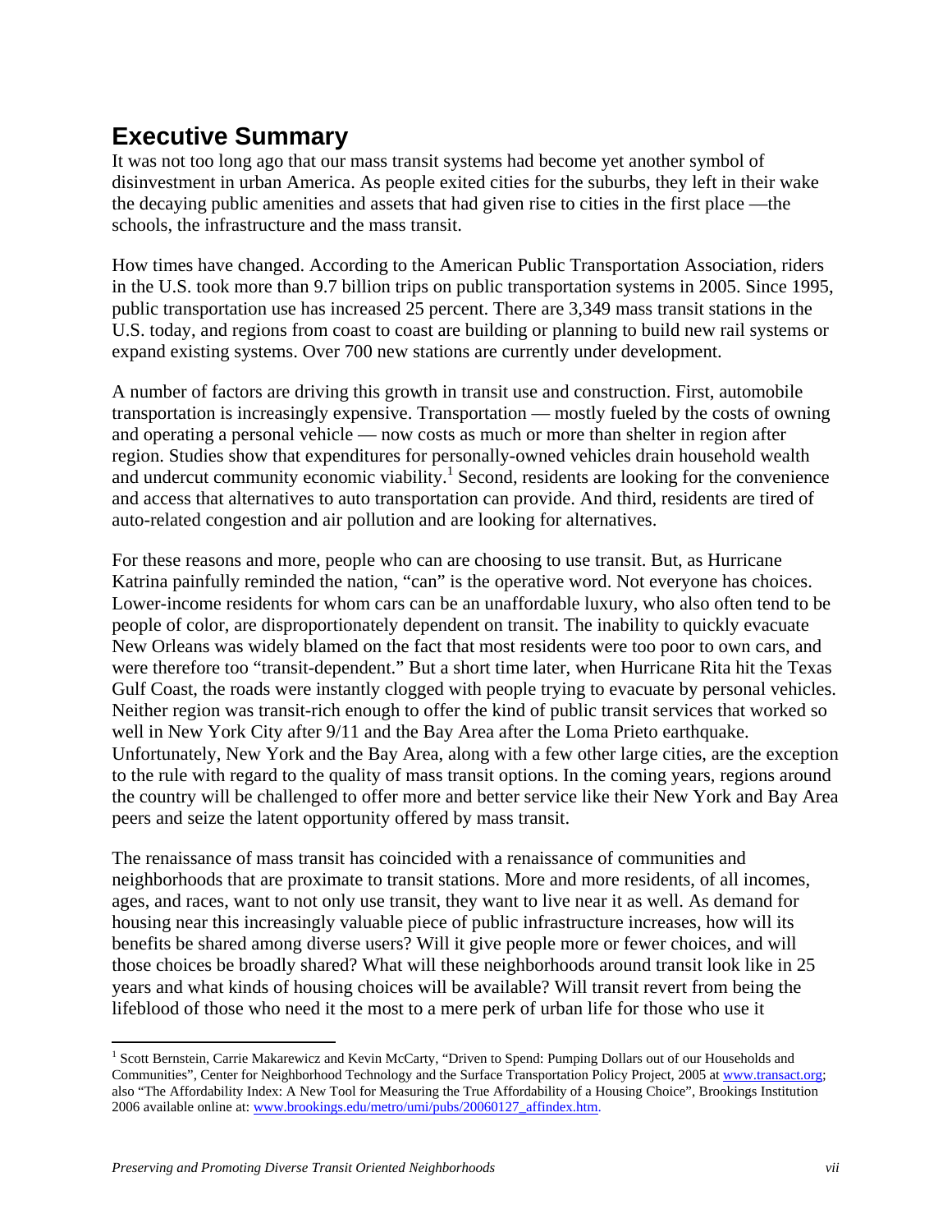# Executive Summary

It was not too long ago that our mass transit systems had become yet another symbol of disinvestment in urban America. As people exited cities for the suburbs, they left in their wake the decaying public amenities and assets that had given rise to cities in the first place —the schools, the infrastructure and the mass transit.

How times have changed. According to the American Public Transportation Association, riders in the U.S. took more than 9.7 billion trips on public transportation systems in 2005. Since 1995, public transportation use has increased 25 percent. There are 3,349 mass transit stations in the U.S. today, and regions from coast to coast are building or planning to build new rail systems or expand existing systems. Over 700 new stations are currently under development.

A number of factors are driving this growth in transit use and construction. First, automobile transportation is increasingly expensive. Transportation — mostly fueled by the costs of owning and operating a personal vehicle — now costs as much or more than shelter in region after region. Studies show that expenditures for personally-owned vehicles drain household wealth and undercut community economic viability.[1] Second, residents are looking for the convenience and access that alternatives to auto transportation can provide. And third, residents are tired of auto-related congestion and air pollution and are looking for alternatives.

For these reasons and more, people who can are choosing to use transit. But, as Hurricane Katrina painfully reminded the nation, "can" is the operative word. Not everyone has choices. Lower-income residents for whom cars can be an unaffordable luxury, who also often tend to be people of color, are disproportionately dependent on transit. The inability to quickly evacuate New Orleans was widely blamed on the fact that most residents were too poor to own cars, and were therefore too "transit-dependent." But a short time later, when Hurricane Rita hit the Texas Gulf Coast, the roads were instantly clogged with people trying to evacuate by personal vehicles. Neither region was transit-rich enough to offer the kind of public transit services that worked so well in New York City after 9/11 and the Bay Area after the Loma Prieto earthquake. Unfortunately, New York and the Bay Area, along with a few other large cities, are the exception to the rule with regard to the quality of mass transit options. In the coming years, regions around the country will be challenged to offer more and better service like their New York and Bay Area peers and seize the latent opportunity offered by mass transit.

The renaissance of mass transit has coincided with a renaissance of communities and neighborhoods that are proximate to transit stations. More and more residents, of all incomes, ages, and races, want to not only use transit, they want to live near it as well. As demand for housing near this increasingly valuable piece of public infrastructure increases, how will its benefits be shared among diverse users? Will it give people more or fewer choices, and will those choices be broadly shared? What will these neighborhoods around transit look like in 25 years and what kinds of housing choices will be available? Will transit revert from being the lifeblood of those who need it the most to a mere perk of urban life for those who use it

[1] Scott Bernstein, Carrie Makarewicz and Kevin McCarty, "Driven to Spend: Pumping Dollars out of our Households and Communities", Center for Neighborhood Technology and the Surface Transportation Policy Project, 2005 at www.transact.org; also "The Affordability Index: A New Tool for Measuring the True Affordability of a Housing Choice", Brookings Institution 2006 available online at: www.brookings.edu/metro/umi/pubs/20060127_affindex.htm.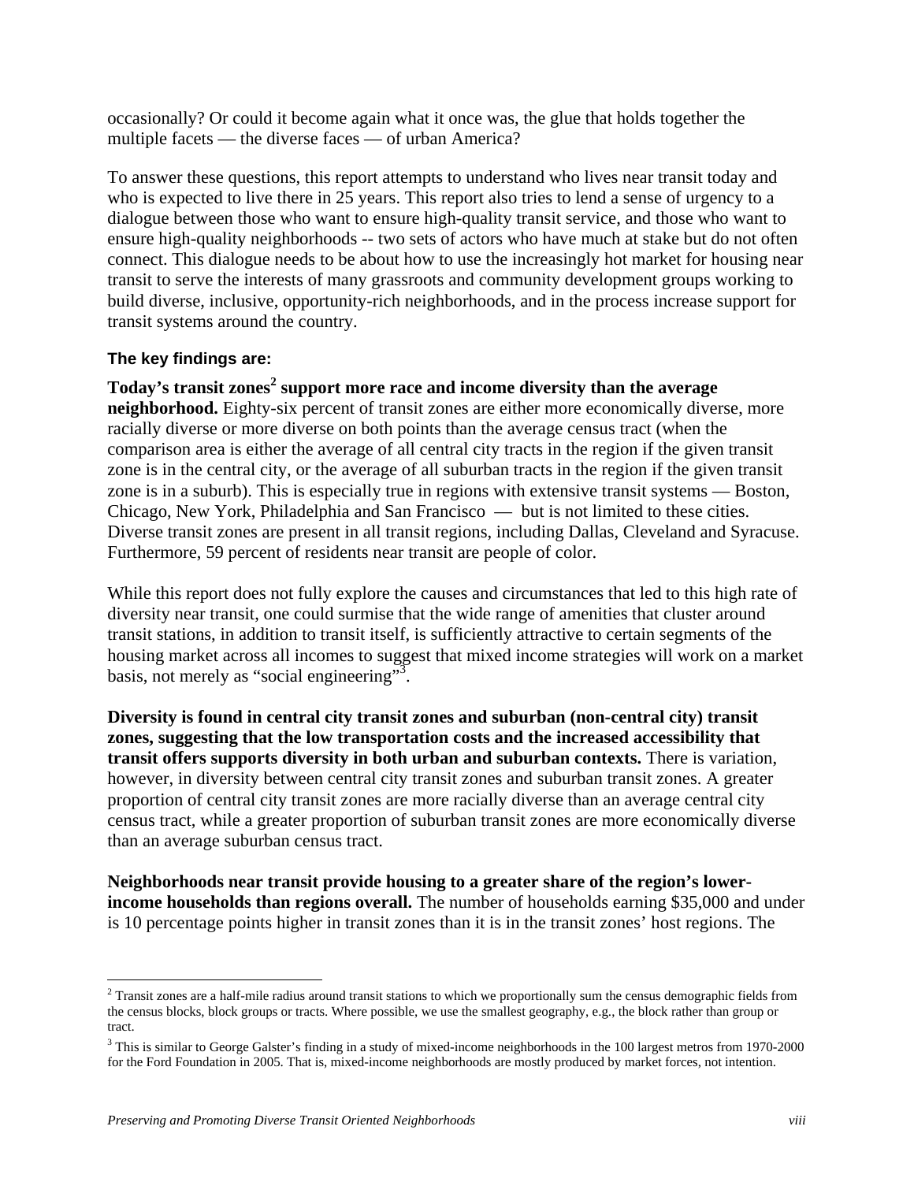occasionally? Or could it become again what it once was, the glue that holds together the multiple facets — the diverse faces — of urban America?

To answer these questions, this report attempts to understand who lives near transit today and who is expected to live there in 25 years. This report also tries to lend a sense of urgency to a dialogue between those who want to ensure high-quality transit service, and those who want to ensure high-quality neighborhoods -- two sets of actors who have much at stake but do not often connect. This dialogue needs to be about how to use the increasingly hot market for housing near transit to serve the interests of many grassroots and community development groups working to build diverse, inclusive, opportunity-rich neighborhoods, and in the process increase support for transit systems around the country.

**The key findings are:**

**Today's transit zones[2] support more race and income diversity than the average neighborhood.** Eighty-six percent of transit zones are either more economically diverse, more racially diverse or more diverse on both points than the average census tract (when the comparison area is either the average of all central city tracts in the region if the given transit zone is in the central city, or the average of all suburban tracts in the region if the given transit zone is in a suburb). This is especially true in regions with extensive transit systems — Boston, Chicago, New York, Philadelphia and San Francisco — but is not limited to these cities. Diverse transit zones are present in all transit regions, including Dallas, Cleveland and Syracuse. Furthermore, 59 percent of residents near transit are people of color.

While this report does not fully explore the causes and circumstances that led to this high rate of diversity near transit, one could surmise that the wide range of amenities that cluster around transit stations, in addition to transit itself, is sufficiently attractive to certain segments of the housing market across all incomes to suggest that mixed income strategies will work on a market basis, not merely as "social engineering"[3].

**Diversity is found in central city transit zones and suburban (non-central city) transit zones, suggesting that the low transportation costs and the increased accessibility that transit offers supports diversity in both urban and suburban contexts.** There is variation, however, in diversity between central city transit zones and suburban transit zones. A greater proportion of central city transit zones are more racially diverse than an average central city census tract, while a greater proportion of suburban transit zones are more economically diverse than an average suburban census tract.

**Neighborhoods near transit provide housing to a greater share of the region's lower-income households than regions overall.** The number of households earning $35,000 and under is 10 percentage points higher in transit zones than it is in the transit zones' host regions. The

---

[2] Transit zones are a half-mile radius around transit stations to which we proportionally sum the census demographic fields from the census blocks, block groups or tracts. Where possible, we use the smallest geography, e.g., the block rather than group or tract.

[3] This is similar to George Galster's finding in a study of mixed-income neighborhoods in the 100 largest metros from 1970-2000 for the Ford Foundation in 2005. That is, mixed-income neighborhoods are mostly produced by market forces, not intention.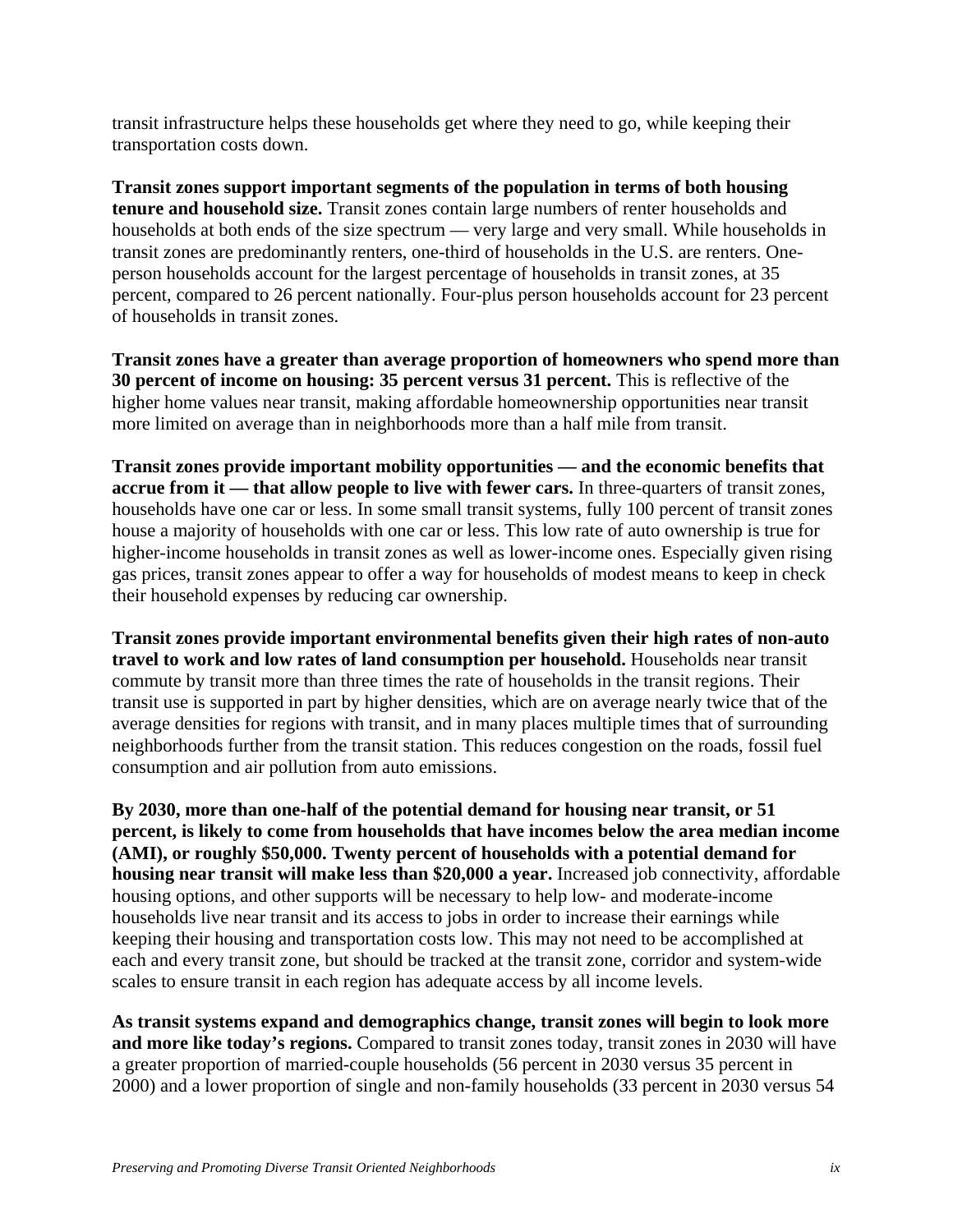transit infrastructure helps these households get where they need to go, while keeping their transportation costs down.

**Transit zones support important segments of the population in terms of both housing tenure and household size.** Transit zones contain large numbers of renter households and households at both ends of the size spectrum — very large and very small. While households in transit zones are predominantly renters, one-third of households in the U.S. are renters. One-person households account for the largest percentage of households in transit zones, at 35 percent, compared to 26 percent nationally. Four-plus person households account for 23 percent of households in transit zones.

**Transit zones have a greater than average proportion of homeowners who spend more than 30 percent of income on housing: 35 percent versus 31 percent.** This is reflective of the higher home values near transit, making affordable homeownership opportunities near transit more limited on average than in neighborhoods more than a half mile from transit.

**Transit zones provide important mobility opportunities — and the economic benefits that accrue from it — that allow people to live with fewer cars.** In three-quarters of transit zones, households have one car or less. In some small transit systems, fully 100 percent of transit zones house a majority of households with one car or less. This low rate of auto ownership is true for higher-income households in transit zones as well as lower-income ones. Especially given rising gas prices, transit zones appear to offer a way for households of modest means to keep in check their household expenses by reducing car ownership.

**Transit zones provide important environmental benefits given their high rates of non-auto travel to work and low rates of land consumption per household.** Households near transit commute by transit more than three times the rate of households in the transit regions. Their transit use is supported in part by higher densities, which are on average nearly twice that of the average densities for regions with transit, and in many places multiple times that of surrounding neighborhoods further from the transit station. This reduces congestion on the roads, fossil fuel consumption and air pollution from auto emissions.

**By 2030, more than one-half of the potential demand for housing near transit, or 51 percent, is likely to come from households that have incomes below the area median income (AMI), or roughly $50,000. Twenty percent of households with a potential demand for housing near transit will make less than $20,000 a year.** Increased job connectivity, affordable housing options, and other supports will be necessary to help low- and moderate-income households live near transit and its access to jobs in order to increase their earnings while keeping their housing and transportation costs low. This may not need to be accomplished at each and every transit zone, but should be tracked at the transit zone, corridor and system-wide scales to ensure transit in each region has adequate access by all income levels.

**As transit systems expand and demographics change, transit zones will begin to look more and more like today's regions.** Compared to transit zones today, transit zones in 2030 will have a greater proportion of married-couple households (56 percent in 2030 versus 35 percent in 2000) and a lower proportion of single and non-family households (33 percent in 2030 versus 54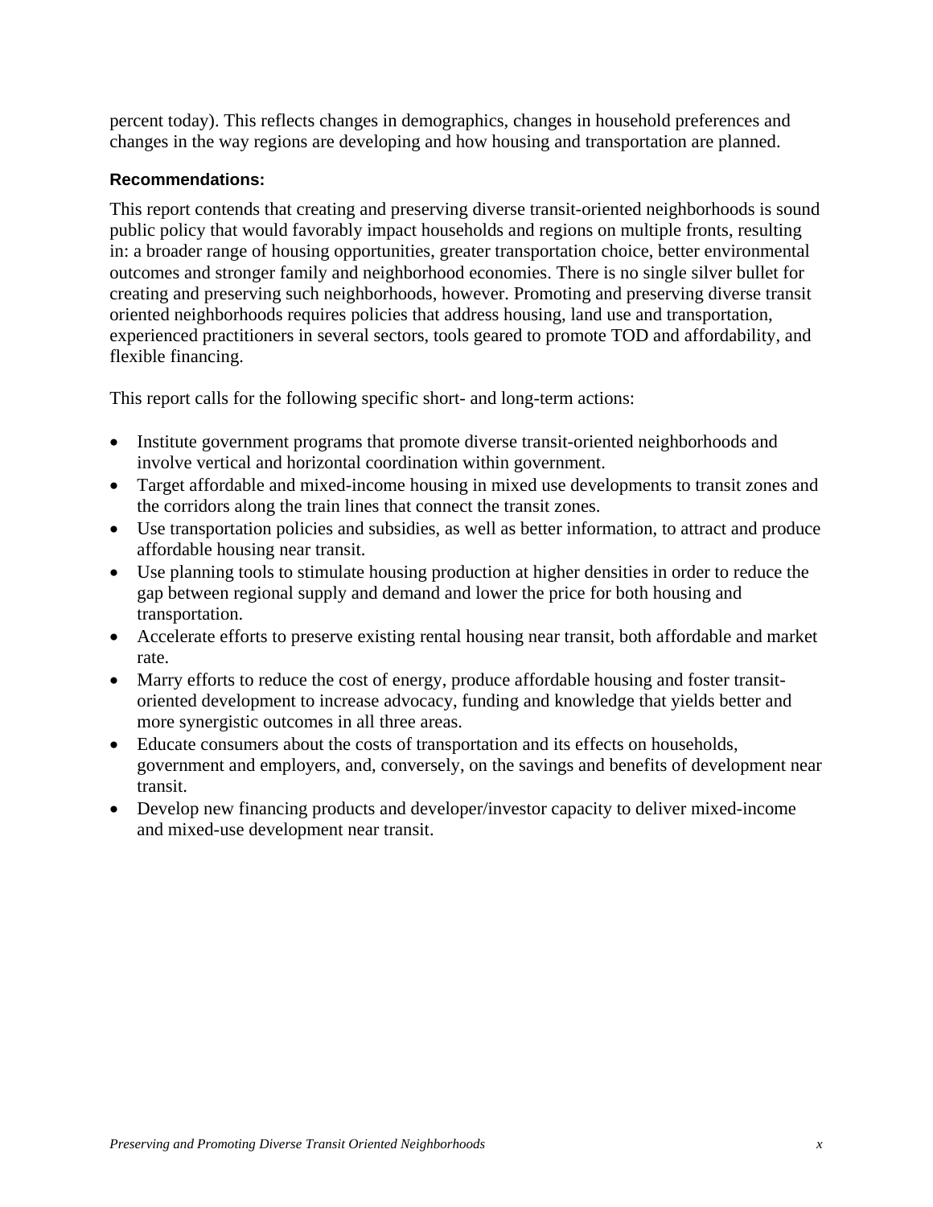percent today). This reflects changes in demographics, changes in household preferences and changes in the way regions are developing and how housing and transportation are planned.

**Recommendations:**

This report contends that creating and preserving diverse transit-oriented neighborhoods is sound public policy that would favorably impact households and regions on multiple fronts, resulting in: a broader range of housing opportunities, greater transportation choice, better environmental outcomes and stronger family and neighborhood economies. There is no single silver bullet for creating and preserving such neighborhoods, however. Promoting and preserving diverse transit oriented neighborhoods requires policies that address housing, land use and transportation, experienced practitioners in several sectors, tools geared to promote TOD and affordability, and flexible financing.

This report calls for the following specific short- and long-term actions:

- Institute government programs that promote diverse transit-oriented neighborhoods and involve vertical and horizontal coordination within government.
- Target affordable and mixed-income housing in mixed use developments to transit zones and the corridors along the train lines that connect the transit zones.
- Use transportation policies and subsidies, as well as better information, to attract and produce affordable housing near transit.
- Use planning tools to stimulate housing production at higher densities in order to reduce the gap between regional supply and demand and lower the price for both housing and transportation.
- Accelerate efforts to preserve existing rental housing near transit, both affordable and market rate.
- Marry efforts to reduce the cost of energy, produce affordable housing and foster transit-oriented development to increase advocacy, funding and knowledge that yields better and more synergistic outcomes in all three areas.
- Educate consumers about the costs of transportation and its effects on households, government and employers, and, conversely, on the savings and benefits of development near transit.
- Develop new financing products and developer/investor capacity to deliver mixed-income and mixed-use development near transit.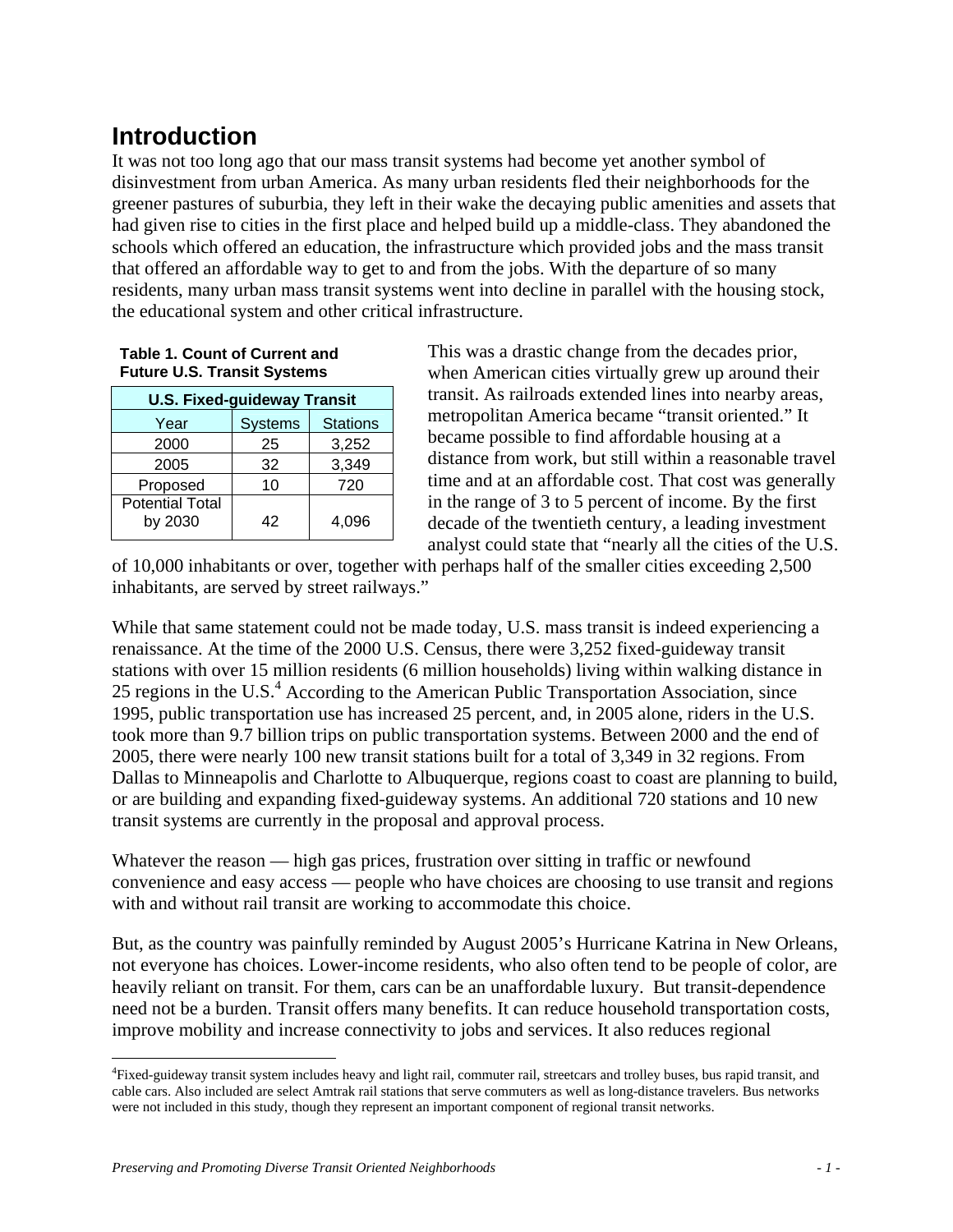## Introduction

It was not too long ago that our mass transit systems had become yet another symbol of disinvestment from urban America. As many urban residents fled their neighborhoods for the greener pastures of suburbia, they left in their wake the decaying public amenities and assets that had given rise to cities in the first place and helped build up a middle-class. They abandoned the schools which offered an education, the infrastructure which provided jobs and the mass transit that offered an affordable way to get to and from the jobs. With the departure of so many residents, many urban mass transit systems went into decline in parallel with the housing stock, the educational system and other critical infrastructure.

**Table 1. Count of Current and Future U.S. Transit Systems**

| U.S. Fixed-guideway Transit | | |
|---|---|---|
| Year | Systems | Stations |
| 2000 | 25 | 3,252 |
| 2005 | 32 | 3,349 |
| Proposed | 10 | 720 |
| Potential Total by 2030 | 42 | 4,096 |

This was a drastic change from the decades prior, when American cities virtually grew up around their transit. As railroads extended lines into nearby areas, metropolitan America became "transit oriented." It became possible to find affordable housing at a distance from work, but still within a reasonable travel time and at an affordable cost. That cost was generally in the range of 3 to 5 percent of income. By the first decade of the twentieth century, a leading investment analyst could state that "nearly all the cities of the U.S. of 10,000 inhabitants or over, together with perhaps half of the smaller cities exceeding 2,500 inhabitants, are served by street railways."

While that same statement could not be made today, U.S. mass transit is indeed experiencing a renaissance. At the time of the 2000 U.S. Census, there were 3,252 fixed-guideway transit stations with over 15 million residents (6 million households) living within walking distance in 25 regions in the U.S.[4] According to the American Public Transportation Association, since 1995, public transportation use has increased 25 percent, and, in 2005 alone, riders in the U.S. took more than 9.7 billion trips on public transportation systems. Between 2000 and the end of 2005, there were nearly 100 new transit stations built for a total of 3,349 in 32 regions. From Dallas to Minneapolis and Charlotte to Albuquerque, regions coast to coast are planning to build, or are building and expanding fixed-guideway systems. An additional 720 stations and 10 new transit systems are currently in the proposal and approval process.

Whatever the reason — high gas prices, frustration over sitting in traffic or newfound convenience and easy access — people who have choices are choosing to use transit and regions with and without rail transit are working to accommodate this choice.

But, as the country was painfully reminded by August 2005's Hurricane Katrina in New Orleans, not everyone has choices. Lower-income residents, who also often tend to be people of color, are heavily reliant on transit. For them, cars can be an unaffordable luxury. But transit-dependence need not be a burden. Transit offers many benefits. It can reduce household transportation costs, improve mobility and increase connectivity to jobs and services. It also reduces regional

[4] Fixed-guideway transit system includes heavy and light rail, commuter rail, streetcars and trolley buses, bus rapid transit, and cable cars. Also included are select Amtrak rail stations that serve commuters as well as long-distance travelers. Bus networks were not included in this study, though they represent an important component of regional transit networks.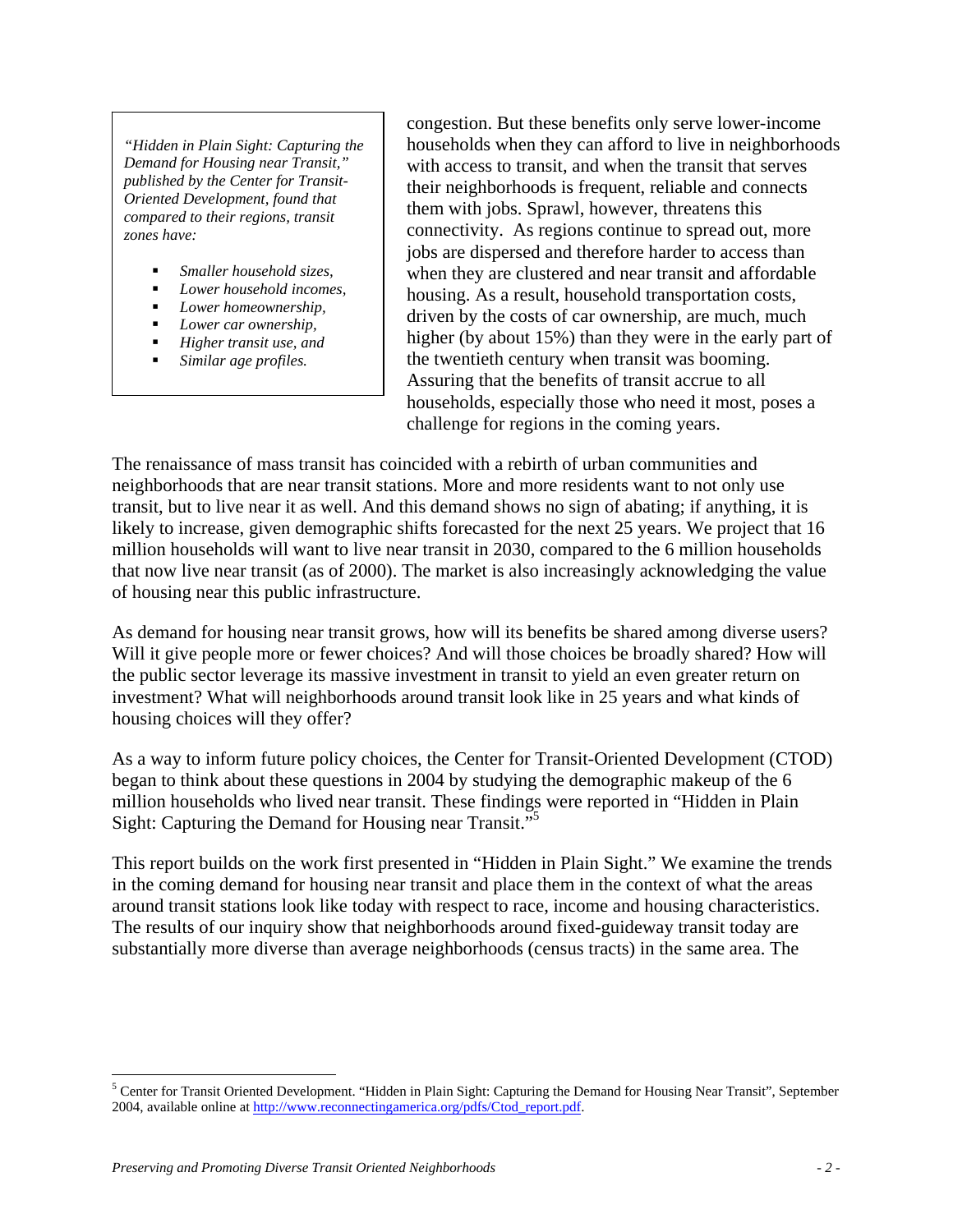*"Hidden in Plain Sight: Capturing the Demand for Housing near Transit," published by the Center for Transit-Oriented Development, found that compared to their regions, transit zones have:*

- *Smaller household sizes,*
- *Lower household incomes,*
- *Lower homeownership,*
- *Lower car ownership,*
- *Higher transit use, and*
- *Similar age profiles.*

congestion. But these benefits only serve lower-income households when they can afford to live in neighborhoods with access to transit, and when the transit that serves their neighborhoods is frequent, reliable and connects them with jobs. Sprawl, however, threatens this connectivity. As regions continue to spread out, more jobs are dispersed and therefore harder to access than when they are clustered and near transit and affordable housing. As a result, household transportation costs, driven by the costs of car ownership, are much, much higher (by about 15%) than they were in the early part of the twentieth century when transit was booming. Assuring that the benefits of transit accrue to all households, especially those who need it most, poses a challenge for regions in the coming years.

The renaissance of mass transit has coincided with a rebirth of urban communities and neighborhoods that are near transit stations. More and more residents want to not only use transit, but to live near it as well. And this demand shows no sign of abating; if anything, it is likely to increase, given demographic shifts forecasted for the next 25 years. We project that 16 million households will want to live near transit in 2030, compared to the 6 million households that now live near transit (as of 2000). The market is also increasingly acknowledging the value of housing near this public infrastructure.

As demand for housing near transit grows, how will its benefits be shared among diverse users? Will it give people more or fewer choices? And will those choices be broadly shared? How will the public sector leverage its massive investment in transit to yield an even greater return on investment? What will neighborhoods around transit look like in 25 years and what kinds of housing choices will they offer?

As a way to inform future policy choices, the Center for Transit-Oriented Development (CTOD) began to think about these questions in 2004 by studying the demographic makeup of the 6 million households who lived near transit. These findings were reported in "Hidden in Plain Sight: Capturing the Demand for Housing near Transit."[5]

This report builds on the work first presented in "Hidden in Plain Sight." We examine the trends in the coming demand for housing near transit and place them in the context of what the areas around transit stations look like today with respect to race, income and housing characteristics. The results of our inquiry show that neighborhoods around fixed-guideway transit today are substantially more diverse than average neighborhoods (census tracts) in the same area. The

---

[5] Center for Transit Oriented Development. "Hidden in Plain Sight: Capturing the Demand for Housing Near Transit", September 2004, available online at http://www.reconnectingamerica.org/pdfs/Ctod_report.pdf.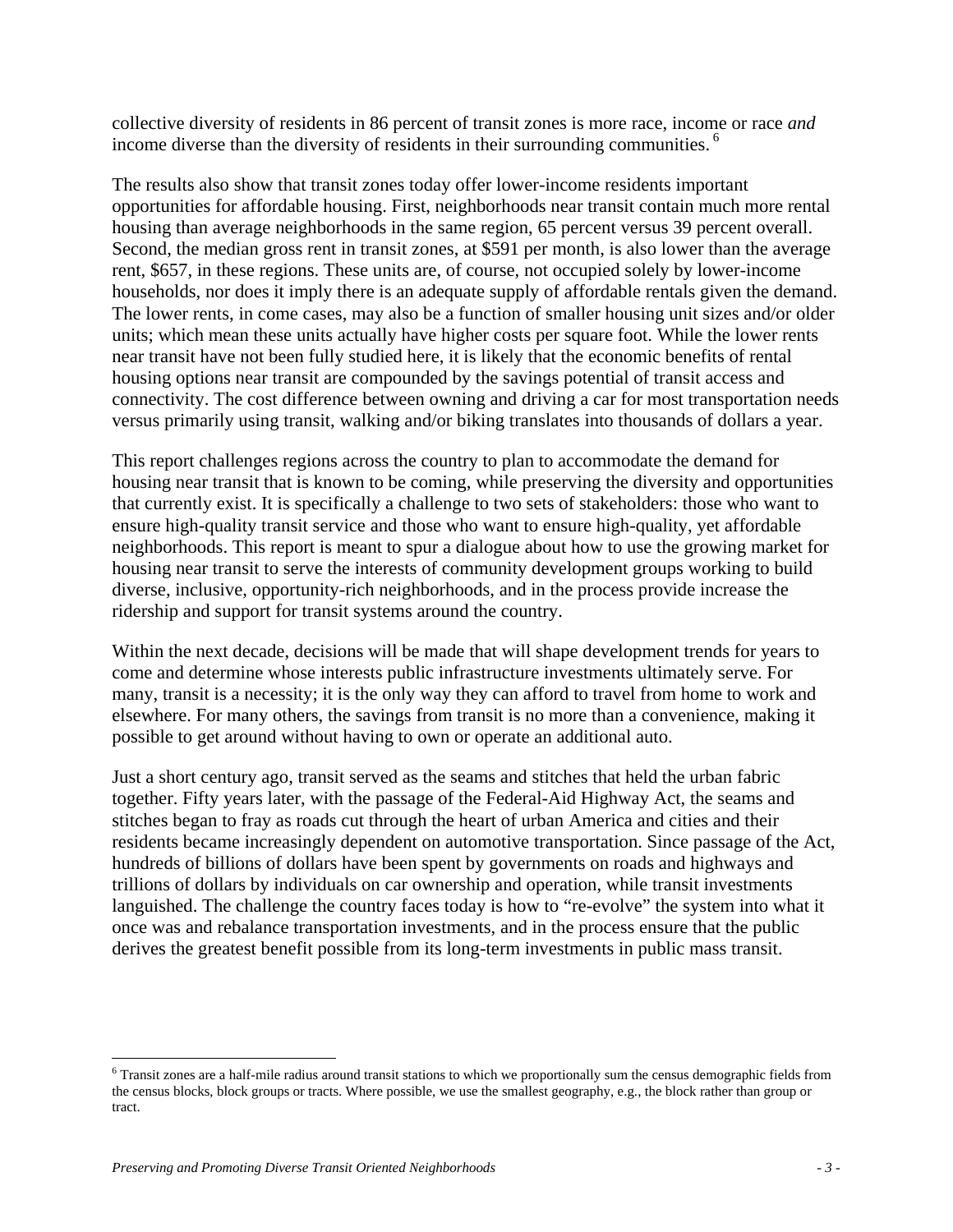collective diversity of residents in 86 percent of transit zones is more race, income or race *and* income diverse than the diversity of residents in their surrounding communities.[6]

The results also show that transit zones today offer lower-income residents important opportunities for affordable housing. First, neighborhoods near transit contain much more rental housing than average neighborhoods in the same region, 65 percent versus 39 percent overall. Second, the median gross rent in transit zones, at $591 per month, is also lower than the average rent, $657, in these regions. These units are, of course, not occupied solely by lower-income households, nor does it imply there is an adequate supply of affordable rentals given the demand. The lower rents, in come cases, may also be a function of smaller housing unit sizes and/or older units; which mean these units actually have higher costs per square foot. While the lower rents near transit have not been fully studied here, it is likely that the economic benefits of rental housing options near transit are compounded by the savings potential of transit access and connectivity. The cost difference between owning and driving a car for most transportation needs versus primarily using transit, walking and/or biking translates into thousands of dollars a year.

This report challenges regions across the country to plan to accommodate the demand for housing near transit that is known to be coming, while preserving the diversity and opportunities that currently exist. It is specifically a challenge to two sets of stakeholders: those who want to ensure high-quality transit service and those who want to ensure high-quality, yet affordable neighborhoods. This report is meant to spur a dialogue about how to use the growing market for housing near transit to serve the interests of community development groups working to build diverse, inclusive, opportunity-rich neighborhoods, and in the process provide increase the ridership and support for transit systems around the country.

Within the next decade, decisions will be made that will shape development trends for years to come and determine whose interests public infrastructure investments ultimately serve. For many, transit is a necessity; it is the only way they can afford to travel from home to work and elsewhere. For many others, the savings from transit is no more than a convenience, making it possible to get around without having to own or operate an additional auto.

Just a short century ago, transit served as the seams and stitches that held the urban fabric together. Fifty years later, with the passage of the Federal-Aid Highway Act, the seams and stitches began to fray as roads cut through the heart of urban America and cities and their residents became increasingly dependent on automotive transportation. Since passage of the Act, hundreds of billions of dollars have been spent by governments on roads and highways and trillions of dollars by individuals on car ownership and operation, while transit investments languished. The challenge the country faces today is how to "re-evolve" the system into what it once was and rebalance transportation investments, and in the process ensure that the public derives the greatest benefit possible from its long-term investments in public mass transit.

---

[6] Transit zones are a half-mile radius around transit stations to which we proportionally sum the census demographic fields from the census blocks, block groups or tracts. Where possible, we use the smallest geography, e.g., the block rather than group or tract.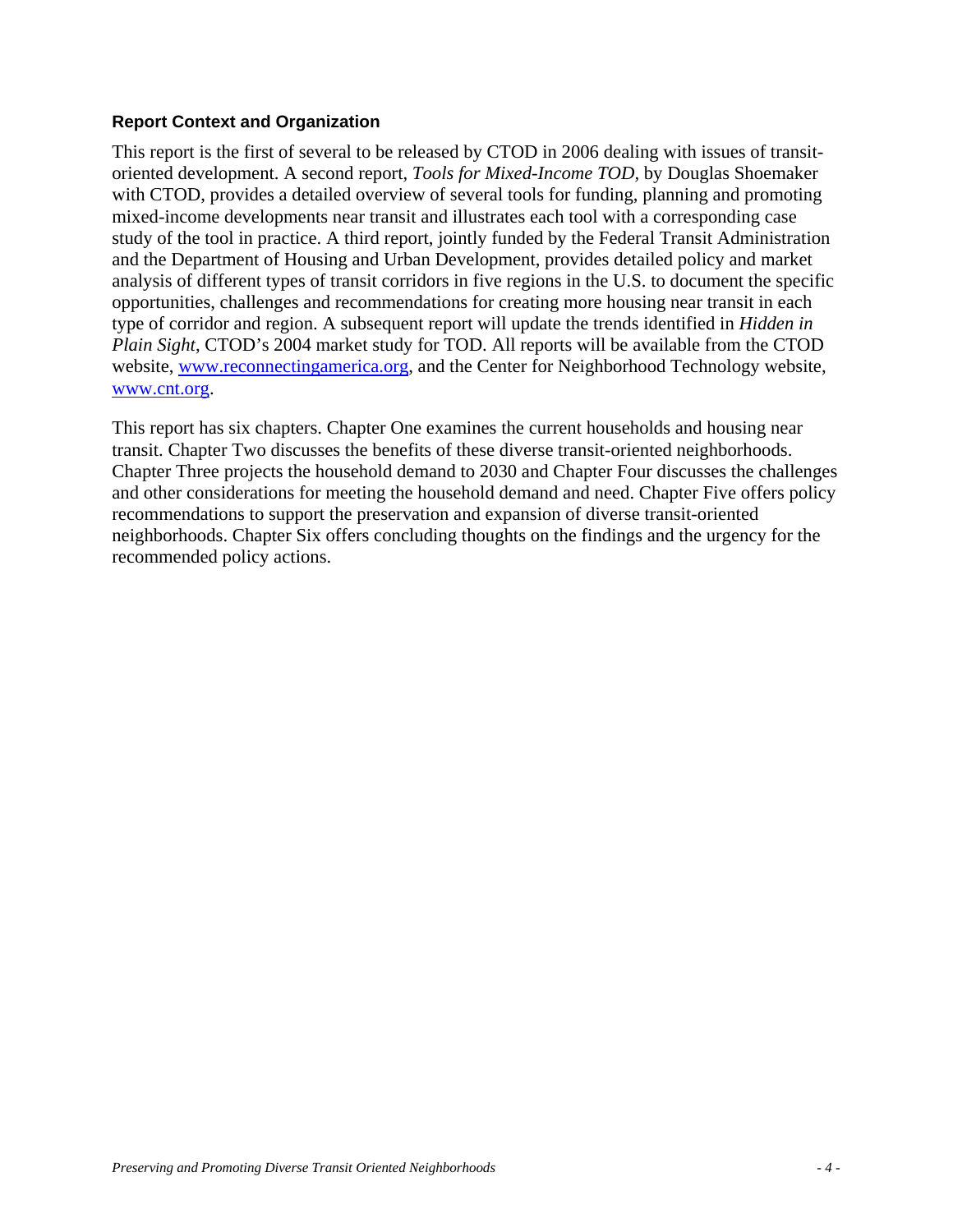### Report Context and Organization

This report is the first of several to be released by CTOD in 2006 dealing with issues of transit-oriented development. A second report, *Tools for Mixed-Income TOD,* by Douglas Shoemaker with CTOD, provides a detailed overview of several tools for funding, planning and promoting mixed-income developments near transit and illustrates each tool with a corresponding case study of the tool in practice. A third report, jointly funded by the Federal Transit Administration and the Department of Housing and Urban Development, provides detailed policy and market analysis of different types of transit corridors in five regions in the U.S. to document the specific opportunities, challenges and recommendations for creating more housing near transit in each type of corridor and region. A subsequent report will update the trends identified in *Hidden in Plain Sight*, CTOD's 2004 market study for TOD. All reports will be available from the CTOD website, [www.reconnectingamerica.org](http://www.reconnectingamerica.org), and the Center for Neighborhood Technology website, [www.cnt.org](http://www.cnt.org).

This report has six chapters. Chapter One examines the current households and housing near transit. Chapter Two discusses the benefits of these diverse transit-oriented neighborhoods. Chapter Three projects the household demand to 2030 and Chapter Four discusses the challenges and other considerations for meeting the household demand and need. Chapter Five offers policy recommendations to support the preservation and expansion of diverse transit-oriented neighborhoods. Chapter Six offers concluding thoughts on the findings and the urgency for the recommended policy actions.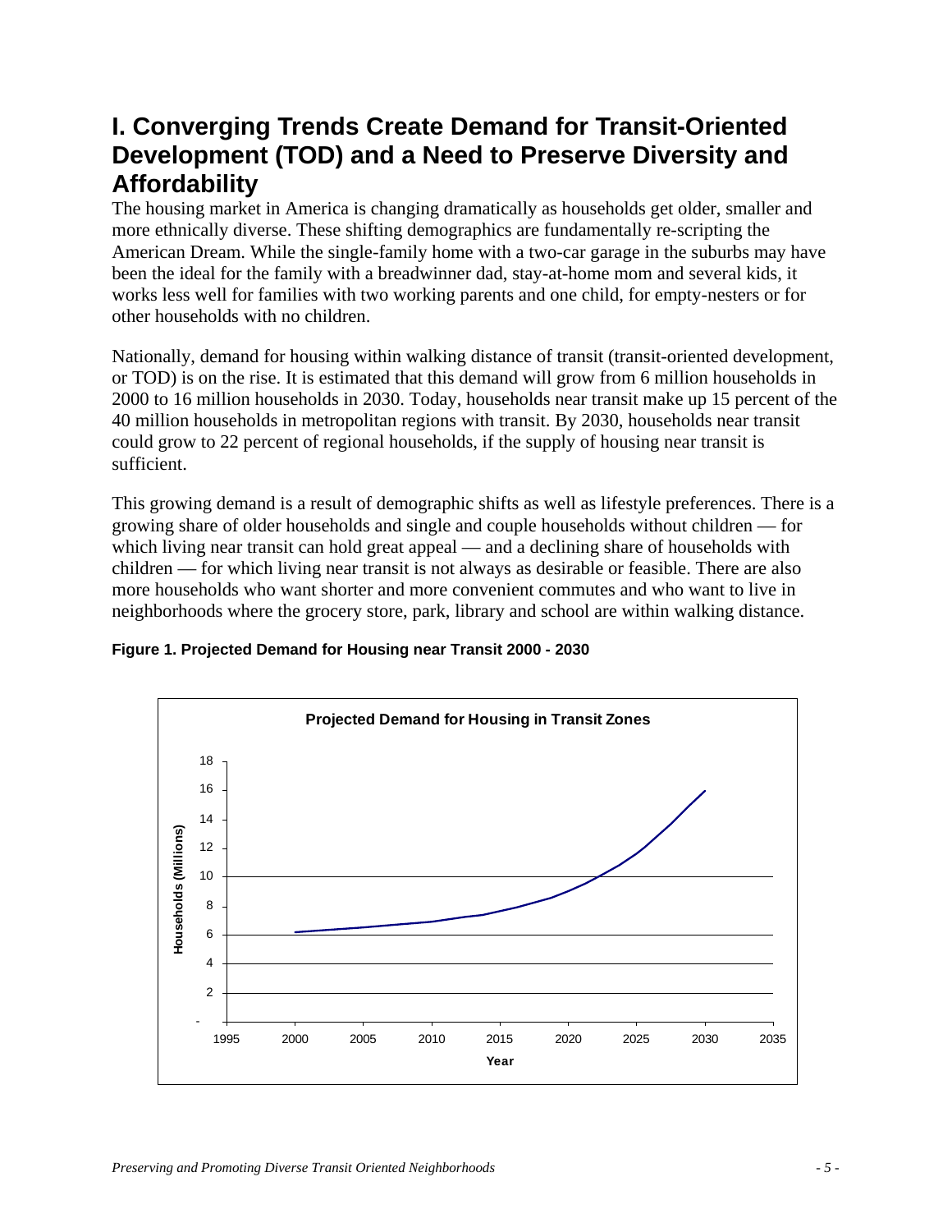# I. Converging Trends Create Demand for Transit-Oriented Development (TOD) and a Need to Preserve Diversity and Affordability

The housing market in America is changing dramatically as households get older, smaller and more ethnically diverse. These shifting demographics are fundamentally re-scripting the American Dream. While the single-family home with a two-car garage in the suburbs may have been the ideal for the family with a breadwinner dad, stay-at-home mom and several kids, it works less well for families with two working parents and one child, for empty-nesters or for other households with no children.

Nationally, demand for housing within walking distance of transit (transit-oriented development, or TOD) is on the rise. It is estimated that this demand will grow from 6 million households in 2000 to 16 million households in 2030. Today, households near transit make up 15 percent of the 40 million households in metropolitan regions with transit. By 2030, households near transit could grow to 22 percent of regional households, if the supply of housing near transit is sufficient.

This growing demand is a result of demographic shifts as well as lifestyle preferences. There is a growing share of older households and single and couple households without children — for which living near transit can hold great appeal — and a declining share of households with children — for which living near transit is not always as desirable or feasible. There are also more households who want shorter and more convenient commutes and who want to live in neighborhoods where the grocery store, park, library and school are within walking distance.

**Figure 1. Projected Demand for Housing near Transit 2000 - 2030**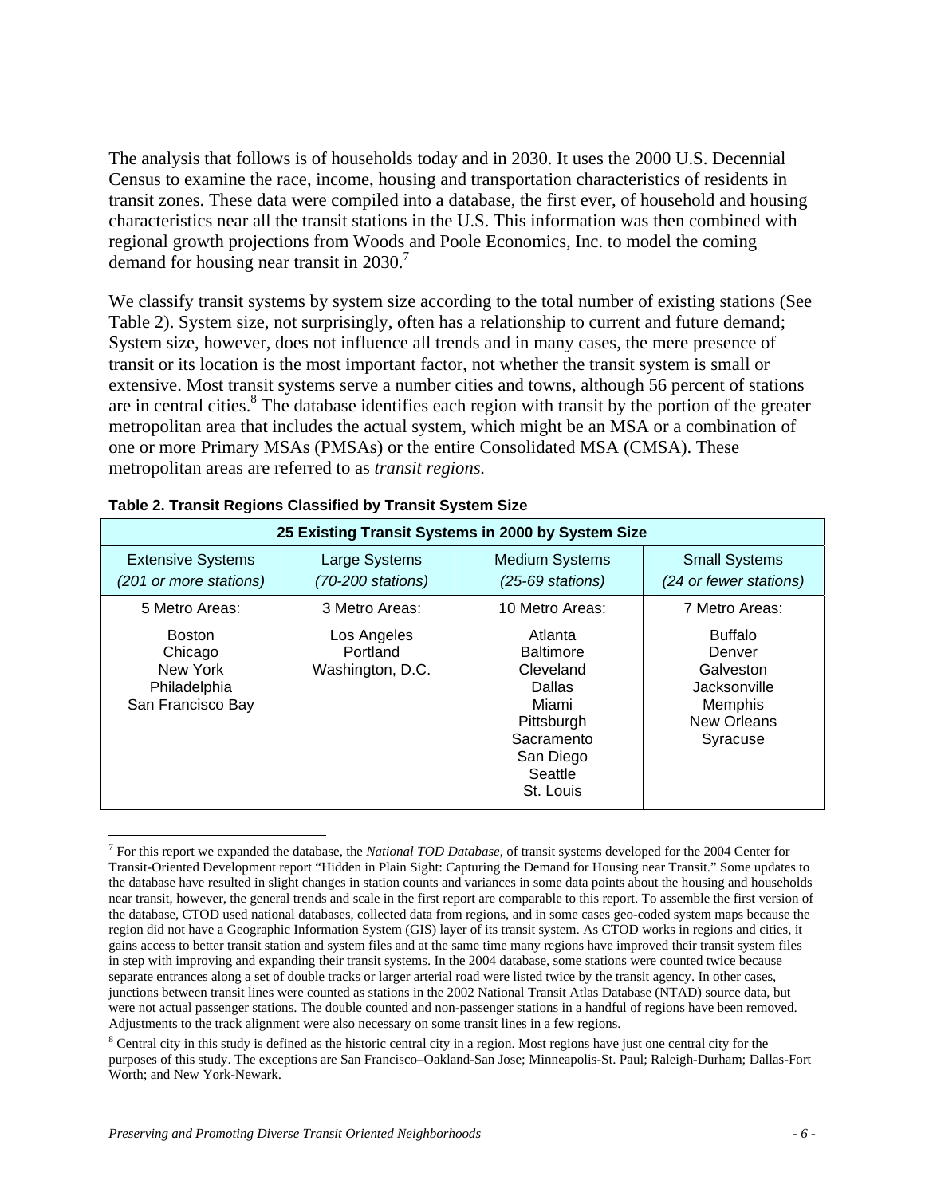The analysis that follows is of households today and in 2030. It uses the 2000 U.S. Decennial Census to examine the race, income, housing and transportation characteristics of residents in transit zones. These data were compiled into a database, the first ever, of household and housing characteristics near all the transit stations in the U.S. This information was then combined with regional growth projections from Woods and Poole Economics, Inc. to model the coming demand for housing near transit in 2030.[7]

We classify transit systems by system size according to the total number of existing stations (See Table 2). System size, not surprisingly, often has a relationship to current and future demand; System size, however, does not influence all trends and in many cases, the mere presence of transit or its location is the most important factor, not whether the transit system is small or extensive. Most transit systems serve a number cities and towns, although 56 percent of stations are in central cities.[8] The database identifies each region with transit by the portion of the greater metropolitan area that includes the actual system, which might be an MSA or a combination of one or more Primary MSAs (PMSAs) or the entire Consolidated MSA (CMSA). These metropolitan areas are referred to as *transit regions.*

**Table 2. Transit Regions Classified by Transit System Size**

| 25 Existing Transit Systems in 2000 by System Size | | | |
|---|---|---|---|
| Extensive Systems *(201 or more stations)* | Large Systems *(70-200 stations)* | Medium Systems *(25-69 stations)* | Small Systems *(24 or fewer stations)* |
| 5 Metro Areas:<br>Boston<br>Chicago<br>New York<br>Philadelphia<br>San Francisco Bay | 3 Metro Areas:<br>Los Angeles<br>Portland<br>Washington, D.C. | 10 Metro Areas:<br>Atlanta<br>Baltimore<br>Cleveland<br>Dallas<br>Miami<br>Pittsburgh<br>Sacramento<br>San Diego<br>Seattle<br>St. Louis | 7 Metro Areas:<br>Buffalo<br>Denver<br>Galveston<br>Jacksonville<br>Memphis<br>New Orleans<br>Syracuse |

[7] For this report we expanded the database, the *National TOD Database*, of transit systems developed for the 2004 Center for Transit-Oriented Development report "Hidden in Plain Sight: Capturing the Demand for Housing near Transit." Some updates to the database have resulted in slight changes in station counts and variances in some data points about the housing and households near transit, however, the general trends and scale in the first report are comparable to this report. To assemble the first version of the database, CTOD used national databases, collected data from regions, and in some cases geo-coded system maps because the region did not have a Geographic Information System (GIS) layer of its transit system. As CTOD works in regions and cities, it gains access to better transit station and system files and at the same time many regions have improved their transit system files in step with improving and expanding their transit systems. In the 2004 database, some stations were counted twice because separate entrances along a set of double tracks or larger arterial road were listed twice by the transit agency. In other cases, junctions between transit lines were counted as stations in the 2002 National Transit Atlas Database (NTAD) source data, but were not actual passenger stations. The double counted and non-passenger stations in a handful of regions have been removed. Adjustments to the track alignment were also necessary on some transit lines in a few regions.

[8] Central city in this study is defined as the historic central city in a region. Most regions have just one central city for the purposes of this study. The exceptions are San Francisco–Oakland-San Jose; Minneapolis-St. Paul; Raleigh-Durham; Dallas-Fort Worth; and New York-Newark.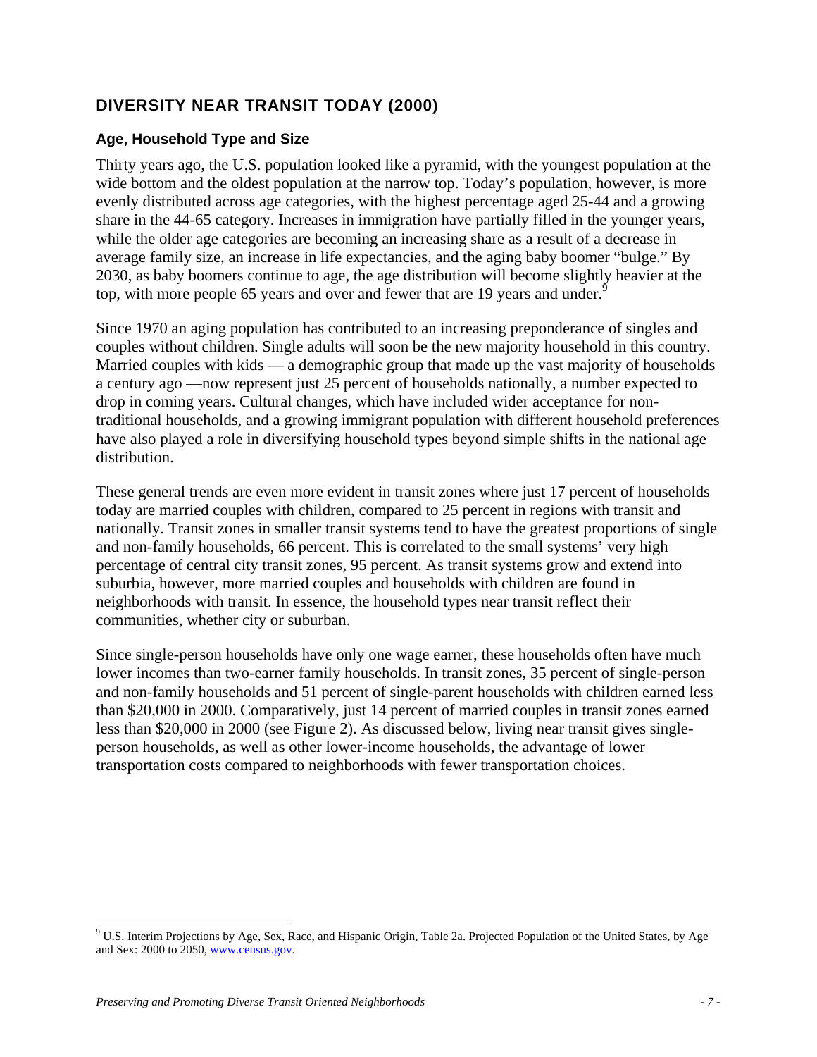## DIVERSITY NEAR TRANSIT TODAY (2000)

### Age, Household Type and Size

Thirty years ago, the U.S. population looked like a pyramid, with the youngest population at the wide bottom and the oldest population at the narrow top. Today's population, however, is more evenly distributed across age categories, with the highest percentage aged 25-44 and a growing share in the 44-65 category. Increases in immigration have partially filled in the younger years, while the older age categories are becoming an increasing share as a result of a decrease in average family size, an increase in life expectancies, and the aging baby boomer "bulge." By 2030, as baby boomers continue to age, the age distribution will become slightly heavier at the top, with more people 65 years and over and fewer that are 19 years and under.[9]

Since 1970 an aging population has contributed to an increasing preponderance of singles and couples without children. Single adults will soon be the new majority household in this country. Married couples with kids — a demographic group that made up the vast majority of households a century ago —now represent just 25 percent of households nationally, a number expected to drop in coming years. Cultural changes, which have included wider acceptance for non-traditional households, and a growing immigrant population with different household preferences have also played a role in diversifying household types beyond simple shifts in the national age distribution.

These general trends are even more evident in transit zones where just 17 percent of households today are married couples with children, compared to 25 percent in regions with transit and nationally. Transit zones in smaller transit systems tend to have the greatest proportions of single and non-family households, 66 percent. This is correlated to the small systems' very high percentage of central city transit zones, 95 percent. As transit systems grow and extend into suburbia, however, more married couples and households with children are found in neighborhoods with transit. In essence, the household types near transit reflect their communities, whether city or suburban.

Since single-person households have only one wage earner, these households often have much lower incomes than two-earner family households. In transit zones, 35 percent of single-person and non-family households and 51 percent of single-parent households with children earned less than $20,000 in 2000. Comparatively, just 14 percent of married couples in transit zones earned less than $20,000 in 2000 (see Figure 2). As discussed below, living near transit gives single-person households, as well as other lower-income households, the advantage of lower transportation costs compared to neighborhoods with fewer transportation choices.

[9] U.S. Interim Projections by Age, Sex, Race, and Hispanic Origin, Table 2a. Projected Population of the United States, by Age and Sex: 2000 to 2050, www.census.gov.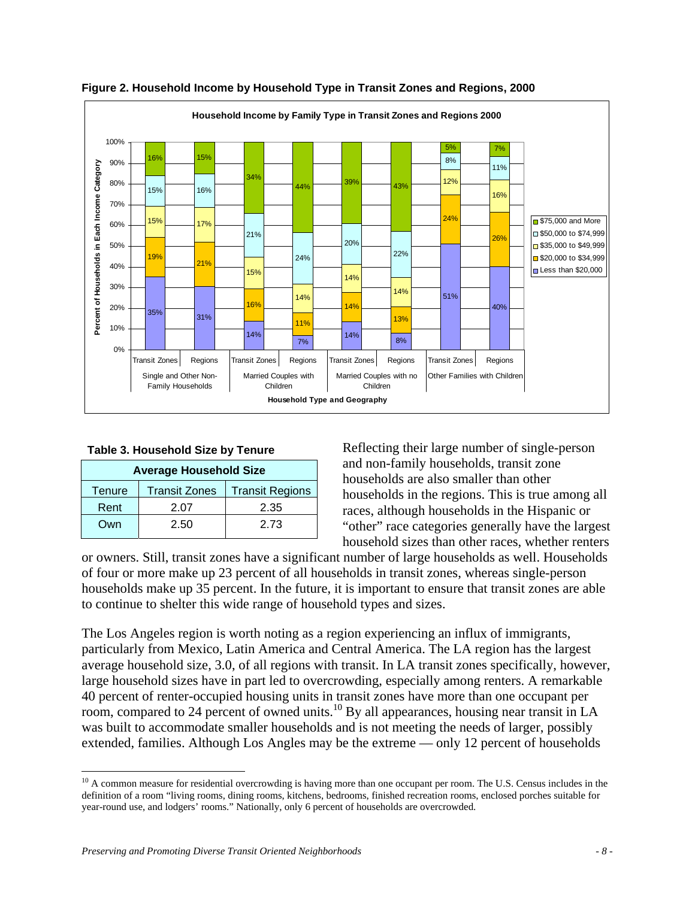**Figure 2. Household Income by Household Type in Transit Zones and Regions, 2000**

**Table 3. Household Size by Tenure**

| Average Household Size | | |
|---|---|---|
| Tenure | Transit Zones | Transit Regions |
| Rent | 2.07 | 2.35 |
| Own | 2.50 | 2.73 |

Reflecting their large number of single-person and non-family households, transit zone households are also smaller than other households in the regions. This is true among all races, although households in the Hispanic or "other" race categories generally have the largest household sizes than other races, whether renters or owners. Still, transit zones have a significant number of large households as well. Households of four or more make up 23 percent of all households in transit zones, whereas single-person households make up 35 percent. In the future, it is important to ensure that transit zones are able to continue to shelter this wide range of household types and sizes.

The Los Angeles region is worth noting as a region experiencing an influx of immigrants, particularly from Mexico, Latin America and Central America. The LA region has the largest average household size, 3.0, of all regions with transit. In LA transit zones specifically, however, large household sizes have in part led to overcrowding, especially among renters. A remarkable 40 percent of renter-occupied housing units in transit zones have more than one occupant per room, compared to 24 percent of owned units.[10] By all appearances, housing near transit in LA was built to accommodate smaller households and is not meeting the needs of larger, possibly extended, families. Although Los Angles may be the extreme — only 12 percent of households

[10] A common measure for residential overcrowding is having more than one occupant per room. The U.S. Census includes in the definition of a room "living rooms, dining rooms, kitchens, bedrooms, finished recreation rooms, enclosed porches suitable for year-round use, and lodgers' rooms." Nationally, only 6 percent of households are overcrowded.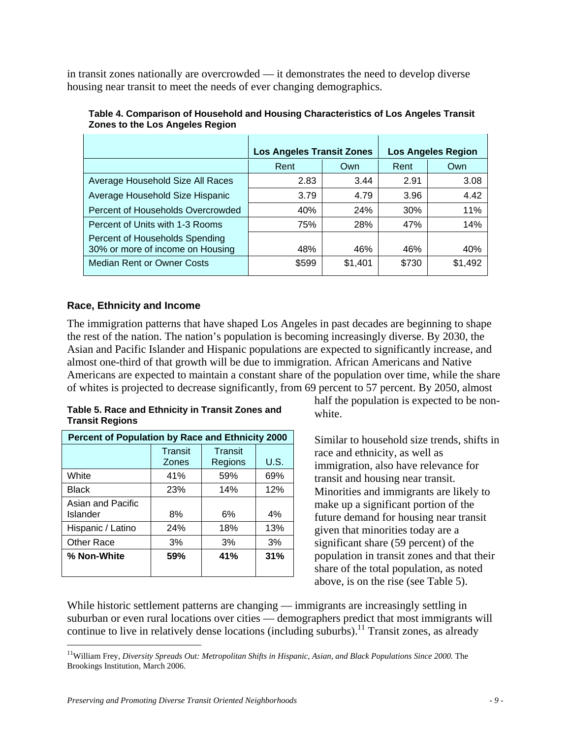in transit zones nationally are overcrowded — it demonstrates the need to develop diverse housing near transit to meet the needs of ever changing demographics.

**Table 4. Comparison of Household and Housing Characteristics of Los Angeles Transit Zones to the Los Angeles Region**

| | Los Angeles Transit Zones | | Los Angeles Region | |
|---|---|---|---|---|
| | Rent | Own | Rent | Own |
| Average Household Size All Races | 2.83 | 3.44 | 2.91 | 3.08 |
| Average Household Size Hispanic | 3.79 | 4.79 | 3.96 | 4.42 |
| Percent of Households Overcrowded | 40% | 24% | 30% | 11% |
| Percent of Units with 1-3 Rooms | 75% | 28% | 47% | 14% |
| Percent of Households Spending 30% or more of income on Housing | 48% | 46% | 46% | 40% |
| Median Rent or Owner Costs | $599 | $1,401 | $730 | $1,492 |

### Race, Ethnicity and Income

The immigration patterns that have shaped Los Angeles in past decades are beginning to shape the rest of the nation. The nation's population is becoming increasingly diverse. By 2030, the Asian and Pacific Islander and Hispanic populations are expected to significantly increase, and almost one-third of that growth will be due to immigration. African Americans and Native Americans are expected to maintain a constant share of the population over time, while the share of whites is projected to decrease significantly, from 69 percent to 57 percent. By 2050, almost half the population is expected to be non-white.

Similar to household size trends, shifts in race and ethnicity, as well as immigration, also have relevance for transit and housing near transit. Minorities and immigrants are likely to make up a significant portion of the future demand for housing near transit given that minorities today are a significant share (59 percent) of the population in transit zones and that their share of the total population, as noted above, is on the rise (see Table 5).

**Table 5. Race and Ethnicity in Transit Zones and Transit Regions**

| Percent of Population by Race and Ethnicity 2000 | | | |
|---|---|---|---|
| | Transit Zones | Transit Regions | U.S. |
| White | 41% | 59% | 69% |
| Black | 23% | 14% | 12% |
| Asian and Pacific Islander | 8% | 6% | 4% |
| Hispanic / Latino | 24% | 18% | 13% |
| Other Race | 3% | 3% | 3% |
| **% Non-White** | **59%** | **41%** | **31%** |

While historic settlement patterns are changing — immigrants are increasingly settling in suburban or even rural locations over cities — demographers predict that most immigrants will continue to live in relatively dense locations (including suburbs).[11] Transit zones, as already

[11] William Frey, *Diversity Spreads Out: Metropolitan Shifts in Hispanic, Asian, and Black Populations Since 2000.* The Brookings Institution, March 2006.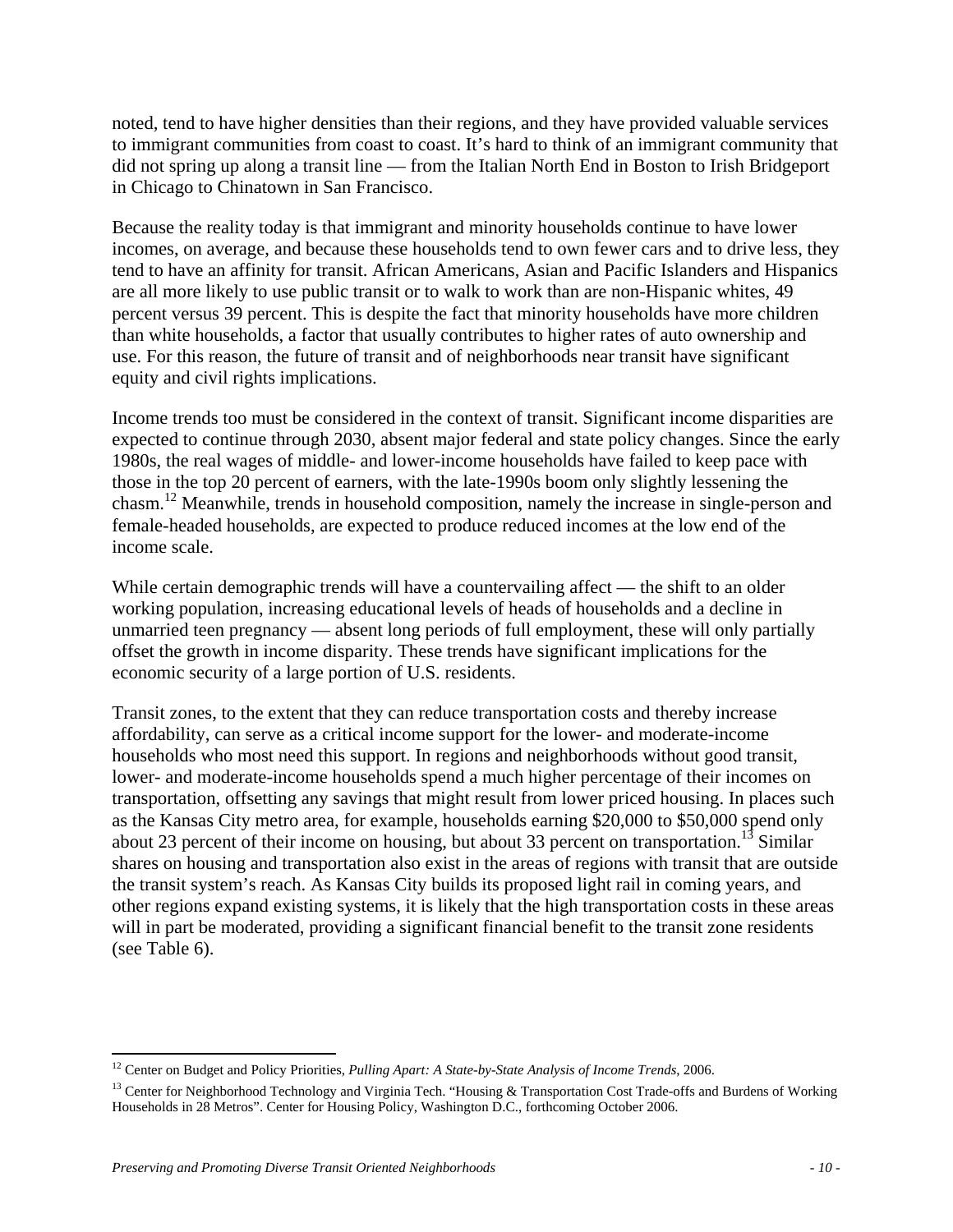noted, tend to have higher densities than their regions, and they have provided valuable services to immigrant communities from coast to coast. It's hard to think of an immigrant community that did not spring up along a transit line — from the Italian North End in Boston to Irish Bridgeport in Chicago to Chinatown in San Francisco.

Because the reality today is that immigrant and minority households continue to have lower incomes, on average, and because these households tend to own fewer cars and to drive less, they tend to have an affinity for transit. African Americans, Asian and Pacific Islanders and Hispanics are all more likely to use public transit or to walk to work than are non-Hispanic whites, 49 percent versus 39 percent. This is despite the fact that minority households have more children than white households, a factor that usually contributes to higher rates of auto ownership and use. For this reason, the future of transit and of neighborhoods near transit have significant equity and civil rights implications.

Income trends too must be considered in the context of transit. Significant income disparities are expected to continue through 2030, absent major federal and state policy changes. Since the early 1980s, the real wages of middle- and lower-income households have failed to keep pace with those in the top 20 percent of earners, with the late-1990s boom only slightly lessening the chasm.[12] Meanwhile, trends in household composition, namely the increase in single-person and female-headed households, are expected to produce reduced incomes at the low end of the income scale.

While certain demographic trends will have a countervailing affect — the shift to an older working population, increasing educational levels of heads of households and a decline in unmarried teen pregnancy — absent long periods of full employment, these will only partially offset the growth in income disparity. These trends have significant implications for the economic security of a large portion of U.S. residents.

Transit zones, to the extent that they can reduce transportation costs and thereby increase affordability, can serve as a critical income support for the lower- and moderate-income households who most need this support. In regions and neighborhoods without good transit, lower- and moderate-income households spend a much higher percentage of their incomes on transportation, offsetting any savings that might result from lower priced housing. In places such as the Kansas City metro area, for example, households earning $20,000 to $50,000 spend only about 23 percent of their income on housing, but about 33 percent on transportation.[13] Similar shares on housing and transportation also exist in the areas of regions with transit that are outside the transit system's reach. As Kansas City builds its proposed light rail in coming years, and other regions expand existing systems, it is likely that the high transportation costs in these areas will in part be moderated, providing a significant financial benefit to the transit zone residents (see Table 6).

---

[12] Center on Budget and Policy Priorities, *Pulling Apart: A State-by-State Analysis of Income Trends*, 2006.

[13] Center for Neighborhood Technology and Virginia Tech. "Housing & Transportation Cost Trade-offs and Burdens of Working Households in 28 Metros". Center for Housing Policy, Washington D.C., forthcoming October 2006.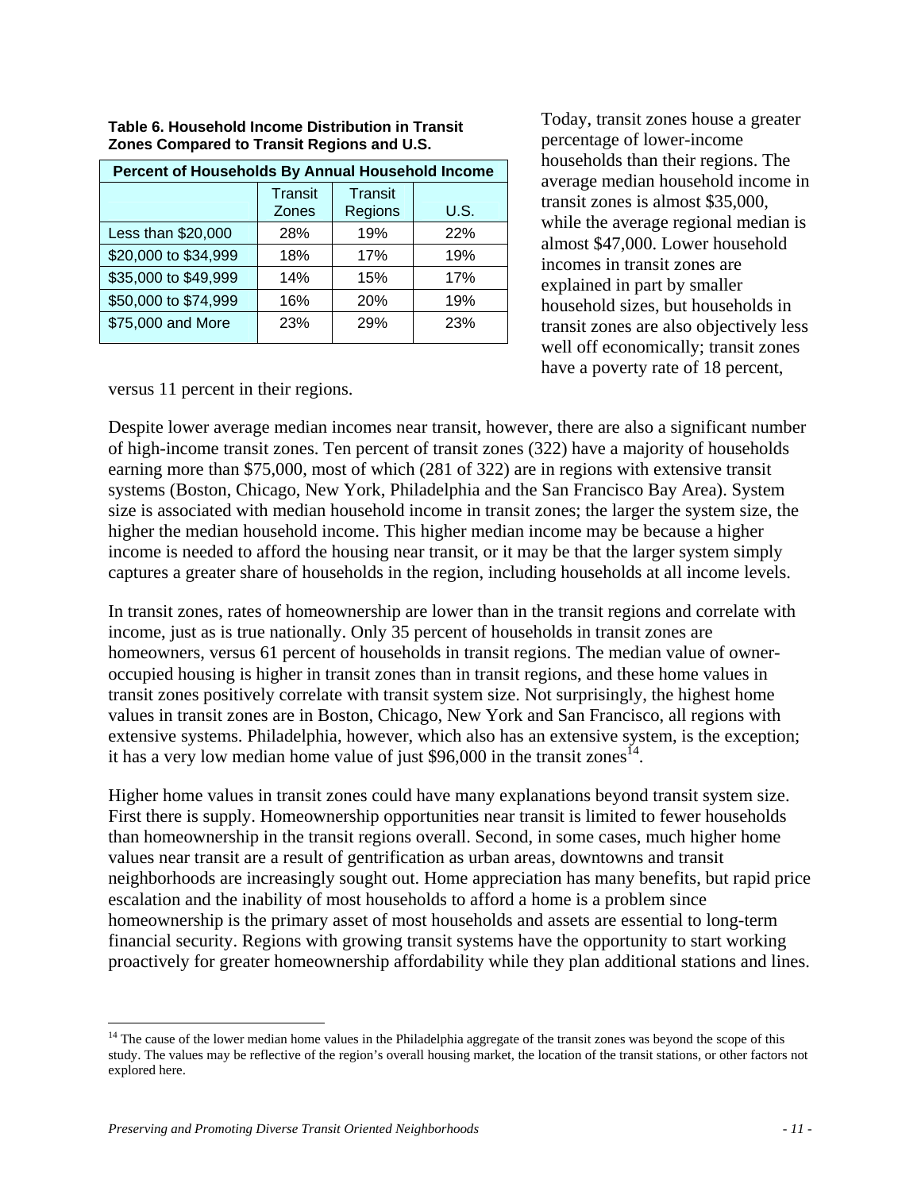**Table 6. Household Income Distribution in Transit Zones Compared to Transit Regions and U.S.**

| Percent of Households By Annual Household Income | | | |
|---|---|---|---|
| | Transit Zones | Transit Regions | U.S. |
| Less than $20,000 | 28% | 19% | 22% |
| $20,000 to $34,999 | 18% | 17% | 19% |
| $35,000 to $49,999 | 14% | 15% | 17% |
| $50,000 to $74,999 | 16% | 20% | 19% |
| $75,000 and More | 23% | 29% | 23% |

Today, transit zones house a greater percentage of lower-income households than their regions. The average median household income in transit zones is almost $35,000, while the average regional median is almost $47,000. Lower household incomes in transit zones are explained in part by smaller household sizes, but households in transit zones are also objectively less well off economically; transit zones have a poverty rate of 18 percent, versus 11 percent in their regions.

Despite lower average median incomes near transit, however, there are also a significant number of high-income transit zones. Ten percent of transit zones (322) have a majority of households earning more than $75,000, most of which (281 of 322) are in regions with extensive transit systems (Boston, Chicago, New York, Philadelphia and the San Francisco Bay Area). System size is associated with median household income in transit zones; the larger the system size, the higher the median household income. This higher median income may be because a higher income is needed to afford the housing near transit, or it may be that the larger system simply captures a greater share of households in the region, including households at all income levels.

In transit zones, rates of homeownership are lower than in the transit regions and correlate with income, just as is true nationally. Only 35 percent of households in transit zones are homeowners, versus 61 percent of households in transit regions. The median value of owner-occupied housing is higher in transit zones than in transit regions, and these home values in transit zones positively correlate with transit system size. Not surprisingly, the highest home values in transit zones are in Boston, Chicago, New York and San Francisco, all regions with extensive systems. Philadelphia, however, which also has an extensive system, is the exception; it has a very low median home value of just $96,000 in the transit zones[14].

Higher home values in transit zones could have many explanations beyond transit system size. First there is supply. Homeownership opportunities near transit is limited to fewer households than homeownership in the transit regions overall. Second, in some cases, much higher home values near transit are a result of gentrification as urban areas, downtowns and transit neighborhoods are increasingly sought out. Home appreciation has many benefits, but rapid price escalation and the inability of most households to afford a home is a problem since homeownership is the primary asset of most households and assets are essential to long-term financial security. Regions with growing transit systems have the opportunity to start working proactively for greater homeownership affordability while they plan additional stations and lines.

[14] The cause of the lower median home values in the Philadelphia aggregate of the transit zones was beyond the scope of this study. The values may be reflective of the region's overall housing market, the location of the transit stations, or other factors not explored here.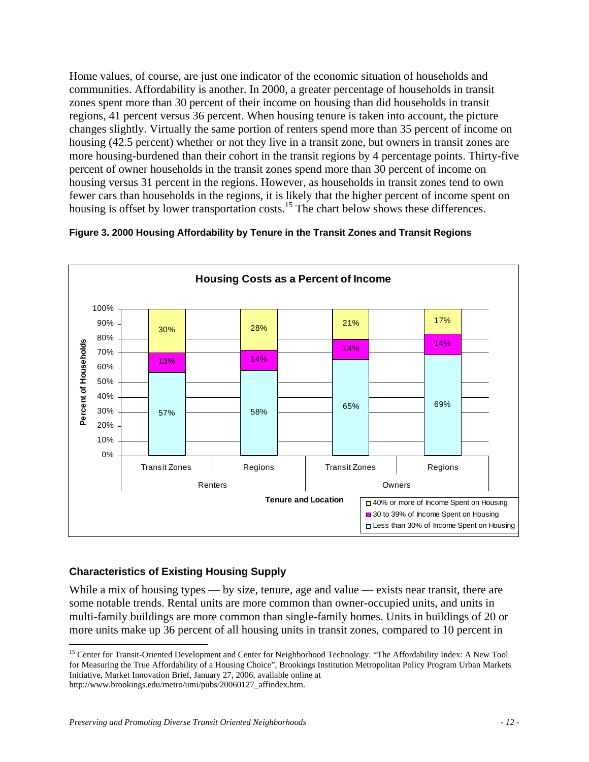Home values, of course, are just one indicator of the economic situation of households and communities. Affordability is another. In 2000, a greater percentage of households in transit zones spent more than 30 percent of their income on housing than did households in transit regions, 41 percent versus 36 percent. When housing tenure is taken into account, the picture changes slightly. Virtually the same portion of renters spend more than 35 percent of income on housing (42.5 percent) whether or not they live in a transit zone, but owners in transit zones are more housing-burdened than their cohort in the transit regions by 4 percentage points. Thirty-five percent of owner households in the transit zones spend more than 30 percent of income on housing versus 31 percent in the regions. However, as households in transit zones tend to own fewer cars than households in the regions, it is likely that the higher percent of income spent on housing is offset by lower transportation costs.[15] The chart below shows these differences.

**Figure 3. 2000 Housing Affordability by Tenure in the Transit Zones and Transit Regions**

**Housing Costs as a Percent of Income**

| Tenure and Location | | Less than 30% of Income Spent on Housing | 30 to 39% of Income Spent on Housing | 40% or more of Income Spent on Housing |
|---|---|---|---|---|
| Renters | Transit Zones | 57% | 13% | 30% |
| Renters | Regions | 58% | 14% | 28% |
| Owners | Transit Zones | 65% | 14% | 21% |
| Owners | Regions | 69% | 14% | 17% |

## Characteristics of Existing Housing Supply

While a mix of housing types — by size, tenure, age and value — exists near transit, there are some notable trends. Rental units are more common than owner-occupied units, and units in multi-family buildings are more common than single-family homes. Units in buildings of 20 or more units make up 36 percent of all housing units in transit zones, compared to 10 percent in

[15] Center for Transit-Oriented Development and Center for Neighborhood Technology. "The Affordability Index: A New Tool for Measuring the True Affordability of a Housing Choice", Brookings Institution Metropolitan Policy Program Urban Markets Initiative, Market Innovation Brief, January 27, 2006, available online at http://www.brookings.edu/metro/umi/pubs/20060127_affindex.htm.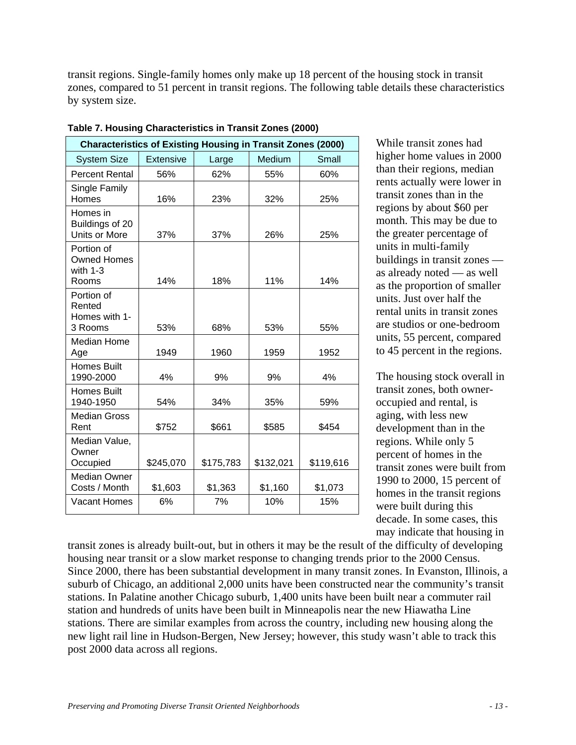transit regions. Single-family homes only make up 18 percent of the housing stock in transit zones, compared to 51 percent in transit regions. The following table details these characteristics by system size.

**Table 7. Housing Characteristics in Transit Zones (2000)**

| Characteristics of Existing Housing in Transit Zones (2000) | | | | |
|---|---|---|---|---|
| System Size | Extensive | Large | Medium | Small |
| Percent Rental | 56% | 62% | 55% | 60% |
| Single Family Homes | 16% | 23% | 32% | 25% |
| Homes in Buildings of 20 Units or More | 37% | 37% | 26% | 25% |
| Portion of Owned Homes with 1-3 Rooms | 14% | 18% | 11% | 14% |
| Portion of Rented Homes with 1-3 Rooms | 53% | 68% | 53% | 55% |
| Median Home Age | 1949 | 1960 | 1959 | 1952 |
| Homes Built 1990-2000 | 4% | 9% | 9% | 4% |
| Homes Built 1940-1950 | 54% | 34% | 35% | 59% |
| Median Gross Rent | $752 | $661 | $585 | $454 |
| Median Value, Owner Occupied | $245,070 | $175,783 | $132,021 | $119,616 |
| Median Owner Costs / Month | $1,603 | $1,363 | $1,160 | $1,073 |
| Vacant Homes | 6% | 7% | 10% | 15% |

While transit zones had higher home values in 2000 than their regions, median rents actually were lower in transit zones than in the regions by about $60 per month. This may be due to the greater percentage of units in multi-family buildings in transit zones — as already noted — as well as the proportion of smaller units. Just over half the rental units in transit zones are studios or one-bedroom units, 55 percent, compared to 45 percent in the regions.

The housing stock overall in transit zones, both owner-occupied and rental, is aging, with less new development than in the regions. While only 5 percent of homes in the transit zones were built from 1990 to 2000, 15 percent of homes in the transit regions were built during this decade. In some cases, this may indicate that housing in transit zones is already built-out, but in others it may be the result of the difficulty of developing housing near transit or a slow market response to changing trends prior to the 2000 Census. Since 2000, there has been substantial development in many transit zones. In Evanston, Illinois, a suburb of Chicago, an additional 2,000 units have been constructed near the community's transit stations. In Palatine another Chicago suburb, 1,400 units have been built near a commuter rail station and hundreds of units have been built in Minneapolis near the new Hiawatha Line stations. There are similar examples from across the country, including new housing along the new light rail line in Hudson-Bergen, New Jersey; however, this study wasn't able to track this post 2000 data across all regions.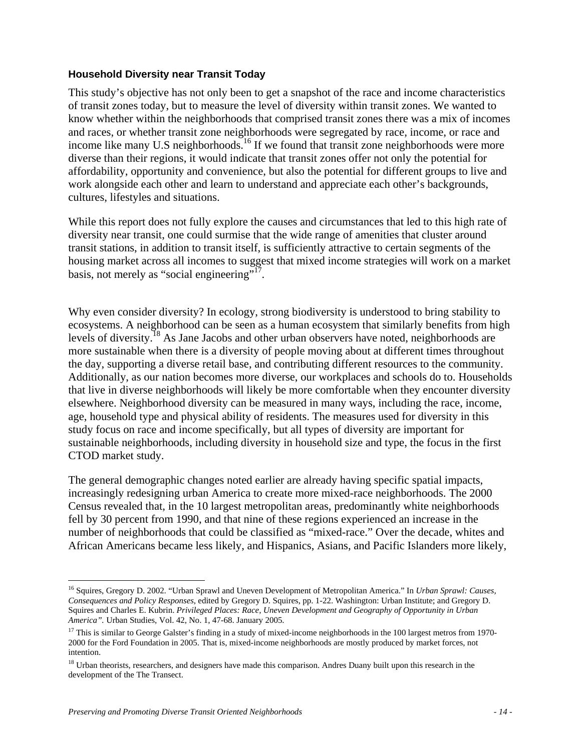### Household Diversity near Transit Today

This study's objective has not only been to get a snapshot of the race and income characteristics of transit zones today, but to measure the level of diversity within transit zones. We wanted to know whether within the neighborhoods that comprised transit zones there was a mix of incomes and races, or whether transit zone neighborhoods were segregated by race, income, or race and income like many U.S neighborhoods.[16] If we found that transit zone neighborhoods were more diverse than their regions, it would indicate that transit zones offer not only the potential for affordability, opportunity and convenience, but also the potential for different groups to live and work alongside each other and learn to understand and appreciate each other's backgrounds, cultures, lifestyles and situations.

While this report does not fully explore the causes and circumstances that led to this high rate of diversity near transit, one could surmise that the wide range of amenities that cluster around transit stations, in addition to transit itself, is sufficiently attractive to certain segments of the housing market across all incomes to suggest that mixed income strategies will work on a market basis, not merely as "social engineering"[17].

Why even consider diversity? In ecology, strong biodiversity is understood to bring stability to ecosystems. A neighborhood can be seen as a human ecosystem that similarly benefits from high levels of diversity.[18] As Jane Jacobs and other urban observers have noted, neighborhoods are more sustainable when there is a diversity of people moving about at different times throughout the day, supporting a diverse retail base, and contributing different resources to the community. Additionally, as our nation becomes more diverse, our workplaces and schools do to. Households that live in diverse neighborhoods will likely be more comfortable when they encounter diversity elsewhere. Neighborhood diversity can be measured in many ways, including the race, income, age, household type and physical ability of residents. The measures used for diversity in this study focus on race and income specifically, but all types of diversity are important for sustainable neighborhoods, including diversity in household size and type, the focus in the first CTOD market study.

The general demographic changes noted earlier are already having specific spatial impacts, increasingly redesigning urban America to create more mixed-race neighborhoods. The 2000 Census revealed that, in the 10 largest metropolitan areas, predominantly white neighborhoods fell by 30 percent from 1990, and that nine of these regions experienced an increase in the number of neighborhoods that could be classified as "mixed-race." Over the decade, whites and African Americans became less likely, and Hispanics, Asians, and Pacific Islanders more likely,

---

[16] Squires, Gregory D. 2002. "Urban Sprawl and Uneven Development of Metropolitan America." In *Urban Sprawl: Causes, Consequences and Policy Responses*, edited by Gregory D. Squires, pp. 1-22. Washington: Urban Institute; and Gregory D. Squires and Charles E. Kubrin. *Privileged Places: Race, Uneven Development and Geography of Opportunity in Urban America".* Urban Studies, Vol. 42, No. 1, 47-68. January 2005.

[17] This is similar to George Galster's finding in a study of mixed-income neighborhoods in the 100 largest metros from 1970-2000 for the Ford Foundation in 2005. That is, mixed-income neighborhoods are mostly produced by market forces, not intention.

[18] Urban theorists, researchers, and designers have made this comparison. Andres Duany built upon this research in the development of the The Transect.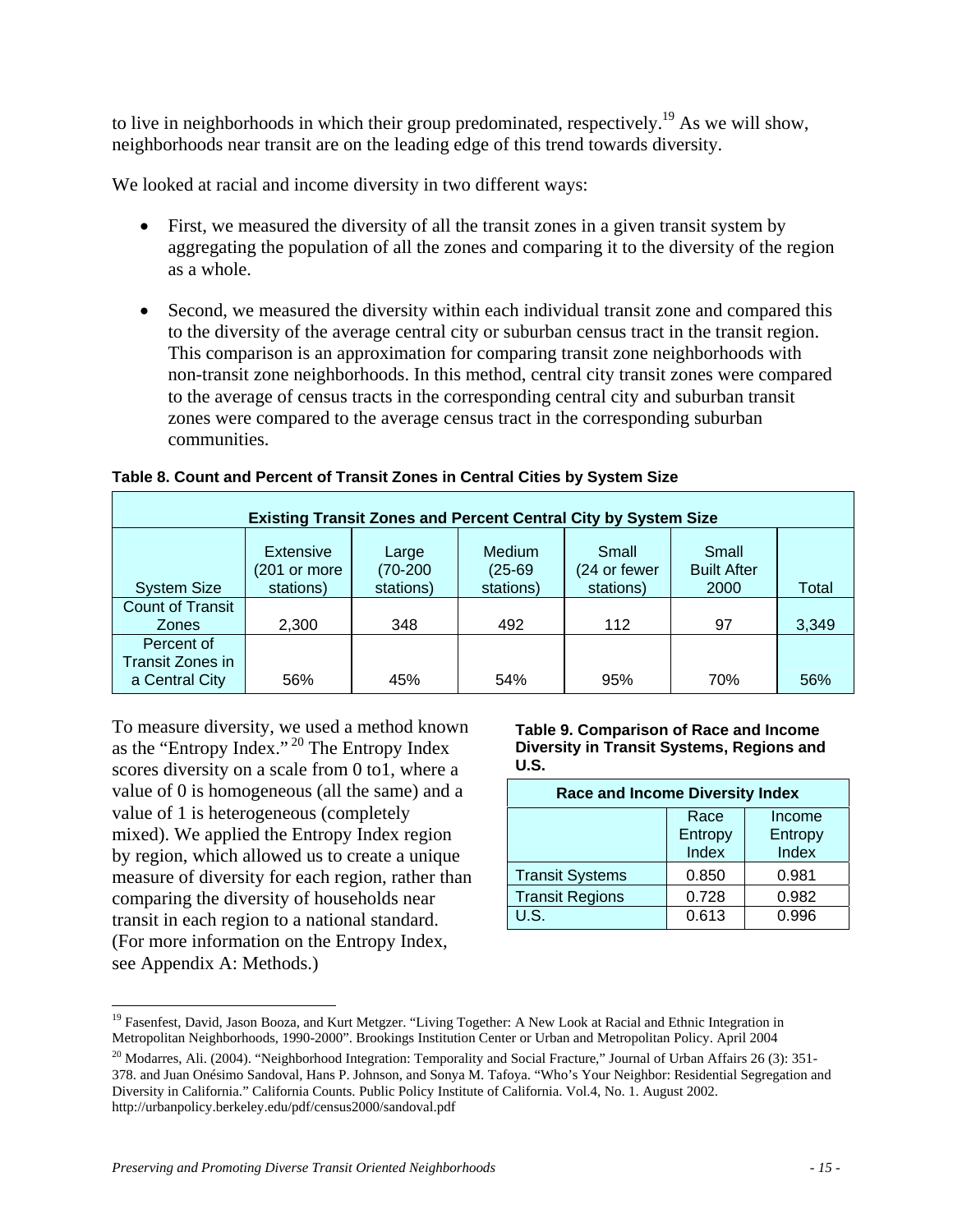to live in neighborhoods in which their group predominated, respectively.[19] As we will show, neighborhoods near transit are on the leading edge of this trend towards diversity.

We looked at racial and income diversity in two different ways:

- First, we measured the diversity of all the transit zones in a given transit system by aggregating the population of all the zones and comparing it to the diversity of the region as a whole.
- Second, we measured the diversity within each individual transit zone and compared this to the diversity of the average central city or suburban census tract in the transit region. This comparison is an approximation for comparing transit zone neighborhoods with non-transit zone neighborhoods. In this method, central city transit zones were compared to the average of census tracts in the corresponding central city and suburban transit zones were compared to the average census tract in the corresponding suburban communities.

**Table 8. Count and Percent of Transit Zones in Central Cities by System Size**

| **Existing Transit Zones and Percent Central City by System Size** | | | | | | |
|---|---|---|---|---|---|---|
| System Size | Extensive (201 or more stations) | Large (70-200 stations) | Medium (25-69 stations) | Small (24 or fewer stations) | Small Built After 2000 | Total |
| Count of Transit Zones | 2,300 | 348 | 492 | 112 | 97 | 3,349 |
| Percent of Transit Zones in a Central City | 56% | 45% | 54% | 95% | 70% | 56% |

To measure diversity, we used a method known as the "Entropy Index."[20] The Entropy Index scores diversity on a scale from 0 to1, where a value of 0 is homogeneous (all the same) and a value of 1 is heterogeneous (completely mixed). We applied the Entropy Index region by region, which allowed us to create a unique measure of diversity for each region, rather than comparing the diversity of households near transit in each region to a national standard. (For more information on the Entropy Index, see Appendix A: Methods.)

**Table 9. Comparison of Race and Income Diversity in Transit Systems, Regions and U.S.**

| **Race and Income Diversity Index** | | |
|---|---|---|
| | Race Entropy Index | Income Entropy Index |
| Transit Systems | 0.850 | 0.981 |
| Transit Regions | 0.728 | 0.982 |
| U.S. | 0.613 | 0.996 |

---

[19] Fasenfest, David, Jason Booza, and Kurt Metgzer. "Living Together: A New Look at Racial and Ethnic Integration in Metropolitan Neighborhoods, 1990-2000". Brookings Institution Center or Urban and Metropolitan Policy. April 2004

[20] Modarres, Ali. (2004). "Neighborhood Integration: Temporality and Social Fracture," Journal of Urban Affairs 26 (3): 351-378. and Juan Onésimo Sandoval, Hans P. Johnson, and Sonya M. Tafoya. "Who's Your Neighbor: Residential Segregation and Diversity in California." California Counts. Public Policy Institute of California. Vol.4, No. 1. August 2002. http://urbanpolicy.berkeley.edu/pdf/census2000/sandoval.pdf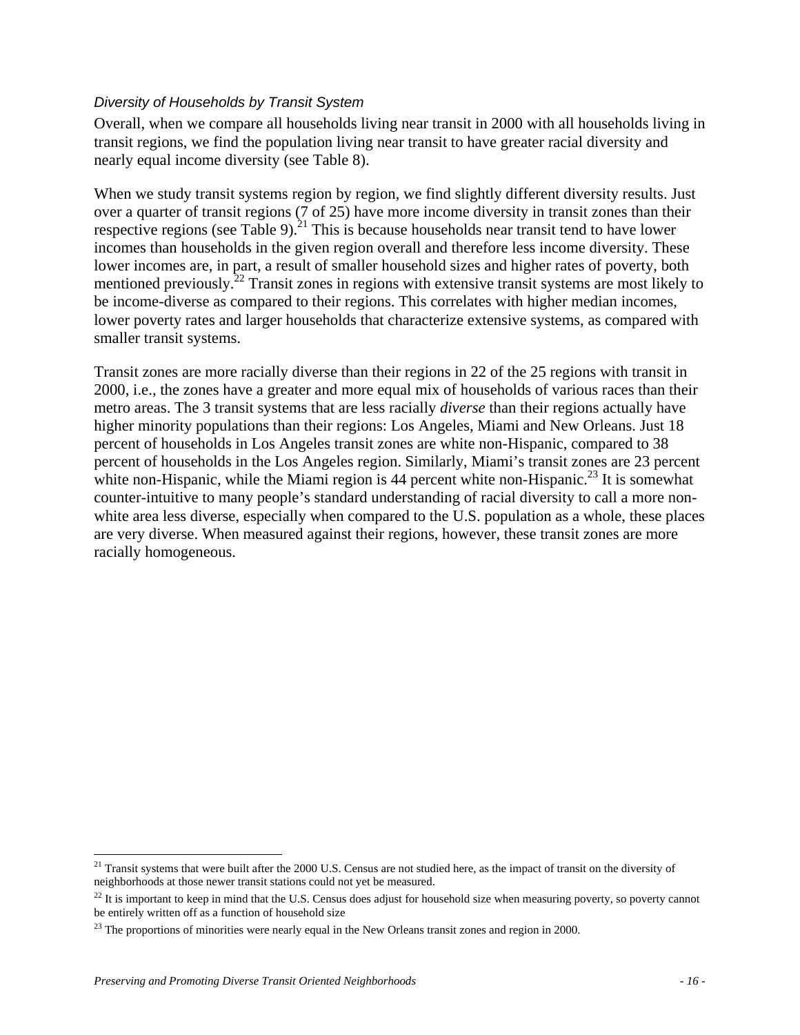*Diversity of Households by Transit System*

Overall, when we compare all households living near transit in 2000 with all households living in transit regions, we find the population living near transit to have greater racial diversity and nearly equal income diversity (see Table 8).

When we study transit systems region by region, we find slightly different diversity results. Just over a quarter of transit regions (7 of 25) have more income diversity in transit zones than their respective regions (see Table 9).[21] This is because households near transit tend to have lower incomes than households in the given region overall and therefore less income diversity. These lower incomes are, in part, a result of smaller household sizes and higher rates of poverty, both mentioned previously.[22] Transit zones in regions with extensive transit systems are most likely to be income-diverse as compared to their regions. This correlates with higher median incomes, lower poverty rates and larger households that characterize extensive systems, as compared with smaller transit systems.

Transit zones are more racially diverse than their regions in 22 of the 25 regions with transit in 2000, i.e., the zones have a greater and more equal mix of households of various races than their metro areas. The 3 transit systems that are less racially *diverse* than their regions actually have higher minority populations than their regions: Los Angeles, Miami and New Orleans. Just 18 percent of households in Los Angeles transit zones are white non-Hispanic, compared to 38 percent of households in the Los Angeles region. Similarly, Miami's transit zones are 23 percent white non-Hispanic, while the Miami region is 44 percent white non-Hispanic.[23] It is somewhat counter-intuitive to many people's standard understanding of racial diversity to call a more non-white area less diverse, especially when compared to the U.S. population as a whole, these places are very diverse. When measured against their regions, however, these transit zones are more racially homogeneous.

---

[21] Transit systems that were built after the 2000 U.S. Census are not studied here, as the impact of transit on the diversity of neighborhoods at those newer transit stations could not yet be measured.

[22] It is important to keep in mind that the U.S. Census does adjust for household size when measuring poverty, so poverty cannot be entirely written off as a function of household size

[23] The proportions of minorities were nearly equal in the New Orleans transit zones and region in 2000.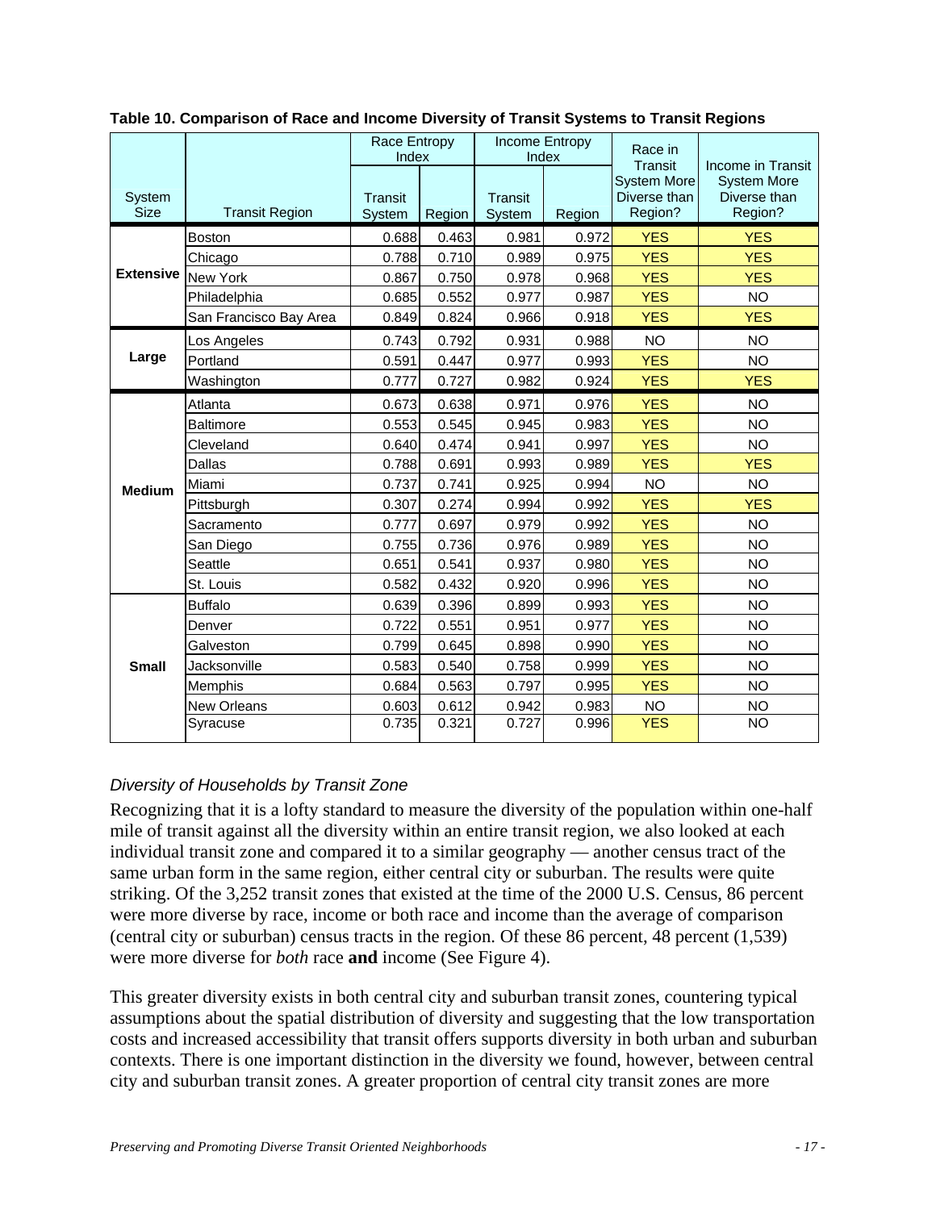**Table 10. Comparison of Race and Income Diversity of Transit Systems to Transit Regions**

| System Size | Transit Region | Race Entropy Index | | Income Entropy Index | | Race in Transit System More Diverse than Region? | Income in Transit System More Diverse than Region? |
|---|---|---|---|---|---|---|---|
| | | Transit System | Region | Transit System | Region | | |
| **Extensive** | Boston | 0.688 | 0.463 | 0.981 | 0.972 | YES | YES |
| | Chicago | 0.788 | 0.710 | 0.989 | 0.975 | YES | YES |
| | New York | 0.867 | 0.750 | 0.978 | 0.968 | YES | YES |
| | Philadelphia | 0.685 | 0.552 | 0.977 | 0.987 | YES | NO |
| | San Francisco Bay Area | 0.849 | 0.824 | 0.966 | 0.918 | YES | YES |
| **Large** | Los Angeles | 0.743 | 0.792 | 0.931 | 0.988 | NO | NO |
| | Portland | 0.591 | 0.447 | 0.977 | 0.993 | YES | NO |
| | Washington | 0.777 | 0.727 | 0.982 | 0.924 | YES | YES |
| **Medium** | Atlanta | 0.673 | 0.638 | 0.971 | 0.976 | YES | NO |
| | Baltimore | 0.553 | 0.545 | 0.945 | 0.983 | YES | NO |
| | Cleveland | 0.640 | 0.474 | 0.941 | 0.997 | YES | NO |
| | Dallas | 0.788 | 0.691 | 0.993 | 0.989 | YES | YES |
| | Miami | 0.737 | 0.741 | 0.925 | 0.994 | NO | NO |
| | Pittsburgh | 0.307 | 0.274 | 0.994 | 0.992 | YES | YES |
| | Sacramento | 0.777 | 0.697 | 0.979 | 0.992 | YES | NO |
| | San Diego | 0.755 | 0.736 | 0.976 | 0.989 | YES | NO |
| | Seattle | 0.651 | 0.541 | 0.937 | 0.980 | YES | NO |
| | St. Louis | 0.582 | 0.432 | 0.920 | 0.996 | YES | NO |
| **Small** | Buffalo | 0.639 | 0.396 | 0.899 | 0.993 | YES | NO |
| | Denver | 0.722 | 0.551 | 0.951 | 0.977 | YES | NO |
| | Galveston | 0.799 | 0.645 | 0.898 | 0.990 | YES | NO |
| | Jacksonville | 0.583 | 0.540 | 0.758 | 0.999 | YES | NO |
| | Memphis | 0.684 | 0.563 | 0.797 | 0.995 | YES | NO |
| | New Orleans | 0.603 | 0.612 | 0.942 | 0.983 | NO | NO |
| | Syracuse | 0.735 | 0.321 | 0.727 | 0.996 | YES | NO |

### *Diversity of Households by Transit Zone*

Recognizing that it is a lofty standard to measure the diversity of the population within one-half mile of transit against all the diversity within an entire transit region, we also looked at each individual transit zone and compared it to a similar geography — another census tract of the same urban form in the same region, either central city or suburban. The results were quite striking. Of the 3,252 transit zones that existed at the time of the 2000 U.S. Census, 86 percent were more diverse by race, income or both race and income than the average of comparison (central city or suburban) census tracts in the region. Of these 86 percent, 48 percent (1,539) were more diverse for *both* race **and** income (See Figure 4).

This greater diversity exists in both central city and suburban transit zones, countering typical assumptions about the spatial distribution of diversity and suggesting that the low transportation costs and increased accessibility that transit offers supports diversity in both urban and suburban contexts. There is one important distinction in the diversity we found, however, between central city and suburban transit zones. A greater proportion of central city transit zones are more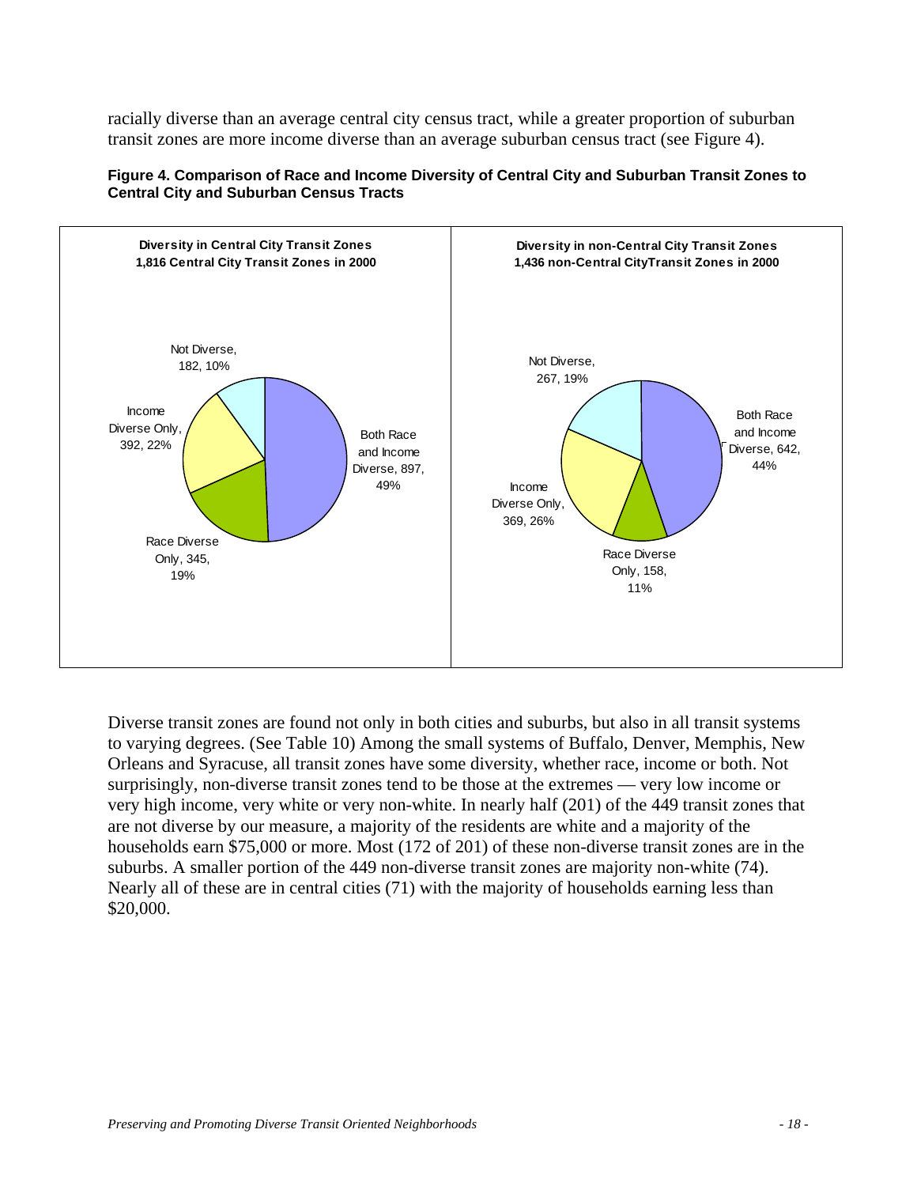racially diverse than an average central city census tract, while a greater proportion of suburban transit zones are more income diverse than an average suburban census tract (see Figure 4).

**Figure 4. Comparison of Race and Income Diversity of Central City and Suburban Transit Zones to Central City and Suburban Census Tracts**

**Diversity in Central City Transit Zones**
**1,816 Central City Transit Zones in 2000**

| Category | Number | Percent |
|---|---|---|
| Both Race and Income Diverse | 897 | 49% |
| Race Diverse Only | 345 | 19% |
| Income Diverse Only | 392 | 22% |
| Not Diverse | 182 | 10% |

**Diversity in non-Central City Transit Zones**
**1,436 non-Central CityTransit Zones in 2000**

| Category | Number | Percent |
|---|---|---|
| Both Race and Income Diverse | 642 | 44% |
| Race Diverse Only | 158 | 11% |
| Income Diverse Only | 369 | 26% |
| Not Diverse | 267 | 19% |

Diverse transit zones are found not only in both cities and suburbs, but also in all transit systems to varying degrees. (See Table 10) Among the small systems of Buffalo, Denver, Memphis, New Orleans and Syracuse, all transit zones have some diversity, whether race, income or both. Not surprisingly, non-diverse transit zones tend to be those at the extremes — very low income or very high income, very white or very non-white. In nearly half (201) of the 449 transit zones that are not diverse by our measure, a majority of the residents are white and a majority of the households earn $75,000 or more. Most (172 of 201) of these non-diverse transit zones are in the suburbs. A smaller portion of the 449 non-diverse transit zones are majority non-white (74). Nearly all of these are in central cities (71) with the majority of households earning less than $20,000.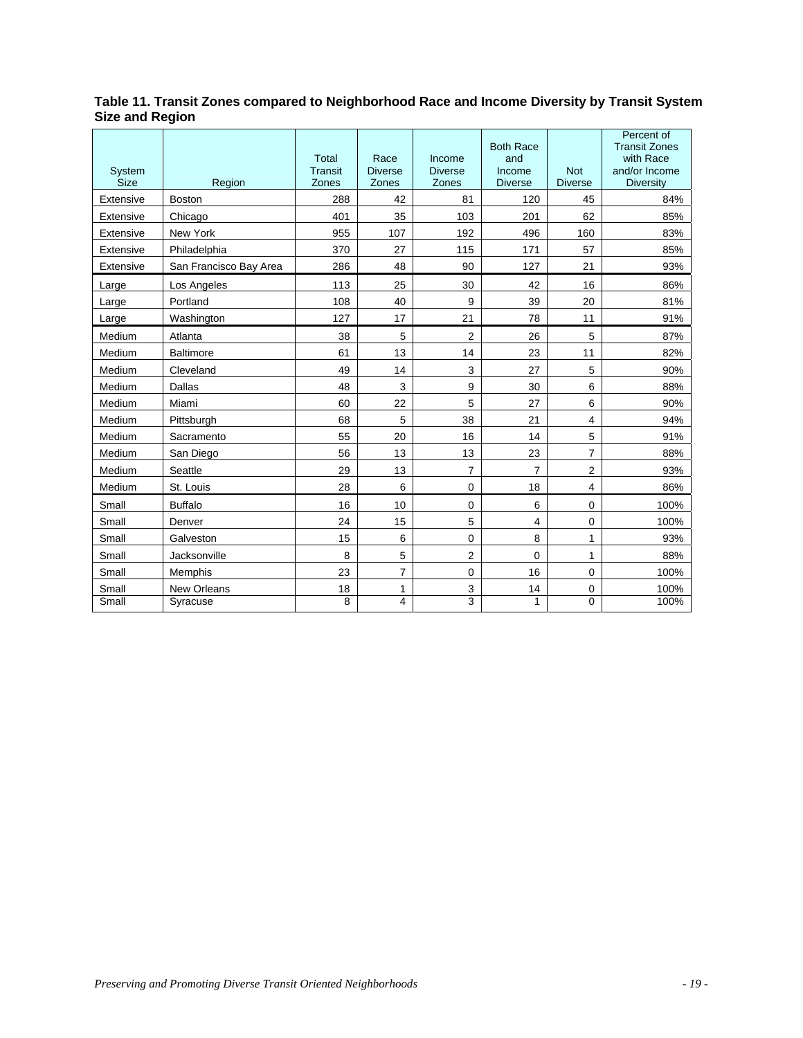**Table 11. Transit Zones compared to Neighborhood Race and Income Diversity by Transit System Size and Region**

| System Size | Region | Total Transit Zones | Race Diverse Zones | Income Diverse Zones | Both Race and Income Diverse | Not Diverse | Percent of Transit Zones with Race and/or Income Diversity |
|---|---|---|---|---|---|---|---|
| Extensive | Boston | 288 | 42 | 81 | 120 | 45 | 84% |
| Extensive | Chicago | 401 | 35 | 103 | 201 | 62 | 85% |
| Extensive | New York | 955 | 107 | 192 | 496 | 160 | 83% |
| Extensive | Philadelphia | 370 | 27 | 115 | 171 | 57 | 85% |
| Extensive | San Francisco Bay Area | 286 | 48 | 90 | 127 | 21 | 93% |
| Large | Los Angeles | 113 | 25 | 30 | 42 | 16 | 86% |
| Large | Portland | 108 | 40 | 9 | 39 | 20 | 81% |
| Large | Washington | 127 | 17 | 21 | 78 | 11 | 91% |
| Medium | Atlanta | 38 | 5 | 2 | 26 | 5 | 87% |
| Medium | Baltimore | 61 | 13 | 14 | 23 | 11 | 82% |
| Medium | Cleveland | 49 | 14 | 3 | 27 | 5 | 90% |
| Medium | Dallas | 48 | 3 | 9 | 30 | 6 | 88% |
| Medium | Miami | 60 | 22 | 5 | 27 | 6 | 90% |
| Medium | Pittsburgh | 68 | 5 | 38 | 21 | 4 | 94% |
| Medium | Sacramento | 55 | 20 | 16 | 14 | 5 | 91% |
| Medium | San Diego | 56 | 13 | 13 | 23 | 7 | 88% |
| Medium | Seattle | 29 | 13 | 7 | 7 | 2 | 93% |
| Medium | St. Louis | 28 | 6 | 0 | 18 | 4 | 86% |
| Small | Buffalo | 16 | 10 | 0 | 6 | 0 | 100% |
| Small | Denver | 24 | 15 | 5 | 4 | 0 | 100% |
| Small | Galveston | 15 | 6 | 0 | 8 | 1 | 93% |
| Small | Jacksonville | 8 | 5 | 2 | 0 | 1 | 88% |
| Small | Memphis | 23 | 7 | 0 | 16 | 0 | 100% |
| Small | New Orleans | 18 | 1 | 3 | 14 | 0 | 100% |
| Small | Syracuse | 8 | 4 | 3 | 1 | 0 | 100% |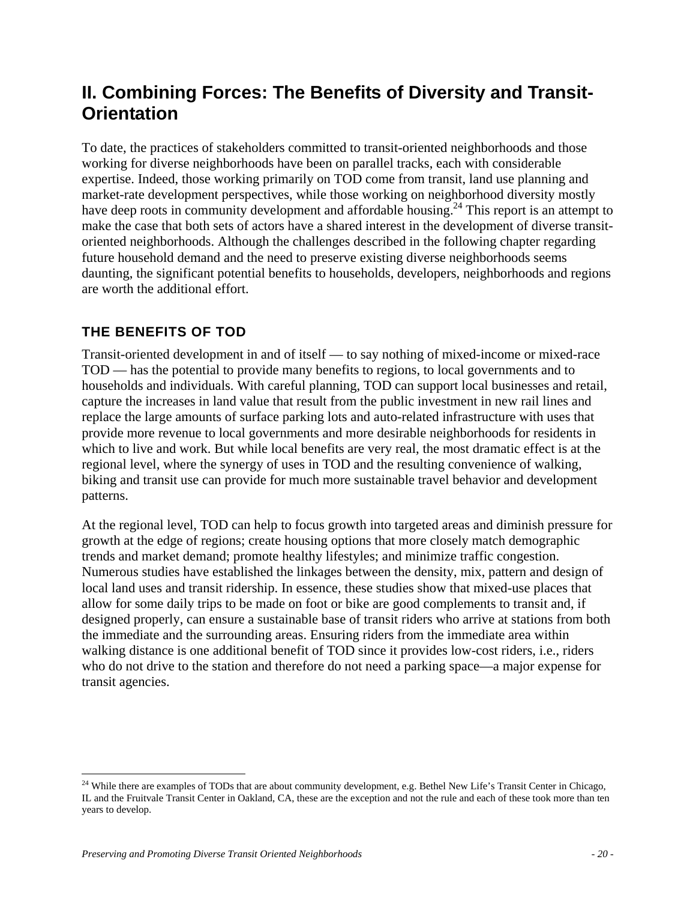# II. Combining Forces: The Benefits of Diversity and Transit-Orientation

To date, the practices of stakeholders committed to transit-oriented neighborhoods and those working for diverse neighborhoods have been on parallel tracks, each with considerable expertise. Indeed, those working primarily on TOD come from transit, land use planning and market-rate development perspectives, while those working on neighborhood diversity mostly have deep roots in community development and affordable housing.[24] This report is an attempt to make the case that both sets of actors have a shared interest in the development of diverse transit-oriented neighborhoods. Although the challenges described in the following chapter regarding future household demand and the need to preserve existing diverse neighborhoods seems daunting, the significant potential benefits to households, developers, neighborhoods and regions are worth the additional effort.

## THE BENEFITS OF TOD

Transit-oriented development in and of itself — to say nothing of mixed-income or mixed-race TOD — has the potential to provide many benefits to regions, to local governments and to households and individuals. With careful planning, TOD can support local businesses and retail, capture the increases in land value that result from the public investment in new rail lines and replace the large amounts of surface parking lots and auto-related infrastructure with uses that provide more revenue to local governments and more desirable neighborhoods for residents in which to live and work. But while local benefits are very real, the most dramatic effect is at the regional level, where the synergy of uses in TOD and the resulting convenience of walking, biking and transit use can provide for much more sustainable travel behavior and development patterns.

At the regional level, TOD can help to focus growth into targeted areas and diminish pressure for growth at the edge of regions; create housing options that more closely match demographic trends and market demand; promote healthy lifestyles; and minimize traffic congestion. Numerous studies have established the linkages between the density, mix, pattern and design of local land uses and transit ridership. In essence, these studies show that mixed-use places that allow for some daily trips to be made on foot or bike are good complements to transit and, if designed properly, can ensure a sustainable base of transit riders who arrive at stations from both the immediate and the surrounding areas. Ensuring riders from the immediate area within walking distance is one additional benefit of TOD since it provides low-cost riders, i.e., riders who do not drive to the station and therefore do not need a parking space—a major expense for transit agencies.

---

[24] While there are examples of TODs that are about community development, e.g. Bethel New Life's Transit Center in Chicago, IL and the Fruitvale Transit Center in Oakland, CA, these are the exception and not the rule and each of these took more than ten years to develop.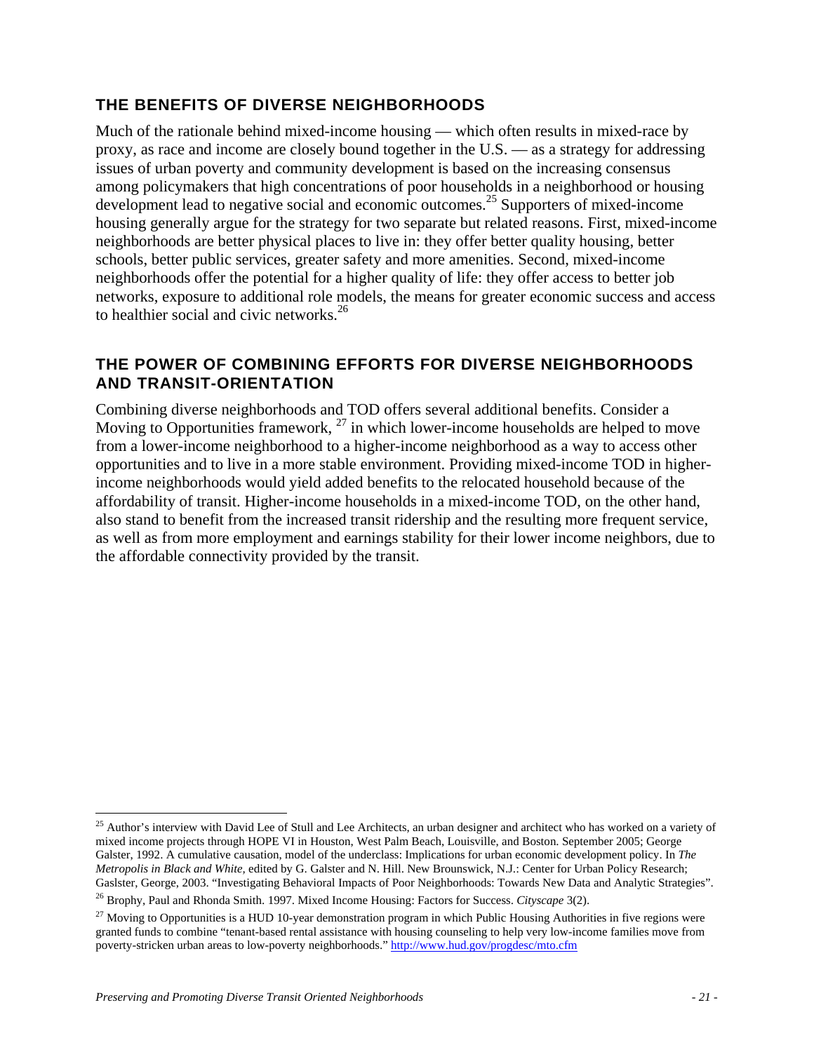## THE BENEFITS OF DIVERSE NEIGHBORHOODS

Much of the rationale behind mixed-income housing — which often results in mixed-race by proxy, as race and income are closely bound together in the U.S. — as a strategy for addressing issues of urban poverty and community development is based on the increasing consensus among policymakers that high concentrations of poor households in a neighborhood or housing development lead to negative social and economic outcomes.[25] Supporters of mixed-income housing generally argue for the strategy for two separate but related reasons. First, mixed-income neighborhoods are better physical places to live in: they offer better quality housing, better schools, better public services, greater safety and more amenities. Second, mixed-income neighborhoods offer the potential for a higher quality of life: they offer access to better job networks, exposure to additional role models, the means for greater economic success and access to healthier social and civic networks.[26]

## THE POWER OF COMBINING EFFORTS FOR DIVERSE NEIGHBORHOODS AND TRANSIT-ORIENTATION

Combining diverse neighborhoods and TOD offers several additional benefits. Consider a Moving to Opportunities framework, [27] in which lower-income households are helped to move from a lower-income neighborhood to a higher-income neighborhood as a way to access other opportunities and to live in a more stable environment. Providing mixed-income TOD in higher-income neighborhoods would yield added benefits to the relocated household because of the affordability of transit. Higher-income households in a mixed-income TOD, on the other hand, also stand to benefit from the increased transit ridership and the resulting more frequent service, as well as from more employment and earnings stability for their lower income neighbors, due to the affordable connectivity provided by the transit.

---

[25] Author's interview with David Lee of Stull and Lee Architects, an urban designer and architect who has worked on a variety of mixed income projects through HOPE VI in Houston, West Palm Beach, Louisville, and Boston. September 2005; George Galster, 1992. A cumulative causation, model of the underclass: Implications for urban economic development policy. In *The Metropolis in Black and White*, edited by G. Galster and N. Hill. New Brounswick, N.J.: Center for Urban Policy Research; Gaslster, George, 2003. "Investigating Behavioral Impacts of Poor Neighborhoods: Towards New Data and Analytic Strategies".

[26] Brophy, Paul and Rhonda Smith. 1997. Mixed Income Housing: Factors for Success. *Cityscape* 3(2).

[27] Moving to Opportunities is a HUD 10-year demonstration program in which Public Housing Authorities in five regions were granted funds to combine "tenant-based rental assistance with housing counseling to help very low-income families move from poverty-stricken urban areas to low-poverty neighborhoods." http://www.hud.gov/progdesc/mto.cfm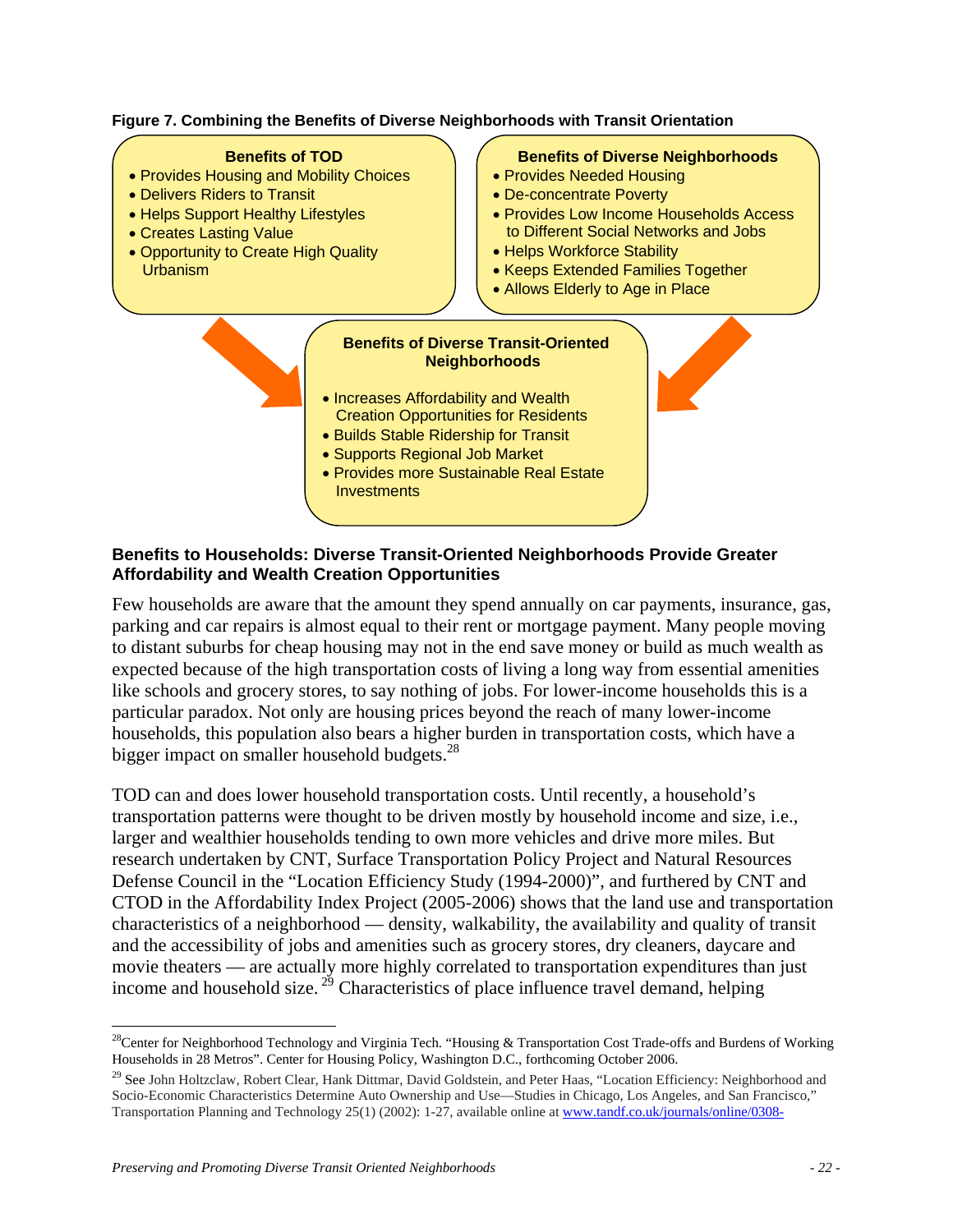**Figure 7. Combining the Benefits of Diverse Neighborhoods with Transit Orientation**

**Benefits of TOD**
- Provides Housing and Mobility Choices
- Delivers Riders to Transit
- Helps Support Healthy Lifestyles
- Creates Lasting Value
- Opportunity to Create High Quality Urbanism

**Benefits of Diverse Neighborhoods**
- Provides Needed Housing
- De-concentrate Poverty
- Provides Low Income Households Access to Different Social Networks and Jobs
- Helps Workforce Stability
- Keeps Extended Families Together
- Allows Elderly to Age in Place

**Benefits of Diverse Transit-Oriented Neighborhoods**
- Increases Affordability and Wealth Creation Opportunities for Residents
- Builds Stable Ridership for Transit
- Supports Regional Job Market
- Provides more Sustainable Real Estate Investments

### Benefits to Households: Diverse Transit-Oriented Neighborhoods Provide Greater Affordability and Wealth Creation Opportunities

Few households are aware that the amount they spend annually on car payments, insurance, gas, parking and car repairs is almost equal to their rent or mortgage payment. Many people moving to distant suburbs for cheap housing may not in the end save money or build as much wealth as expected because of the high transportation costs of living a long way from essential amenities like schools and grocery stores, to say nothing of jobs. For lower-income households this is a particular paradox. Not only are housing prices beyond the reach of many lower-income households, this population also bears a higher burden in transportation costs, which have a bigger impact on smaller household budgets.[28]

TOD can and does lower household transportation costs. Until recently, a household's transportation patterns were thought to be driven mostly by household income and size, i.e., larger and wealthier households tending to own more vehicles and drive more miles. But research undertaken by CNT, Surface Transportation Policy Project and Natural Resources Defense Council in the "Location Efficiency Study (1994-2000)", and furthered by CNT and CTOD in the Affordability Index Project (2005-2006) shows that the land use and transportation characteristics of a neighborhood — density, walkability, the availability and quality of transit and the accessibility of jobs and amenities such as grocery stores, dry cleaners, daycare and movie theaters — are actually more highly correlated to transportation expenditures than just income and household size.[29] Characteristics of place influence travel demand, helping

---

[28] Center for Neighborhood Technology and Virginia Tech. "Housing & Transportation Cost Trade-offs and Burdens of Working Households in 28 Metros". Center for Housing Policy, Washington D.C., forthcoming October 2006.

[29] See John Holtzclaw, Robert Clear, Hank Dittmar, David Goldstein, and Peter Haas, "Location Efficiency: Neighborhood and Socio-Economic Characteristics Determine Auto Ownership and Use—Studies in Chicago, Los Angeles, and San Francisco," Transportation Planning and Technology 25(1) (2002): 1-27, available online at www.tandf.co.uk/journals/online/0308-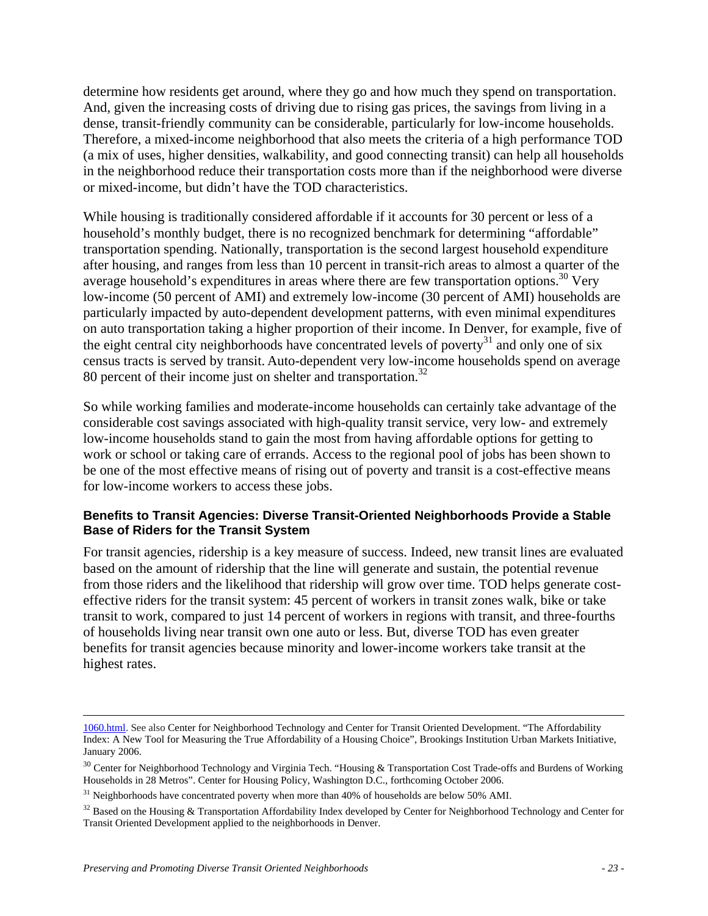determine how residents get around, where they go and how much they spend on transportation. And, given the increasing costs of driving due to rising gas prices, the savings from living in a dense, transit-friendly community can be considerable, particularly for low-income households. Therefore, a mixed-income neighborhood that also meets the criteria of a high performance TOD (a mix of uses, higher densities, walkability, and good connecting transit) can help all households in the neighborhood reduce their transportation costs more than if the neighborhood were diverse or mixed-income, but didn't have the TOD characteristics.

While housing is traditionally considered affordable if it accounts for 30 percent or less of a household's monthly budget, there is no recognized benchmark for determining "affordable" transportation spending. Nationally, transportation is the second largest household expenditure after housing, and ranges from less than 10 percent in transit-rich areas to almost a quarter of the average household's expenditures in areas where there are few transportation options.[30] Very low-income (50 percent of AMI) and extremely low-income (30 percent of AMI) households are particularly impacted by auto-dependent development patterns, with even minimal expenditures on auto transportation taking a higher proportion of their income. In Denver, for example, five of the eight central city neighborhoods have concentrated levels of poverty[31] and only one of six census tracts is served by transit. Auto-dependent very low-income households spend on average 80 percent of their income just on shelter and transportation.[32]

So while working families and moderate-income households can certainly take advantage of the considerable cost savings associated with high-quality transit service, very low- and extremely low-income households stand to gain the most from having affordable options for getting to work or school or taking care of errands. Access to the regional pool of jobs has been shown to be one of the most effective means of rising out of poverty and transit is a cost-effective means for low-income workers to access these jobs.

#### Benefits to Transit Agencies: Diverse Transit-Oriented Neighborhoods Provide a Stable Base of Riders for the Transit System

For transit agencies, ridership is a key measure of success. Indeed, new transit lines are evaluated based on the amount of ridership that the line will generate and sustain, the potential revenue from those riders and the likelihood that ridership will grow over time. TOD helps generate cost-effective riders for the transit system: 45 percent of workers in transit zones walk, bike or take transit to work, compared to just 14 percent of workers in regions with transit, and three-fourths of households living near transit own one auto or less. But, diverse TOD has even greater benefits for transit agencies because minority and lower-income workers take transit at the highest rates.

---

1060.html. See also Center for Neighborhood Technology and Center for Transit Oriented Development. "The Affordability Index: A New Tool for Measuring the True Affordability of a Housing Choice", Brookings Institution Urban Markets Initiative, January 2006.

[30] Center for Neighborhood Technology and Virginia Tech. "Housing & Transportation Cost Trade-offs and Burdens of Working Households in 28 Metros". Center for Housing Policy, Washington D.C., forthcoming October 2006.

[31] Neighborhoods have concentrated poverty when more than 40% of households are below 50% AMI.

[32] Based on the Housing & Transportation Affordability Index developed by Center for Neighborhood Technology and Center for Transit Oriented Development applied to the neighborhoods in Denver.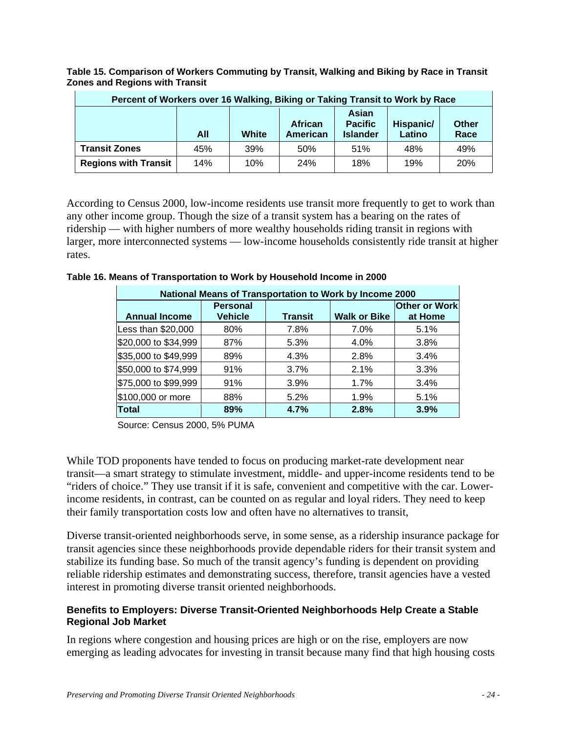**Table 15. Comparison of Workers Commuting by Transit, Walking and Biking by Race in Transit Zones and Regions with Transit**

| Percent of Workers over 16 Walking, Biking or Taking Transit to Work by Race | | | | | | |
|---|---|---|---|---|---|---|
| | All | White | African American | Asian Pacific Islander | Hispanic/ Latino | Other Race |
| **Transit Zones** | 45% | 39% | 50% | 51% | 48% | 49% |
| **Regions with Transit** | 14% | 10% | 24% | 18% | 19% | 20% |

According to Census 2000, low-income residents use transit more frequently to get to work than any other income group. Though the size of a transit system has a bearing on the rates of ridership — with higher numbers of more wealthy households riding transit in regions with larger, more interconnected systems — low-income households consistently ride transit at higher rates.

**Table 16. Means of Transportation to Work by Household Income in 2000**

| National Means of Transportation to Work by Income 2000 | | | | |
|---|---|---|---|---|
| Annual Income | Personal Vehicle | Transit | Walk or Bike | Other or Work at Home |
| Less than $20,000 | 80% | 7.8% | 7.0% | 5.1% |
| $20,000 to $34,999 | 87% | 5.3% | 4.0% | 3.8% |
| $35,000 to $49,999 | 89% | 4.3% | 2.8% | 3.4% |
| $50,000 to $74,999 | 91% | 3.7% | 2.1% | 3.3% |
| $75,000 to $99,999 | 91% | 3.9% | 1.7% | 3.4% |
| $100,000 or more | 88% | 5.2% | 1.9% | 5.1% |
| **Total** | **89%** | **4.7%** | **2.8%** | **3.9%** |

Source: Census 2000, 5% PUMA

While TOD proponents have tended to focus on producing market-rate development near transit—a smart strategy to stimulate investment, middle- and upper-income residents tend to be "riders of choice." They use transit if it is safe, convenient and competitive with the car. Lower-income residents, in contrast, can be counted on as regular and loyal riders. They need to keep their family transportation costs low and often have no alternatives to transit,

Diverse transit-oriented neighborhoods serve, in some sense, as a ridership insurance package for transit agencies since these neighborhoods provide dependable riders for their transit system and stabilize its funding base. So much of the transit agency's funding is dependent on providing reliable ridership estimates and demonstrating success, therefore, transit agencies have a vested interest in promoting diverse transit oriented neighborhoods.

### Benefits to Employers: Diverse Transit-Oriented Neighborhoods Help Create a Stable Regional Job Market

In regions where congestion and housing prices are high or on the rise, employers are now emerging as leading advocates for investing in transit because many find that high housing costs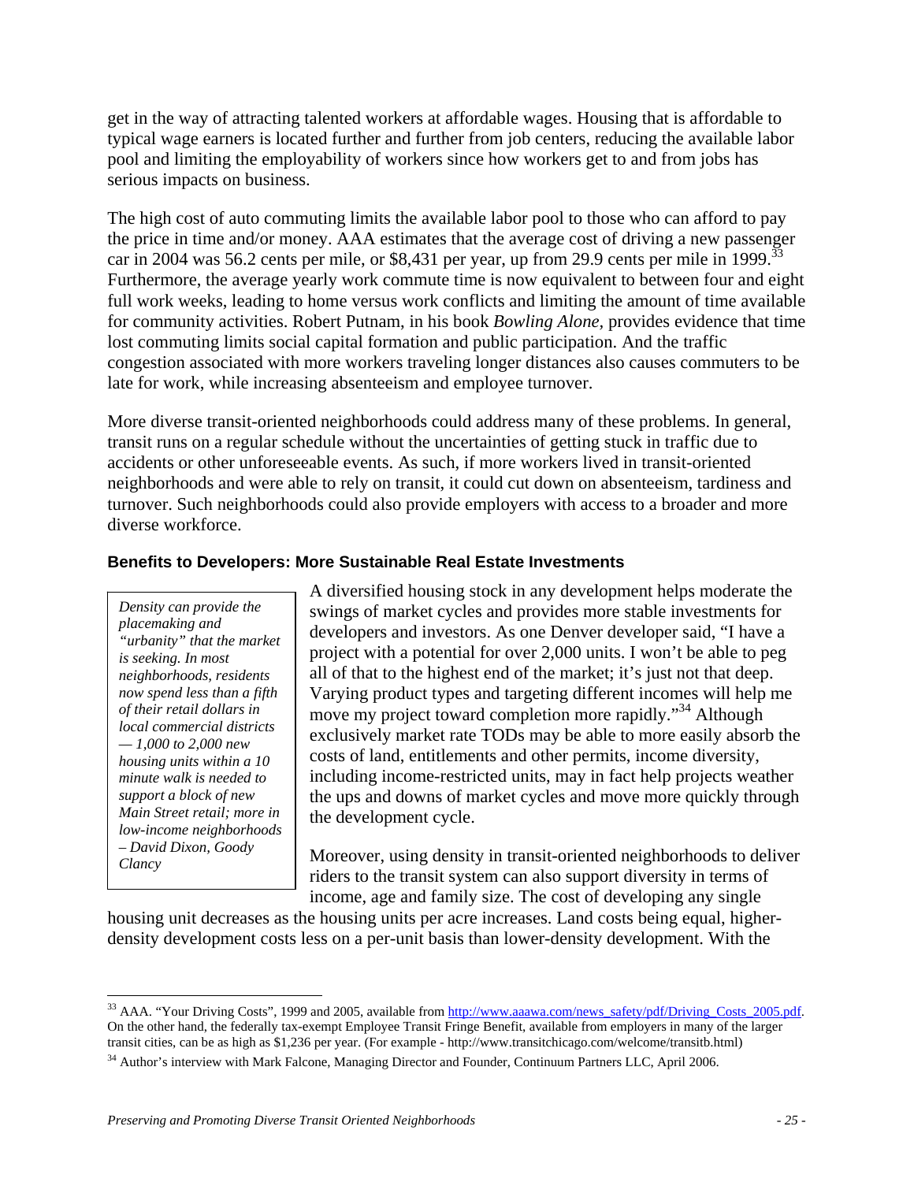get in the way of attracting talented workers at affordable wages. Housing that is affordable to typical wage earners is located further and further from job centers, reducing the available labor pool and limiting the employability of workers since how workers get to and from jobs has serious impacts on business.

The high cost of auto commuting limits the available labor pool to those who can afford to pay the price in time and/or money. AAA estimates that the average cost of driving a new passenger car in 2004 was 56.2 cents per mile, or $8,431 per year, up from 29.9 cents per mile in 1999.[33] Furthermore, the average yearly work commute time is now equivalent to between four and eight full work weeks, leading to home versus work conflicts and limiting the amount of time available for community activities. Robert Putnam, in his book *Bowling Alone*, provides evidence that time lost commuting limits social capital formation and public participation. And the traffic congestion associated with more workers traveling longer distances also causes commuters to be late for work, while increasing absenteeism and employee turnover.

More diverse transit-oriented neighborhoods could address many of these problems. In general, transit runs on a regular schedule without the uncertainties of getting stuck in traffic due to accidents or other unforeseeable events. As such, if more workers lived in transit-oriented neighborhoods and were able to rely on transit, it could cut down on absenteeism, tardiness and turnover. Such neighborhoods could also provide employers with access to a broader and more diverse workforce.

### Benefits to Developers: More Sustainable Real Estate Investments

> *Density can provide the placemaking and "urbanity" that the market is seeking. In most neighborhoods, residents now spend less than a fifth of their retail dollars in local commercial districts — 1,000 to 2,000 new housing units within a 10 minute walk is needed to support a block of new Main Street retail; more in low-income neighborhoods – David Dixon, Goody Clancy*

A diversified housing stock in any development helps moderate the swings of market cycles and provides more stable investments for developers and investors. As one Denver developer said, "I have a project with a potential for over 2,000 units. I won't be able to peg all of that to the highest end of the market; it's just not that deep. Varying product types and targeting different incomes will help me move my project toward completion more rapidly."[34] Although exclusively market rate TODs may be able to more easily absorb the costs of land, entitlements and other permits, income diversity, including income-restricted units, may in fact help projects weather the ups and downs of market cycles and move more quickly through the development cycle.

Moreover, using density in transit-oriented neighborhoods to deliver riders to the transit system can also support diversity in terms of income, age and family size. The cost of developing any single housing unit decreases as the housing units per acre increases. Land costs being equal, higher-density development costs less on a per-unit basis than lower-density development. With the

---

[33] AAA. "Your Driving Costs", 1999 and 2005, available from http://www.aaawa.com/news_safety/pdf/Driving_Costs_2005.pdf. On the other hand, the federally tax-exempt Employee Transit Fringe Benefit, available from employers in many of the larger transit cities, can be as high as $1,236 per year. (For example - http://www.transitchicago.com/welcome/transitb.html)

[34] Author's interview with Mark Falcone, Managing Director and Founder, Continuum Partners LLC, April 2006.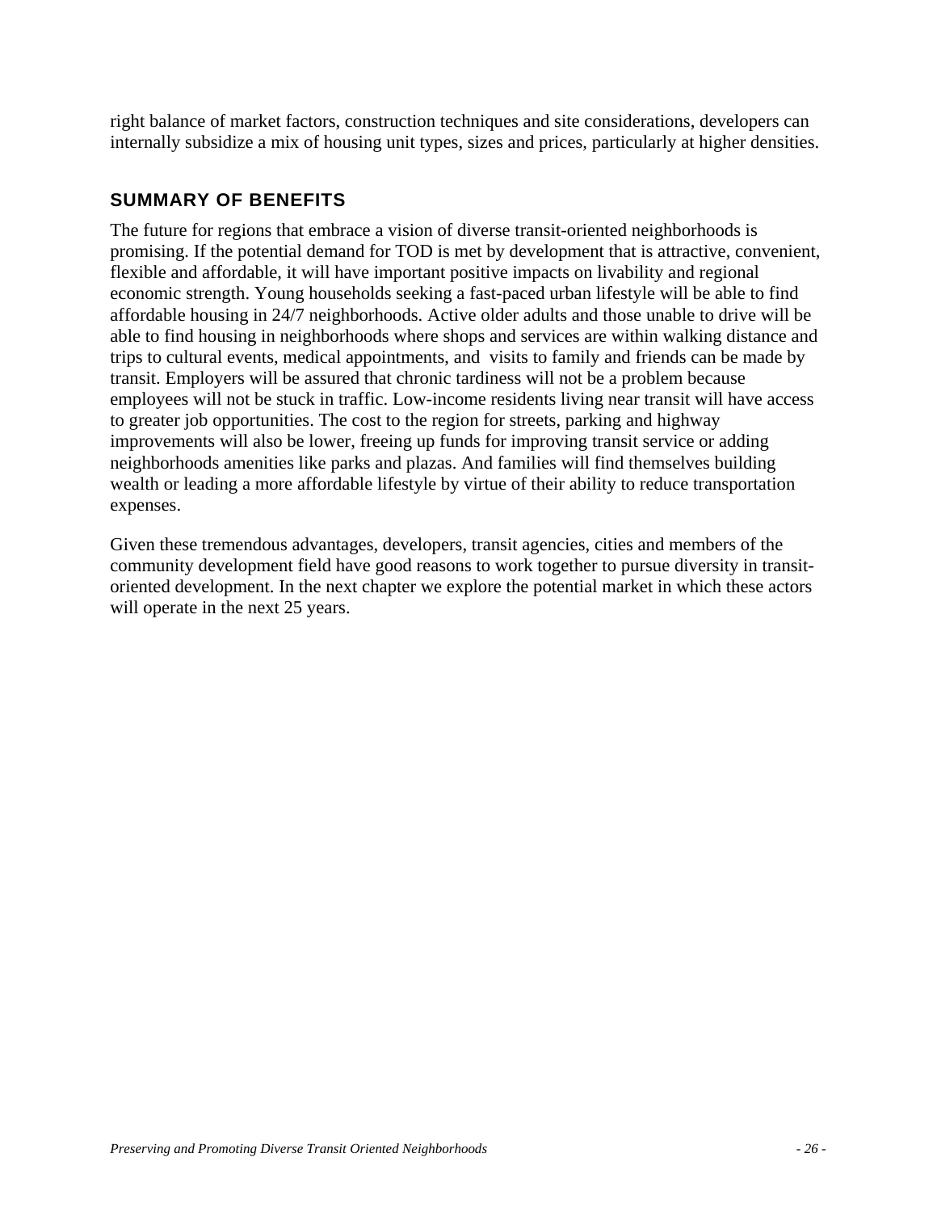right balance of market factors, construction techniques and site considerations, developers can internally subsidize a mix of housing unit types, sizes and prices, particularly at higher densities.

## SUMMARY OF BENEFITS

The future for regions that embrace a vision of diverse transit-oriented neighborhoods is promising. If the potential demand for TOD is met by development that is attractive, convenient, flexible and affordable, it will have important positive impacts on livability and regional economic strength. Young households seeking a fast-paced urban lifestyle will be able to find affordable housing in 24/7 neighborhoods. Active older adults and those unable to drive will be able to find housing in neighborhoods where shops and services are within walking distance and trips to cultural events, medical appointments, and visits to family and friends can be made by transit. Employers will be assured that chronic tardiness will not be a problem because employees will not be stuck in traffic. Low-income residents living near transit will have access to greater job opportunities. The cost to the region for streets, parking and highway improvements will also be lower, freeing up funds for improving transit service or adding neighborhoods amenities like parks and plazas. And families will find themselves building wealth or leading a more affordable lifestyle by virtue of their ability to reduce transportation expenses.

Given these tremendous advantages, developers, transit agencies, cities and members of the community development field have good reasons to work together to pursue diversity in transit-oriented development. In the next chapter we explore the potential market in which these actors will operate in the next 25 years.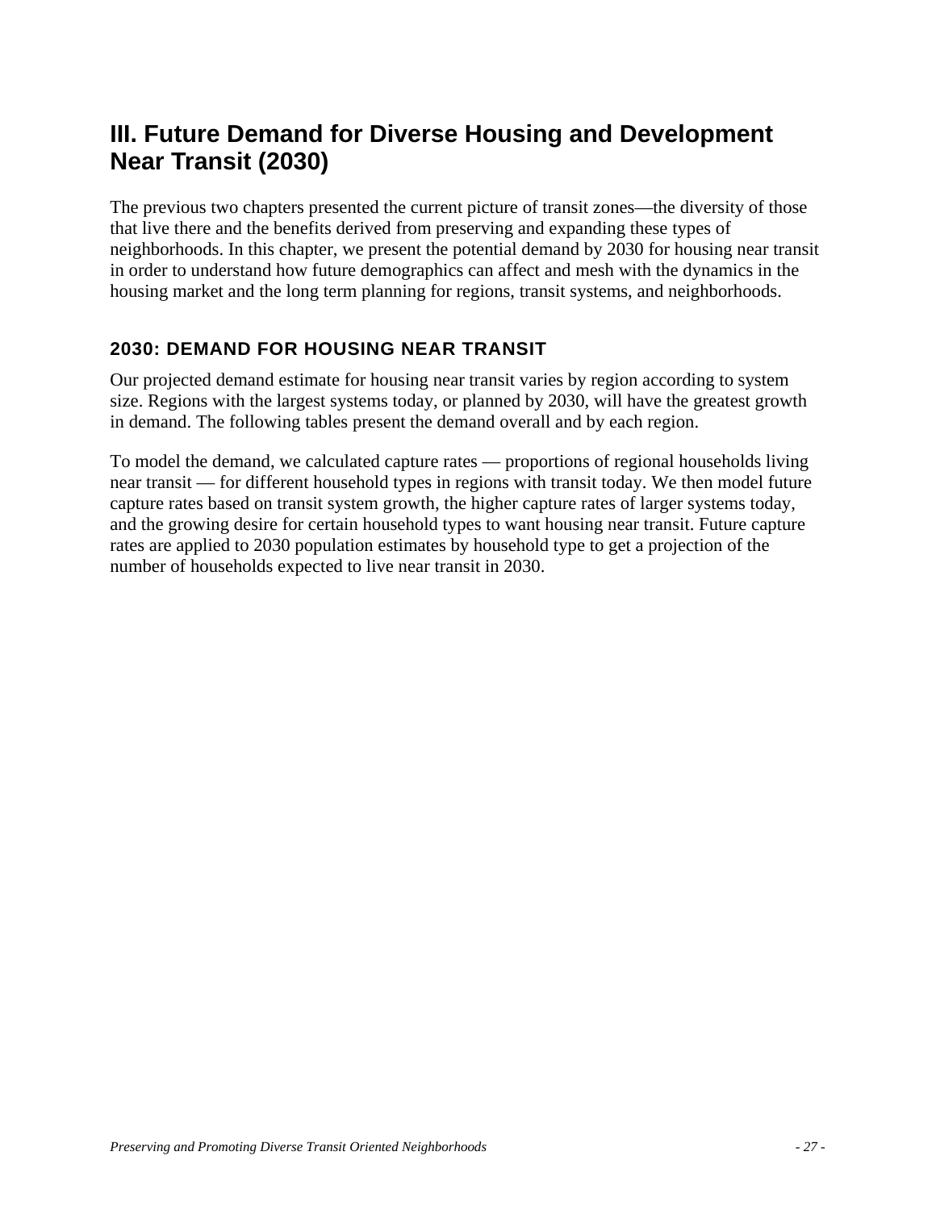# III. Future Demand for Diverse Housing and Development Near Transit (2030)

The previous two chapters presented the current picture of transit zones—the diversity of those that live there and the benefits derived from preserving and expanding these types of neighborhoods. In this chapter, we present the potential demand by 2030 for housing near transit in order to understand how future demographics can affect and mesh with the dynamics in the housing market and the long term planning for regions, transit systems, and neighborhoods.

## 2030: DEMAND FOR HOUSING NEAR TRANSIT

Our projected demand estimate for housing near transit varies by region according to system size. Regions with the largest systems today, or planned by 2030, will have the greatest growth in demand. The following tables present the demand overall and by each region.

To model the demand, we calculated capture rates — proportions of regional households living near transit — for different household types in regions with transit today. We then model future capture rates based on transit system growth, the higher capture rates of larger systems today, and the growing desire for certain household types to want housing near transit. Future capture rates are applied to 2030 population estimates by household type to get a projection of the number of households expected to live near transit in 2030.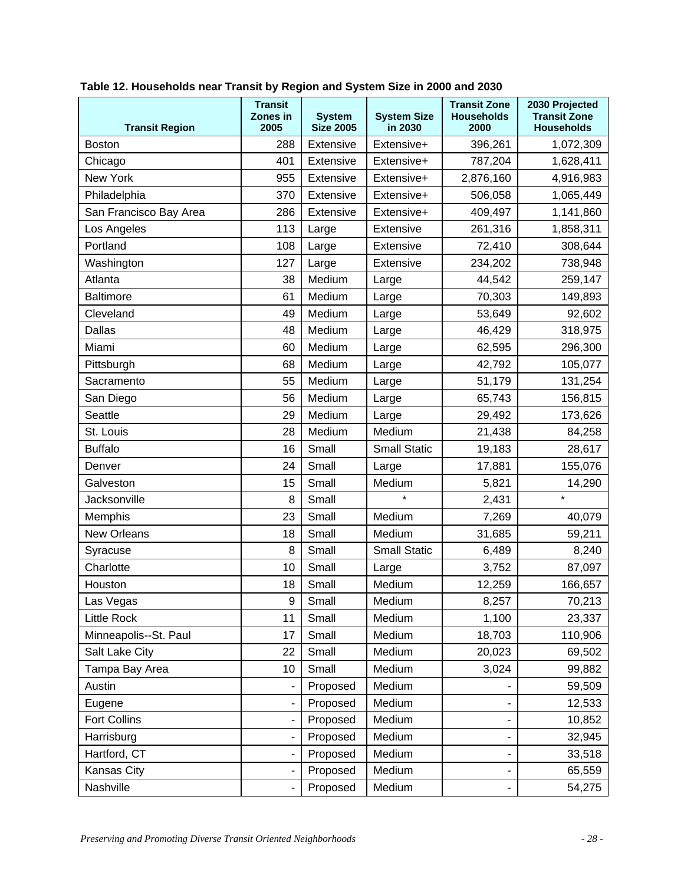**Table 12. Households near Transit by Region and System Size in 2000 and 2030**

| Transit Region | Transit Zones in 2005 | System Size 2005 | System Size in 2030 | Transit Zone Households 2000 | 2030 Projected Transit Zone Households |
|---|---|---|---|---|---|
| Boston | 288 | Extensive | Extensive+ | 396,261 | 1,072,309 |
| Chicago | 401 | Extensive | Extensive+ | 787,204 | 1,628,411 |
| New York | 955 | Extensive | Extensive+ | 2,876,160 | 4,916,983 |
| Philadelphia | 370 | Extensive | Extensive+ | 506,058 | 1,065,449 |
| San Francisco Bay Area | 286 | Extensive | Extensive+ | 409,497 | 1,141,860 |
| Los Angeles | 113 | Large | Extensive | 261,316 | 1,858,311 |
| Portland | 108 | Large | Extensive | 72,410 | 308,644 |
| Washington | 127 | Large | Extensive | 234,202 | 738,948 |
| Atlanta | 38 | Medium | Large | 44,542 | 259,147 |
| Baltimore | 61 | Medium | Large | 70,303 | 149,893 |
| Cleveland | 49 | Medium | Large | 53,649 | 92,602 |
| Dallas | 48 | Medium | Large | 46,429 | 318,975 |
| Miami | 60 | Medium | Large | 62,595 | 296,300 |
| Pittsburgh | 68 | Medium | Large | 42,792 | 105,077 |
| Sacramento | 55 | Medium | Large | 51,179 | 131,254 |
| San Diego | 56 | Medium | Large | 65,743 | 156,815 |
| Seattle | 29 | Medium | Large | 29,492 | 173,626 |
| St. Louis | 28 | Medium | Medium | 21,438 | 84,258 |
| Buffalo | 16 | Small | Small Static | 19,183 | 28,617 |
| Denver | 24 | Small | Large | 17,881 | 155,076 |
| Galveston | 15 | Small | Medium | 5,821 | 14,290 |
| Jacksonville | 8 | Small | * | 2,431 | * |
| Memphis | 23 | Small | Medium | 7,269 | 40,079 |
| New Orleans | 18 | Small | Medium | 31,685 | 59,211 |
| Syracuse | 8 | Small | Small Static | 6,489 | 8,240 |
| Charlotte | 10 | Small | Large | 3,752 | 87,097 |
| Houston | 18 | Small | Medium | 12,259 | 166,657 |
| Las Vegas | 9 | Small | Medium | 8,257 | 70,213 |
| Little Rock | 11 | Small | Medium | 1,100 | 23,337 |
| Minneapolis--St. Paul | 17 | Small | Medium | 18,703 | 110,906 |
| Salt Lake City | 22 | Small | Medium | 20,023 | 69,502 |
| Tampa Bay Area | 10 | Small | Medium | 3,024 | 99,882 |
| Austin | - | Proposed | Medium | - | 59,509 |
| Eugene | - | Proposed | Medium | - | 12,533 |
| Fort Collins | - | Proposed | Medium | - | 10,852 |
| Harrisburg | - | Proposed | Medium | - | 32,945 |
| Hartford, CT | - | Proposed | Medium | - | 33,518 |
| Kansas City | - | Proposed | Medium | - | 65,559 |
| Nashville | - | Proposed | Medium | - | 54,275 |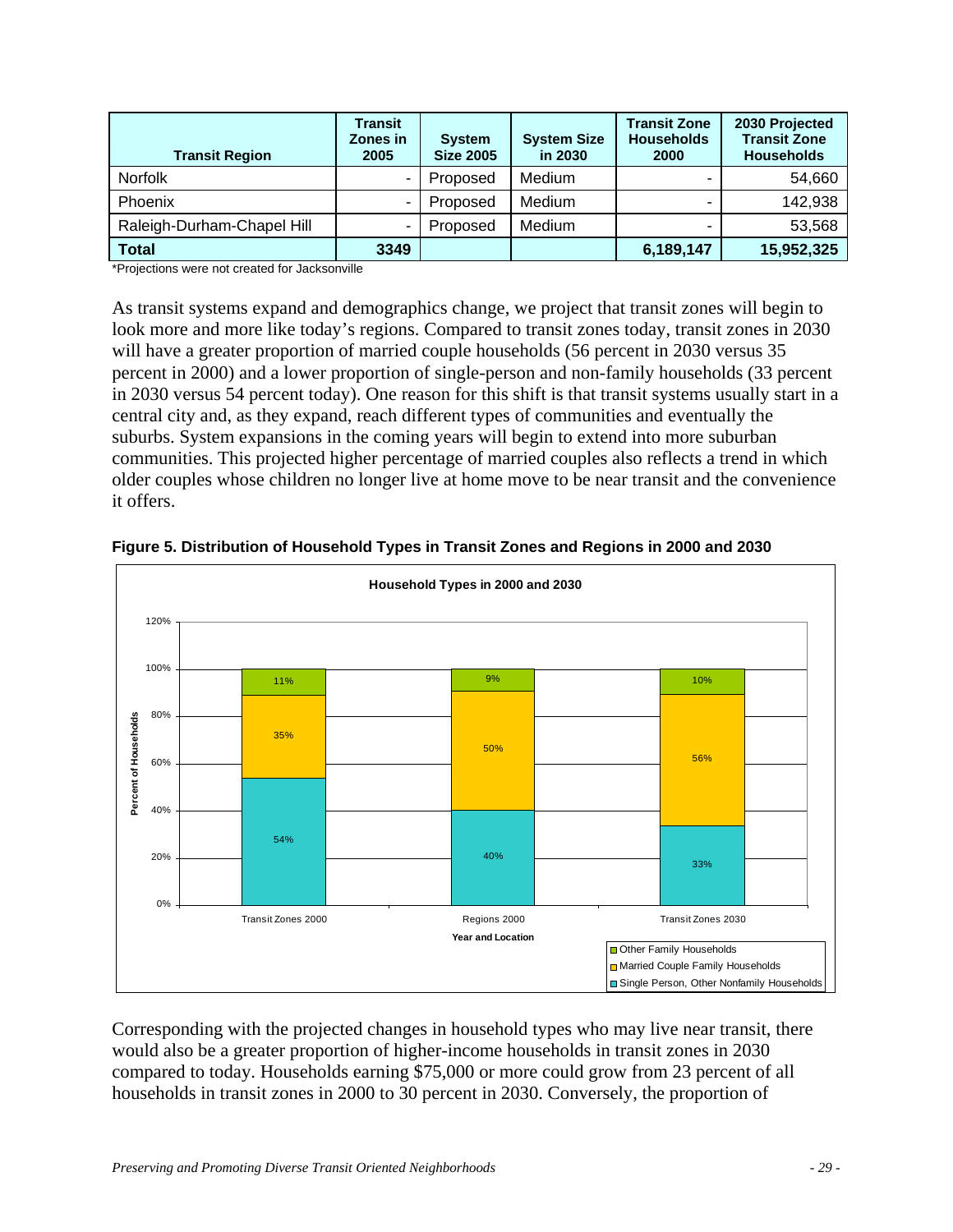| Transit Region | Transit Zones in 2005 | System Size 2005 | System Size in 2030 | Transit Zone Households 2000 | 2030 Projected Transit Zone Households |
|---|---|---|---|---|---|
| Norfolk | - | Proposed | Medium | - | 54,660 |
| Phoenix | - | Proposed | Medium | - | 142,938 |
| Raleigh-Durham-Chapel Hill | - | Proposed | Medium | - | 53,568 |
| **Total** | **3349** | | | **6,189,147** | **15,952,325** |

*Projections were not created for Jacksonville

As transit systems expand and demographics change, we project that transit zones will begin to look more and more like today's regions. Compared to transit zones today, transit zones in 2030 will have a greater proportion of married couple households (56 percent in 2030 versus 35 percent in 2000) and a lower proportion of single-person and non-family households (33 percent in 2030 versus 54 percent today). One reason for this shift is that transit systems usually start in a central city and, as they expand, reach different types of communities and eventually the suburbs. System expansions in the coming years will begin to extend into more suburban communities. This projected higher percentage of married couples also reflects a trend in which older couples whose children no longer live at home move to be near transit and the convenience it offers.

**Figure 5. Distribution of Household Types in Transit Zones and Regions in 2000 and 2030**

**Household Types in 2000 and 2030**

| Household Type | Transit Zones 2000 | Regions 2000 | Transit Zones 2030 |
|---|---|---|---|
| Other Family Households | 11% | 9% | 10% |
| Married Couple Family Households | 35% | 50% | 56% |
| Single Person, Other Nonfamily Households | 54% | 40% | 33% |

Corresponding with the projected changes in household types who may live near transit, there would also be a greater proportion of higher-income households in transit zones in 2030 compared to today. Households earning $75,000 or more could grow from 23 percent of all households in transit zones in 2000 to 30 percent in 2030. Conversely, the proportion of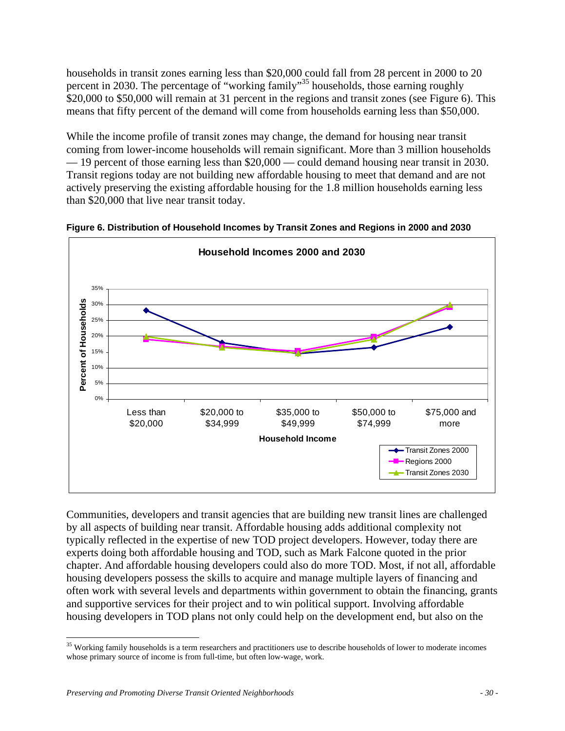households in transit zones earning less than $20,000 could fall from 28 percent in 2000 to 20 percent in 2030. The percentage of "working family"[35] households, those earning roughly $20,000 to $50,000 will remain at 31 percent in the regions and transit zones (see Figure 6). This means that fifty percent of the demand will come from households earning less than $50,000.

While the income profile of transit zones may change, the demand for housing near transit coming from lower-income households will remain significant. More than 3 million households — 19 percent of those earning less than $20,000 — could demand housing near transit in 2030. Transit regions today are not building new affordable housing to meet that demand and are not actively preserving the existing affordable housing for the 1.8 million households earning less than $20,000 that live near transit today.

**Figure 6. Distribution of Household Incomes by Transit Zones and Regions in 2000 and 2030**

Communities, developers and transit agencies that are building new transit lines are challenged by all aspects of building near transit. Affordable housing adds additional complexity not typically reflected in the expertise of new TOD project developers. However, today there are experts doing both affordable housing and TOD, such as Mark Falcone quoted in the prior chapter. And affordable housing developers could also do more TOD. Most, if not all, affordable housing developers possess the skills to acquire and manage multiple layers of financing and often work with several levels and departments within government to obtain the financing, grants and supportive services for their project and to win political support. Involving affordable housing developers in TOD plans not only could help on the development end, but also on the

---

[35] Working family households is a term researchers and practitioners use to describe households of lower to moderate incomes whose primary source of income is from full-time, but often low-wage, work.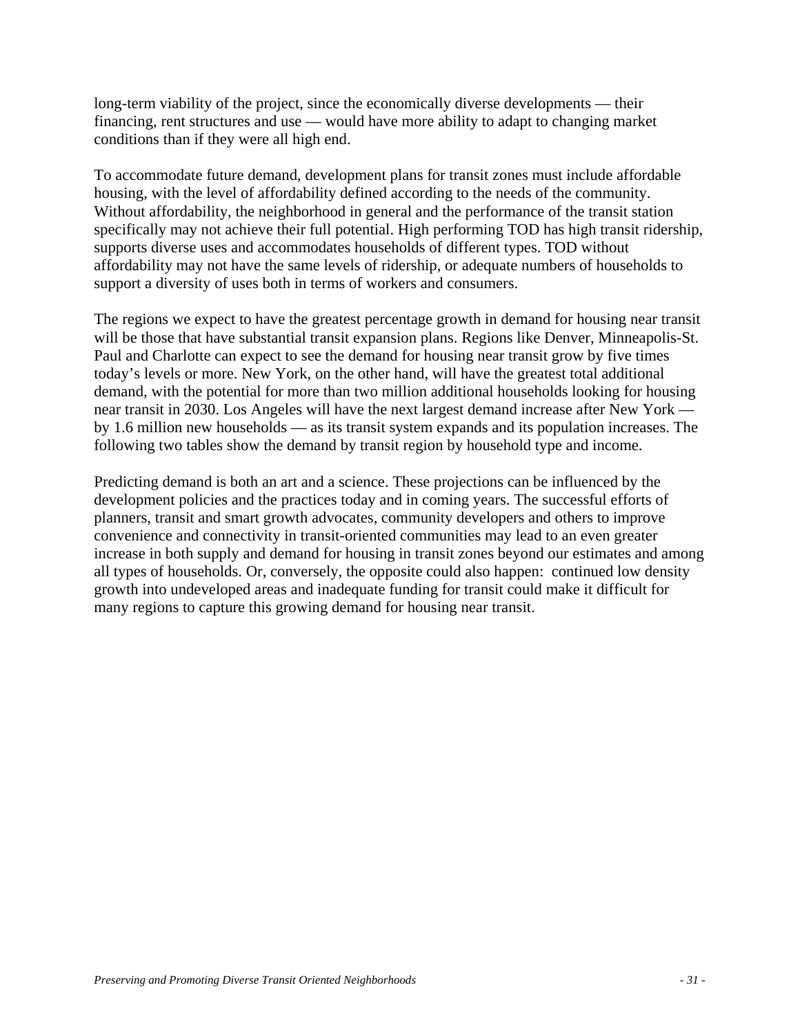long-term viability of the project, since the economically diverse developments — their financing, rent structures and use — would have more ability to adapt to changing market conditions than if they were all high end.

To accommodate future demand, development plans for transit zones must include affordable housing, with the level of affordability defined according to the needs of the community. Without affordability, the neighborhood in general and the performance of the transit station specifically may not achieve their full potential. High performing TOD has high transit ridership, supports diverse uses and accommodates households of different types. TOD without affordability may not have the same levels of ridership, or adequate numbers of households to support a diversity of uses both in terms of workers and consumers.

The regions we expect to have the greatest percentage growth in demand for housing near transit will be those that have substantial transit expansion plans. Regions like Denver, Minneapolis-St. Paul and Charlotte can expect to see the demand for housing near transit grow by five times today's levels or more. New York, on the other hand, will have the greatest total additional demand, with the potential for more than two million additional households looking for housing near transit in 2030. Los Angeles will have the next largest demand increase after New York — by 1.6 million new households — as its transit system expands and its population increases. The following two tables show the demand by transit region by household type and income.

Predicting demand is both an art and a science. These projections can be influenced by the development policies and the practices today and in coming years. The successful efforts of planners, transit and smart growth advocates, community developers and others to improve convenience and connectivity in transit-oriented communities may lead to an even greater increase in both supply and demand for housing in transit zones beyond our estimates and among all types of households. Or, conversely, the opposite could also happen: continued low density growth into undeveloped areas and inadequate funding for transit could make it difficult for many regions to capture this growing demand for housing near transit.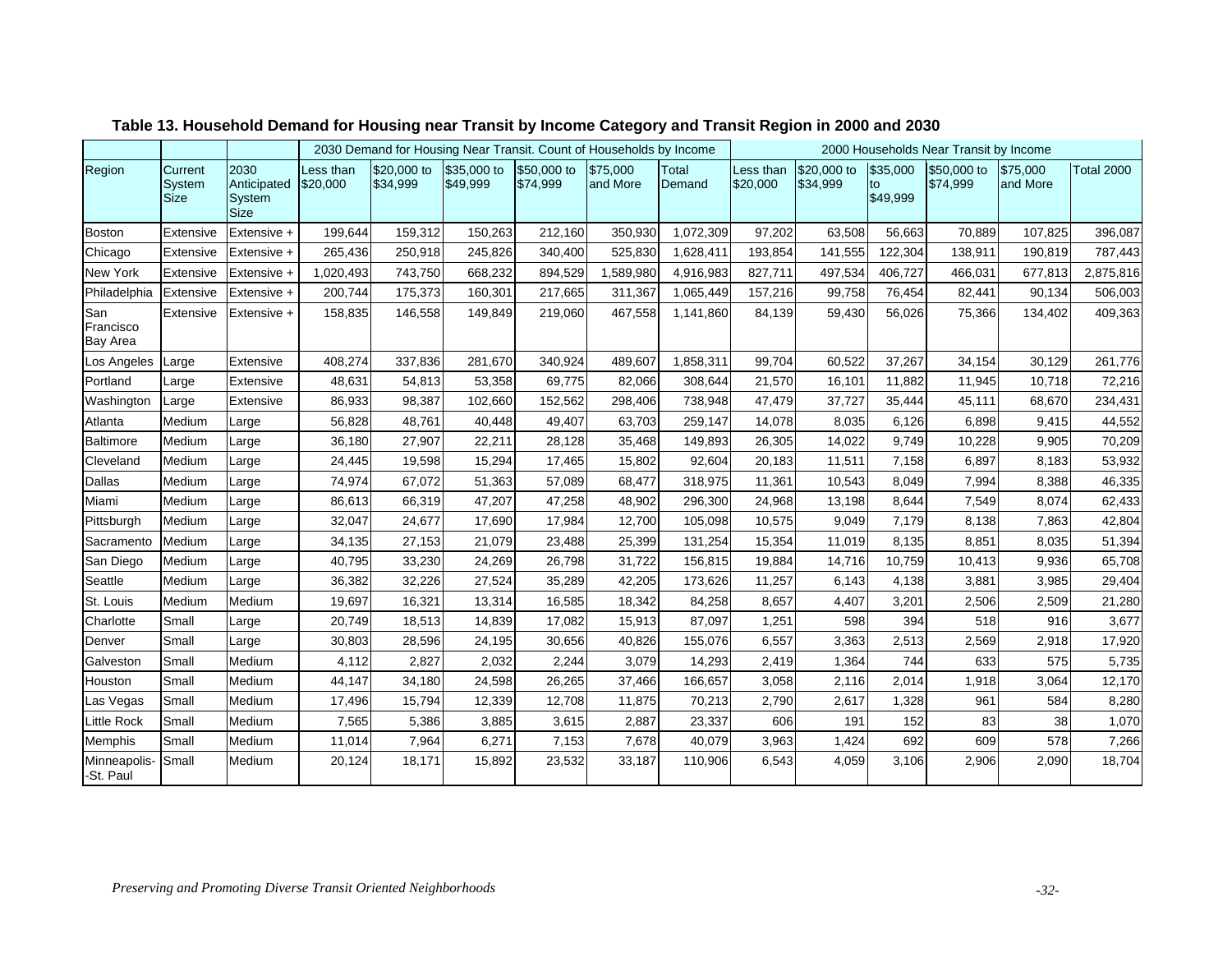**Table 13. Household Demand for Housing near Transit by Income Category and Transit Region in 2000 and 2030**

| | | | 2030 Demand for Housing Near Transit. Count of Households by Income | | | | | | 2000 Households Near Transit by Income | | | | | |
|---|---|---|---|---|---|---|---|---|---|---|---|---|---|---|
| Region | Current System Size | 2030 Anticipated System Size | Less than $20,000 | $20,000 to $34,999 | $35,000 to $49,999 | $50,000 to $74,999 | $75,000 and More | Total Demand | Less than $20,000 | $20,000 to $34,999 | $35,000 to $49,999 | $50,000 to $74,999 | $75,000 and More | Total 2000 |
| Boston | Extensive | Extensive + | 199,644 | 159,312 | 150,263 | 212,160 | 350,930 | 1,072,309 | 97,202 | 63,508 | 56,663 | 70,889 | 107,825 | 396,087 |
| Chicago | Extensive | Extensive + | 265,436 | 250,918 | 245,826 | 340,400 | 525,830 | 1,628,411 | 193,854 | 141,555 | 122,304 | 138,911 | 190,819 | 787,443 |
| New York | Extensive | Extensive + | 1,020,493 | 743,750 | 668,232 | 894,529 | 1,589,980 | 4,916,983 | 827,711 | 497,534 | 406,727 | 466,031 | 677,813 | 2,875,816 |
| Philadelphia | Extensive | Extensive + | 200,744 | 175,373 | 160,301 | 217,665 | 311,367 | 1,065,449 | 157,216 | 99,758 | 76,454 | 82,441 | 90,134 | 506,003 |
| San Francisco Bay Area | Extensive | Extensive + | 158,835 | 146,558 | 149,849 | 219,060 | 467,558 | 1,141,860 | 84,139 | 59,430 | 56,026 | 75,366 | 134,402 | 409,363 |
| Los Angeles | Large | Extensive | 408,274 | 337,836 | 281,670 | 340,924 | 489,607 | 1,858,311 | 99,704 | 60,522 | 37,267 | 34,154 | 30,129 | 261,776 |
| Portland | Large | Extensive | 48,631 | 54,813 | 53,358 | 69,775 | 82,066 | 308,644 | 21,570 | 16,101 | 11,882 | 11,945 | 10,718 | 72,216 |
| Washington | Large | Extensive | 86,933 | 98,387 | 102,660 | 152,562 | 298,406 | 738,948 | 47,479 | 37,727 | 35,444 | 45,111 | 68,670 | 234,431 |
| Atlanta | Medium | Large | 56,828 | 48,761 | 40,448 | 49,407 | 63,703 | 259,147 | 14,078 | 8,035 | 6,126 | 6,898 | 9,415 | 44,552 |
| Baltimore | Medium | Large | 36,180 | 27,907 | 22,211 | 28,128 | 35,468 | 149,893 | 26,305 | 14,022 | 9,749 | 10,228 | 9,905 | 70,209 |
| Cleveland | Medium | Large | 24,445 | 19,598 | 15,294 | 17,465 | 15,802 | 92,604 | 20,183 | 11,511 | 7,158 | 6,897 | 8,183 | 53,932 |
| Dallas | Medium | Large | 74,974 | 67,072 | 51,363 | 57,089 | 68,477 | 318,975 | 11,361 | 10,543 | 8,049 | 7,994 | 8,388 | 46,335 |
| Miami | Medium | Large | 86,613 | 66,319 | 47,207 | 47,258 | 48,902 | 296,300 | 24,968 | 13,198 | 8,644 | 7,549 | 8,074 | 62,433 |
| Pittsburgh | Medium | Large | 32,047 | 24,677 | 17,690 | 17,984 | 12,700 | 105,098 | 10,575 | 9,049 | 7,179 | 8,138 | 7,863 | 42,804 |
| Sacramento | Medium | Large | 34,135 | 27,153 | 21,079 | 23,488 | 25,399 | 131,254 | 15,354 | 11,019 | 8,135 | 8,851 | 8,035 | 51,394 |
| San Diego | Medium | Large | 40,795 | 33,230 | 24,269 | 26,798 | 31,722 | 156,815 | 19,884 | 14,716 | 10,759 | 10,413 | 9,936 | 65,708 |
| Seattle | Medium | Large | 36,382 | 32,226 | 27,524 | 35,289 | 42,205 | 173,626 | 11,257 | 6,143 | 4,138 | 3,881 | 3,985 | 29,404 |
| St. Louis | Medium | Medium | 19,697 | 16,321 | 13,314 | 16,585 | 18,342 | 84,258 | 8,657 | 4,407 | 3,201 | 2,506 | 2,509 | 21,280 |
| Charlotte | Small | Large | 20,749 | 18,513 | 14,839 | 17,082 | 15,913 | 87,097 | 1,251 | 598 | 394 | 518 | 916 | 3,677 |
| Denver | Small | Large | 30,803 | 28,596 | 24,195 | 30,656 | 40,826 | 155,076 | 6,557 | 3,363 | 2,513 | 2,569 | 2,918 | 17,920 |
| Galveston | Small | Medium | 4,112 | 2,827 | 2,032 | 2,244 | 3,079 | 14,293 | 2,419 | 1,364 | 744 | 633 | 575 | 5,735 |
| Houston | Small | Medium | 44,147 | 34,180 | 24,598 | 26,265 | 37,466 | 166,657 | 3,058 | 2,116 | 2,014 | 1,918 | 3,064 | 12,170 |
| Las Vegas | Small | Medium | 17,496 | 15,794 | 12,339 | 12,708 | 11,875 | 70,213 | 2,790 | 2,617 | 1,328 | 961 | 584 | 8,280 |
| Little Rock | Small | Medium | 7,565 | 5,386 | 3,885 | 3,615 | 2,887 | 23,337 | 606 | 191 | 152 | 83 | 38 | 1,070 |
| Memphis | Small | Medium | 11,014 | 7,964 | 6,271 | 7,153 | 7,678 | 40,079 | 3,963 | 1,424 | 692 | 609 | 578 | 7,266 |
| Minneapolis--St. Paul | Small | Medium | 20,124 | 18,171 | 15,892 | 23,532 | 33,187 | 110,906 | 6,543 | 4,059 | 3,106 | 2,906 | 2,090 | 18,704 |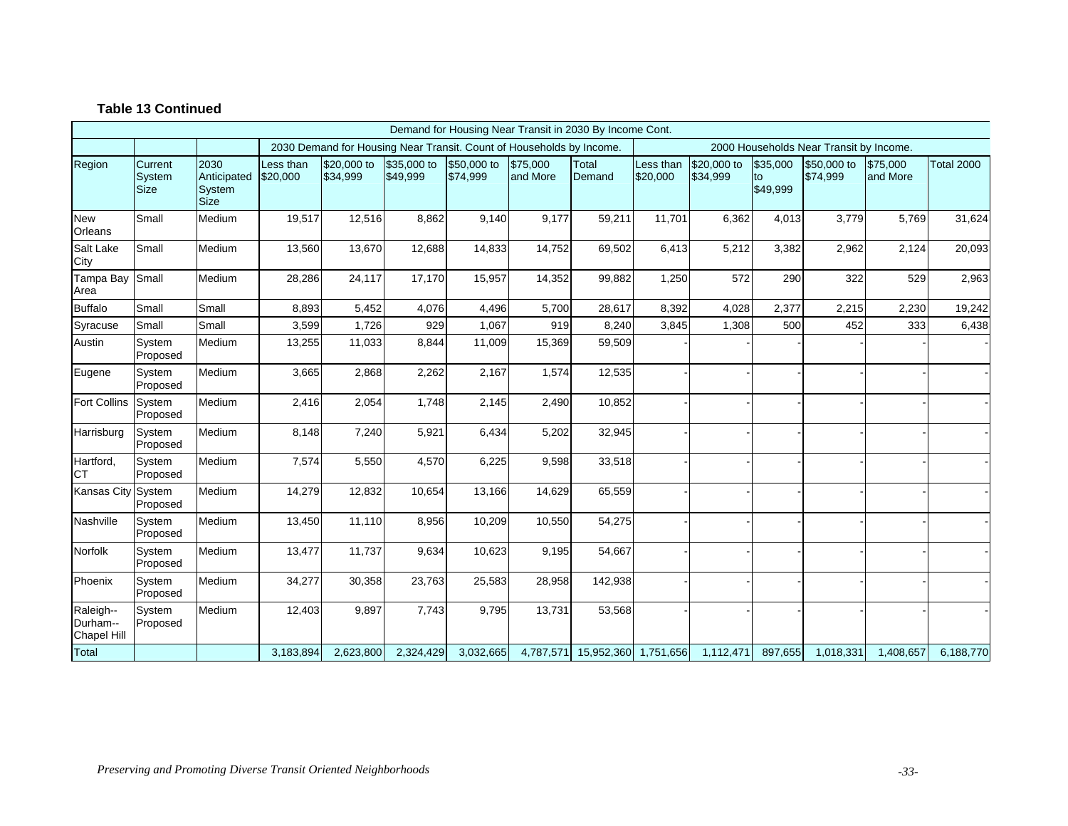**Table 13 Continued**

| Demand for Housing Near Transit in 2030 By Income Cont. | | | | | | | | | | | | | | |
|---|---|---|---|---|---|---|---|---|---|---|---|---|---|---|
| | | | 2030 Demand for Housing Near Transit. Count of Households by Income. | | | | | | 2000 Households Near Transit by Income. | | | | | |
| Region | Current System Size | 2030 Anticipated System Size | Less than $20,000 | $20,000 to $34,999 | $35,000 to $49,999 | $50,000 to $74,999 | $75,000 and More | Total Demand | Less than $20,000 | $20,000 to $34,999 | $35,000 to $49,999 | $50,000 to $74,999 | $75,000 and More | Total 2000 |
| New Orleans | Small | Medium | 19,517 | 12,516 | 8,862 | 9,140 | 9,177 | 59,211 | 11,701 | 6,362 | 4,013 | 3,779 | 5,769 | 31,624 |
| Salt Lake City | Small | Medium | 13,560 | 13,670 | 12,688 | 14,833 | 14,752 | 69,502 | 6,413 | 5,212 | 3,382 | 2,962 | 2,124 | 20,093 |
| Tampa Bay Area | Small | Medium | 28,286 | 24,117 | 17,170 | 15,957 | 14,352 | 99,882 | 1,250 | 572 | 290 | 322 | 529 | 2,963 |
| Buffalo | Small | Small | 8,893 | 5,452 | 4,076 | 4,496 | 5,700 | 28,617 | 8,392 | 4,028 | 2,377 | 2,215 | 2,230 | 19,242 |
| Syracuse | Small | Small | 3,599 | 1,726 | 929 | 1,067 | 919 | 8,240 | 3,845 | 1,308 | 500 | 452 | 333 | 6,438 |
| Austin | System Proposed | Medium | 13,255 | 11,033 | 8,844 | 11,009 | 15,369 | 59,509 | - | - | - | - | - | - |
| Eugene | System Proposed | Medium | 3,665 | 2,868 | 2,262 | 2,167 | 1,574 | 12,535 | - | - | - | - | - | - |
| Fort Collins | System Proposed | Medium | 2,416 | 2,054 | 1,748 | 2,145 | 2,490 | 10,852 | - | - | - | - | - | - |
| Harrisburg | System Proposed | Medium | 8,148 | 7,240 | 5,921 | 6,434 | 5,202 | 32,945 | - | - | - | - | - | - |
| Hartford, CT | System Proposed | Medium | 7,574 | 5,550 | 4,570 | 6,225 | 9,598 | 33,518 | - | - | - | - | - | - |
| Kansas City | System Proposed | Medium | 14,279 | 12,832 | 10,654 | 13,166 | 14,629 | 65,559 | - | - | - | - | - | - |
| Nashville | System Proposed | Medium | 13,450 | 11,110 | 8,956 | 10,209 | 10,550 | 54,275 | - | - | - | - | - | - |
| Norfolk | System Proposed | Medium | 13,477 | 11,737 | 9,634 | 10,623 | 9,195 | 54,667 | - | - | - | - | - | - |
| Phoenix | System Proposed | Medium | 34,277 | 30,358 | 23,763 | 25,583 | 28,958 | 142,938 | - | - | - | - | - | - |
| Raleigh--Durham--Chapel Hill | System Proposed | Medium | 12,403 | 9,897 | 7,743 | 9,795 | 13,731 | 53,568 | - | - | - | - | - | - |
| Total | | | 3,183,894 | 2,623,800 | 2,324,429 | 3,032,665 | 4,787,571 | 15,952,360 | 1,751,656 | 1,112,471 | 897,655 | 1,018,331 | 1,408,657 | 6,188,770 |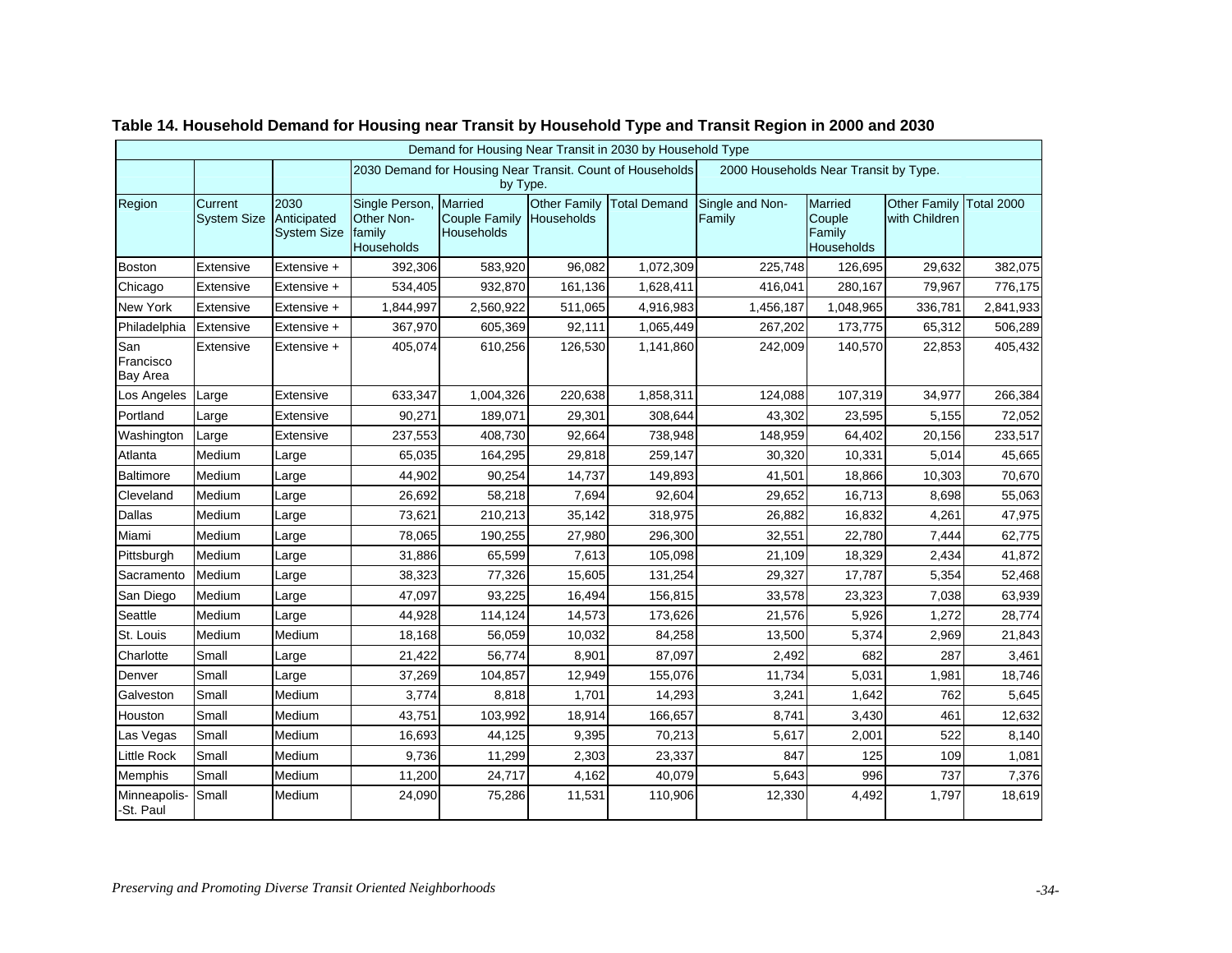**Table 14. Household Demand for Housing near Transit by Household Type and Transit Region in 2000 and 2030**

| Demand for Housing Near Transit in 2030 by Household Type | | | | | | | | | | |
|---|---|---|---|---|---|---|---|---|---|---|
| | | | 2030 Demand for Housing Near Transit. Count of Households by Type. | | | | 2000 Households Near Transit by Type. | | | |
| Region | Current System Size | 2030 Anticipated System Size | Single Person, Other Non-family Households | Married Couple Family Households | Other Family Households | Total Demand | Single and Non-Family | Married Couple Family Households | Other Family with Children | Total 2000 |
| Boston | Extensive | Extensive + | 392,306 | 583,920 | 96,082 | 1,072,309 | 225,748 | 126,695 | 29,632 | 382,075 |
| Chicago | Extensive | Extensive + | 534,405 | 932,870 | 161,136 | 1,628,411 | 416,041 | 280,167 | 79,967 | 776,175 |
| New York | Extensive | Extensive + | 1,844,997 | 2,560,922 | 511,065 | 4,916,983 | 1,456,187 | 1,048,965 | 336,781 | 2,841,933 |
| Philadelphia | Extensive | Extensive + | 367,970 | 605,369 | 92,111 | 1,065,449 | 267,202 | 173,775 | 65,312 | 506,289 |
| San Francisco Bay Area | Extensive | Extensive + | 405,074 | 610,256 | 126,530 | 1,141,860 | 242,009 | 140,570 | 22,853 | 405,432 |
| Los Angeles | Large | Extensive | 633,347 | 1,004,326 | 220,638 | 1,858,311 | 124,088 | 107,319 | 34,977 | 266,384 |
| Portland | Large | Extensive | 90,271 | 189,071 | 29,301 | 308,644 | 43,302 | 23,595 | 5,155 | 72,052 |
| Washington | Large | Extensive | 237,553 | 408,730 | 92,664 | 738,948 | 148,959 | 64,402 | 20,156 | 233,517 |
| Atlanta | Medium | Large | 65,035 | 164,295 | 29,818 | 259,147 | 30,320 | 10,331 | 5,014 | 45,665 |
| Baltimore | Medium | Large | 44,902 | 90,254 | 14,737 | 149,893 | 41,501 | 18,866 | 10,303 | 70,670 |
| Cleveland | Medium | Large | 26,692 | 58,218 | 7,694 | 92,604 | 29,652 | 16,713 | 8,698 | 55,063 |
| Dallas | Medium | Large | 73,621 | 210,213 | 35,142 | 318,975 | 26,882 | 16,832 | 4,261 | 47,975 |
| Miami | Medium | Large | 78,065 | 190,255 | 27,980 | 296,300 | 32,551 | 22,780 | 7,444 | 62,775 |
| Pittsburgh | Medium | Large | 31,886 | 65,599 | 7,613 | 105,098 | 21,109 | 18,329 | 2,434 | 41,872 |
| Sacramento | Medium | Large | 38,323 | 77,326 | 15,605 | 131,254 | 29,327 | 17,787 | 5,354 | 52,468 |
| San Diego | Medium | Large | 47,097 | 93,225 | 16,494 | 156,815 | 33,578 | 23,323 | 7,038 | 63,939 |
| Seattle | Medium | Large | 44,928 | 114,124 | 14,573 | 173,626 | 21,576 | 5,926 | 1,272 | 28,774 |
| St. Louis | Medium | Medium | 18,168 | 56,059 | 10,032 | 84,258 | 13,500 | 5,374 | 2,969 | 21,843 |
| Charlotte | Small | Large | 21,422 | 56,774 | 8,901 | 87,097 | 2,492 | 682 | 287 | 3,461 |
| Denver | Small | Large | 37,269 | 104,857 | 12,949 | 155,076 | 11,734 | 5,031 | 1,981 | 18,746 |
| Galveston | Small | Medium | 3,774 | 8,818 | 1,701 | 14,293 | 3,241 | 1,642 | 762 | 5,645 |
| Houston | Small | Medium | 43,751 | 103,992 | 18,914 | 166,657 | 8,741 | 3,430 | 461 | 12,632 |
| Las Vegas | Small | Medium | 16,693 | 44,125 | 9,395 | 70,213 | 5,617 | 2,001 | 522 | 8,140 |
| Little Rock | Small | Medium | 9,736 | 11,299 | 2,303 | 23,337 | 847 | 125 | 109 | 1,081 |
| Memphis | Small | Medium | 11,200 | 24,717 | 4,162 | 40,079 | 5,643 | 996 | 737 | 7,376 |
| Minneapolis--St. Paul | Small | Medium | 24,090 | 75,286 | 11,531 | 110,906 | 12,330 | 4,492 | 1,797 | 18,619 |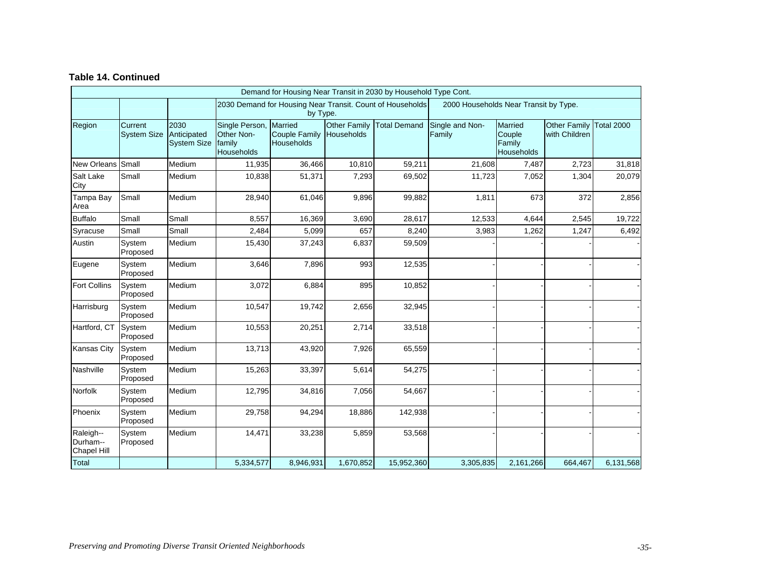**Table 14. Continued**

| Demand for Housing Near Transit in 2030 by Household Type Cont. | | | | | | | | | | |
|---|---|---|---|---|---|---|---|---|---|---|
| | | | 2030 Demand for Housing Near Transit. Count of Households by Type. | | | | 2000 Households Near Transit by Type. | | | |
| Region | Current System Size | 2030 Anticipated System Size | Single Person, Other Non-family Households | Married Couple Family Households | Other Family Households | Total Demand | Single and Non-Family | Married Couple Family Households | Other Family with Children | Total 2000 |
| New Orleans | Small | Medium | 11,935 | 36,466 | 10,810 | 59,211 | 21,608 | 7,487 | 2,723 | 31,818 |
| Salt Lake City | Small | Medium | 10,838 | 51,371 | 7,293 | 69,502 | 11,723 | 7,052 | 1,304 | 20,079 |
| Tampa Bay Area | Small | Medium | 28,940 | 61,046 | 9,896 | 99,882 | 1,811 | 673 | 372 | 2,856 |
| Buffalo | Small | Small | 8,557 | 16,369 | 3,690 | 28,617 | 12,533 | 4,644 | 2,545 | 19,722 |
| Syracuse | Small | Small | 2,484 | 5,099 | 657 | 8,240 | 3,983 | 1,262 | 1,247 | 6,492 |
| Austin | System Proposed | Medium | 15,430 | 37,243 | 6,837 | 59,509 | - | - | - | - |
| Eugene | System Proposed | Medium | 3,646 | 7,896 | 993 | 12,535 | - | - | - | - |
| Fort Collins | System Proposed | Medium | 3,072 | 6,884 | 895 | 10,852 | - | - | - | - |
| Harrisburg | System Proposed | Medium | 10,547 | 19,742 | 2,656 | 32,945 | - | - | - | - |
| Hartford, CT | System Proposed | Medium | 10,553 | 20,251 | 2,714 | 33,518 | - | - | - | - |
| Kansas City | System Proposed | Medium | 13,713 | 43,920 | 7,926 | 65,559 | - | - | - | - |
| Nashville | System Proposed | Medium | 15,263 | 33,397 | 5,614 | 54,275 | - | - | - | - |
| Norfolk | System Proposed | Medium | 12,795 | 34,816 | 7,056 | 54,667 | - | - | - | - |
| Phoenix | System Proposed | Medium | 29,758 | 94,294 | 18,886 | 142,938 | - | - | - | - |
| Raleigh--Durham--Chapel Hill | System Proposed | Medium | 14,471 | 33,238 | 5,859 | 53,568 | - | - | - | - |
| Total | | | 5,334,577 | 8,946,931 | 1,670,852 | 15,952,360 | 3,305,835 | 2,161,266 | 664,467 | 6,131,568 |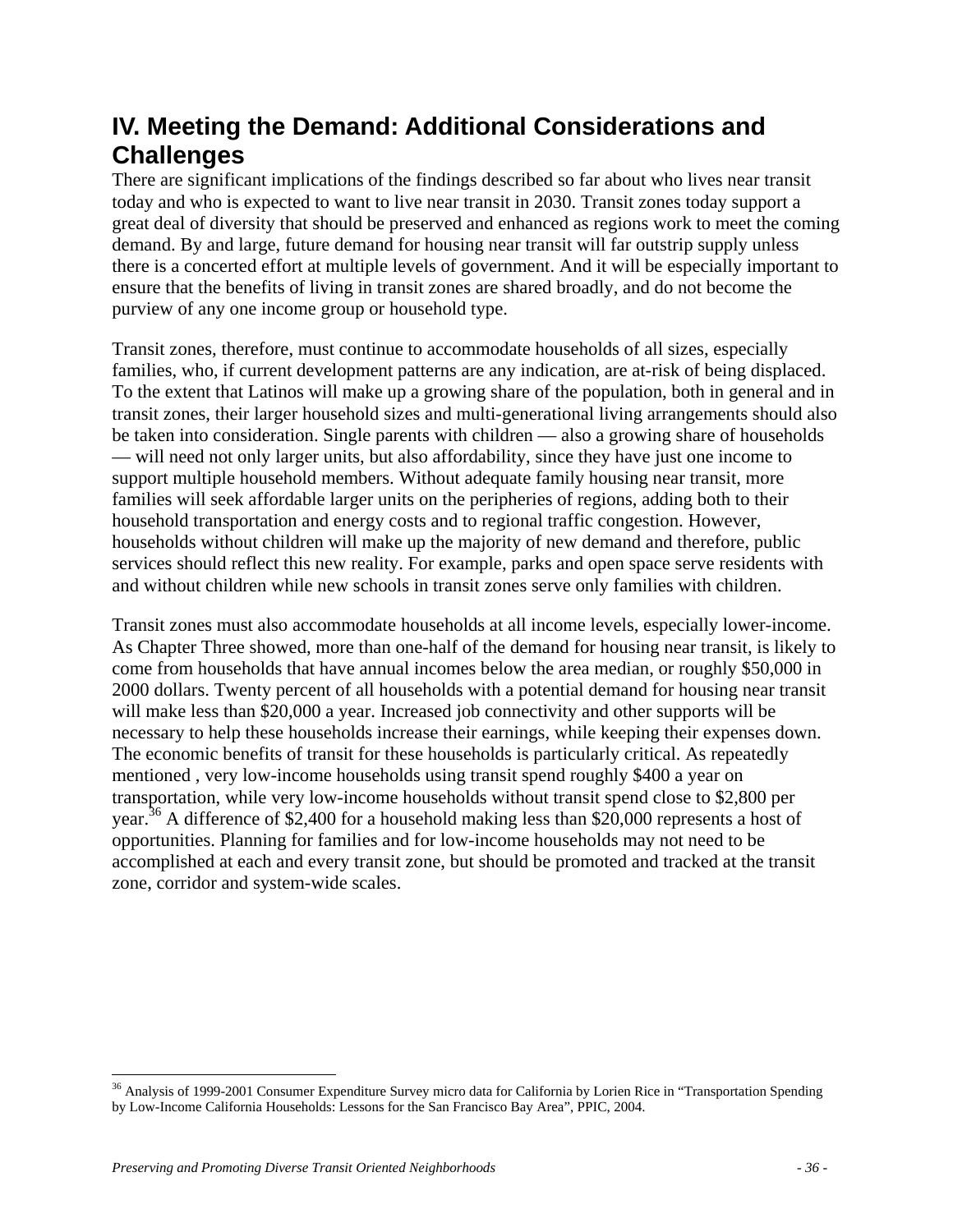# IV. Meeting the Demand: Additional Considerations and Challenges

There are significant implications of the findings described so far about who lives near transit today and who is expected to want to live near transit in 2030. Transit zones today support a great deal of diversity that should be preserved and enhanced as regions work to meet the coming demand. By and large, future demand for housing near transit will far outstrip supply unless there is a concerted effort at multiple levels of government. And it will be especially important to ensure that the benefits of living in transit zones are shared broadly, and do not become the purview of any one income group or household type.

Transit zones, therefore, must continue to accommodate households of all sizes, especially families, who, if current development patterns are any indication, are at-risk of being displaced. To the extent that Latinos will make up a growing share of the population, both in general and in transit zones, their larger household sizes and multi-generational living arrangements should also be taken into consideration. Single parents with children — also a growing share of households — will need not only larger units, but also affordability, since they have just one income to support multiple household members. Without adequate family housing near transit, more families will seek affordable larger units on the peripheries of regions, adding both to their household transportation and energy costs and to regional traffic congestion. However, households without children will make up the majority of new demand and therefore, public services should reflect this new reality. For example, parks and open space serve residents with and without children while new schools in transit zones serve only families with children.

Transit zones must also accommodate households at all income levels, especially lower-income. As Chapter Three showed, more than one-half of the demand for housing near transit, is likely to come from households that have annual incomes below the area median, or roughly $50,000 in 2000 dollars. Twenty percent of all households with a potential demand for housing near transit will make less than $20,000 a year. Increased job connectivity and other supports will be necessary to help these households increase their earnings, while keeping their expenses down. The economic benefits of transit for these households is particularly critical. As repeatedly mentioned , very low-income households using transit spend roughly $400 a year on transportation, while very low-income households without transit spend close to $2,800 per year.[36] A difference of $2,400 for a household making less than $20,000 represents a host of opportunities. Planning for families and for low-income households may not need to be accomplished at each and every transit zone, but should be promoted and tracked at the transit zone, corridor and system-wide scales.

[36] Analysis of 1999-2001 Consumer Expenditure Survey micro data for California by Lorien Rice in "Transportation Spending by Low-Income California Households: Lessons for the San Francisco Bay Area", PPIC, 2004.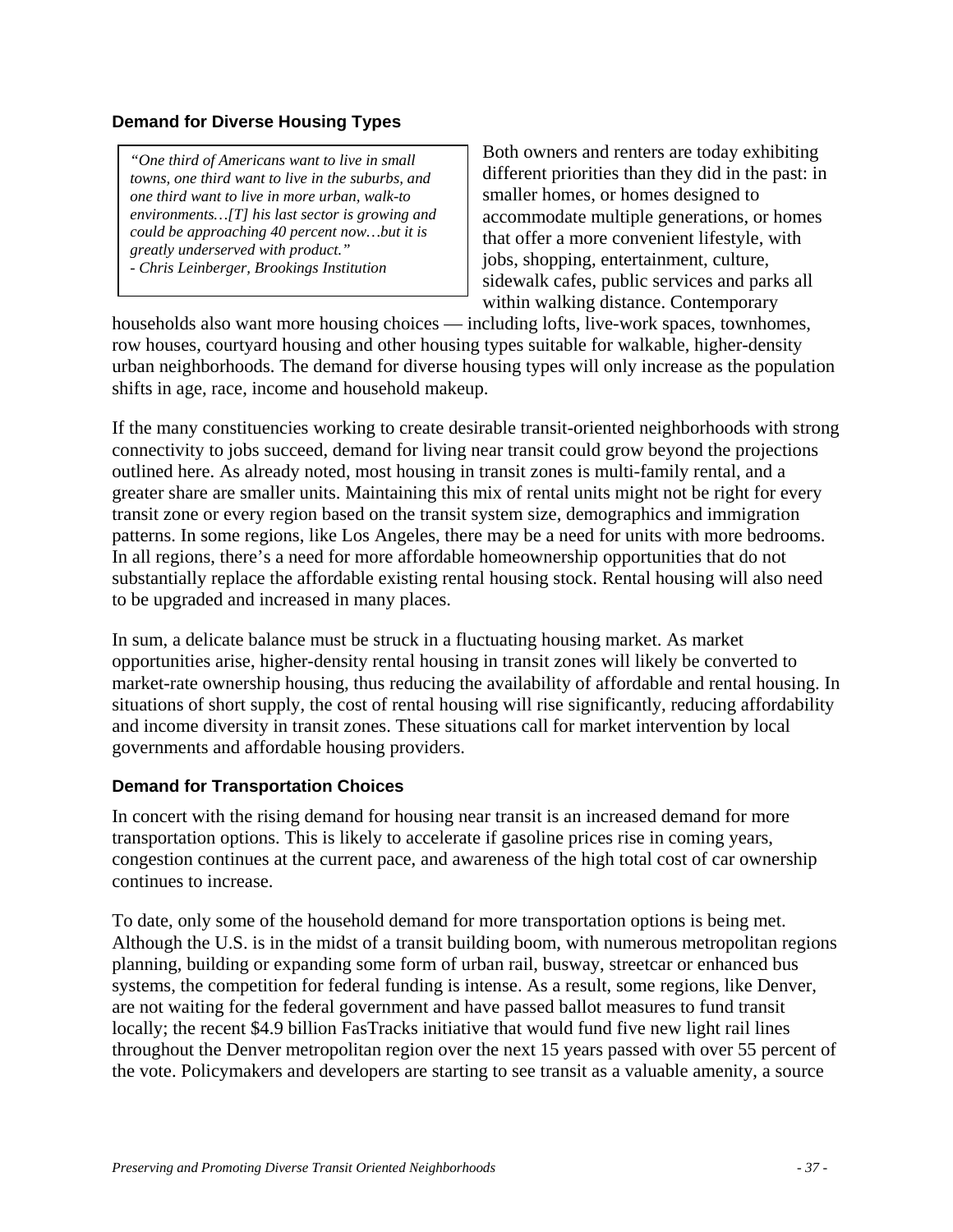### Demand for Diverse Housing Types

> *"One third of Americans want to live in small towns, one third want to live in the suburbs, and one third want to live in more urban, walk-to environments…[T] his last sector is growing and could be approaching 40 percent now…but it is greatly underserved with product."*
> *- Chris Leinberger, Brookings Institution*

Both owners and renters are today exhibiting different priorities than they did in the past: in smaller homes, or homes designed to accommodate multiple generations, or homes that offer a more convenient lifestyle, with jobs, shopping, entertainment, culture, sidewalk cafes, public services and parks all within walking distance. Contemporary households also want more housing choices — including lofts, live-work spaces, townhomes, row houses, courtyard housing and other housing types suitable for walkable, higher-density urban neighborhoods. The demand for diverse housing types will only increase as the population shifts in age, race, income and household makeup.

If the many constituencies working to create desirable transit-oriented neighborhoods with strong connectivity to jobs succeed, demand for living near transit could grow beyond the projections outlined here. As already noted, most housing in transit zones is multi-family rental, and a greater share are smaller units. Maintaining this mix of rental units might not be right for every transit zone or every region based on the transit system size, demographics and immigration patterns. In some regions, like Los Angeles, there may be a need for units with more bedrooms. In all regions, there's a need for more affordable homeownership opportunities that do not substantially replace the affordable existing rental housing stock. Rental housing will also need to be upgraded and increased in many places.

In sum, a delicate balance must be struck in a fluctuating housing market. As market opportunities arise, higher-density rental housing in transit zones will likely be converted to market-rate ownership housing, thus reducing the availability of affordable and rental housing. In situations of short supply, the cost of rental housing will rise significantly, reducing affordability and income diversity in transit zones. These situations call for market intervention by local governments and affordable housing providers.

### Demand for Transportation Choices

In concert with the rising demand for housing near transit is an increased demand for more transportation options. This is likely to accelerate if gasoline prices rise in coming years, congestion continues at the current pace, and awareness of the high total cost of car ownership continues to increase.

To date, only some of the household demand for more transportation options is being met. Although the U.S. is in the midst of a transit building boom, with numerous metropolitan regions planning, building or expanding some form of urban rail, busway, streetcar or enhanced bus systems, the competition for federal funding is intense. As a result, some regions, like Denver, are not waiting for the federal government and have passed ballot measures to fund transit locally; the recent $4.9 billion FasTracks initiative that would fund five new light rail lines throughout the Denver metropolitan region over the next 15 years passed with over 55 percent of the vote. Policymakers and developers are starting to see transit as a valuable amenity, a source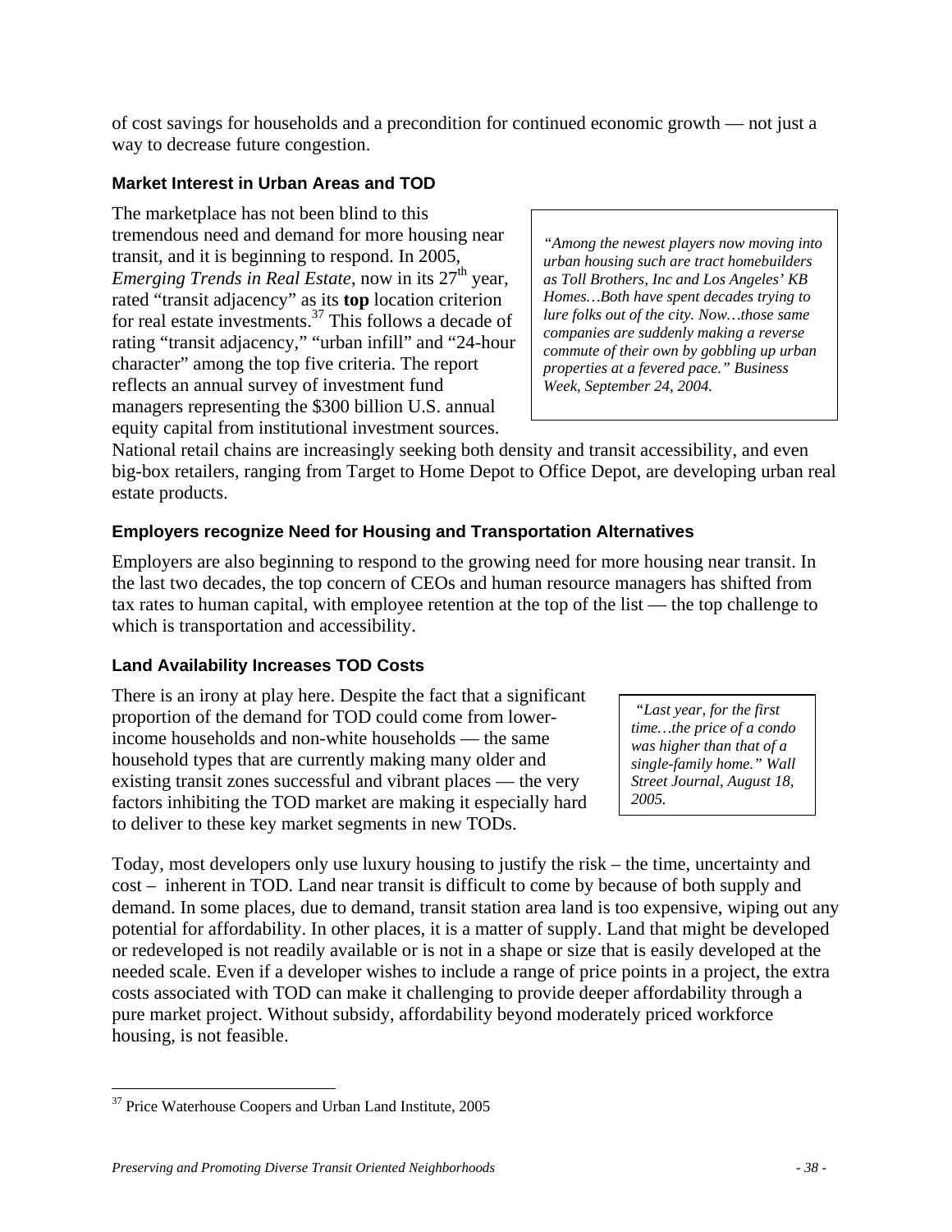of cost savings for households and a precondition for continued economic growth — not just a way to decrease future congestion.

### Market Interest in Urban Areas and TOD

The marketplace has not been blind to this tremendous need and demand for more housing near transit, and it is beginning to respond. In 2005, *Emerging Trends in Real Estate*, now in its 27th year, rated "transit adjacency" as its **top** location criterion for real estate investments.[37] This follows a decade of rating "transit adjacency," "urban infill" and "24-hour character" among the top five criteria. The report reflects an annual survey of investment fund managers representing the $300 billion U.S. annual equity capital from institutional investment sources. National retail chains are increasingly seeking both density and transit accessibility, and even big-box retailers, ranging from Target to Home Depot to Office Depot, are developing urban real estate products.

> *"Among the newest players now moving into urban housing such are tract homebuilders as Toll Brothers, Inc and Los Angeles' KB Homes…Both have spent decades trying to lure folks out of the city. Now…those same companies are suddenly making a reverse commute of their own by gobbling up urban properties at a fevered pace." Business Week, September 24, 2004.*

### Employers recognize Need for Housing and Transportation Alternatives

Employers are also beginning to respond to the growing need for more housing near transit. In the last two decades, the top concern of CEOs and human resource managers has shifted from tax rates to human capital, with employee retention at the top of the list — the top challenge to which is transportation and accessibility.

### Land Availability Increases TOD Costs

There is an irony at play here. Despite the fact that a significant proportion of the demand for TOD could come from lower-income households and non-white households — the same household types that are currently making many older and existing transit zones successful and vibrant places — the very factors inhibiting the TOD market are making it especially hard to deliver to these key market segments in new TODs.

> *"Last year, for the first time…the price of a condo was higher than that of a single-family home." Wall Street Journal, August 18, 2005.*

Today, most developers only use luxury housing to justify the risk – the time, uncertainty and cost – inherent in TOD. Land near transit is difficult to come by because of both supply and demand. In some places, due to demand, transit station area land is too expensive, wiping out any potential for affordability. In other places, it is a matter of supply. Land that might be developed or redeveloped is not readily available or is not in a shape or size that is easily developed at the needed scale. Even if a developer wishes to include a range of price points in a project, the extra costs associated with TOD can make it challenging to provide deeper affordability through a pure market project. Without subsidy, affordability beyond moderately priced workforce housing, is not feasible.

[37] Price Waterhouse Coopers and Urban Land Institute, 2005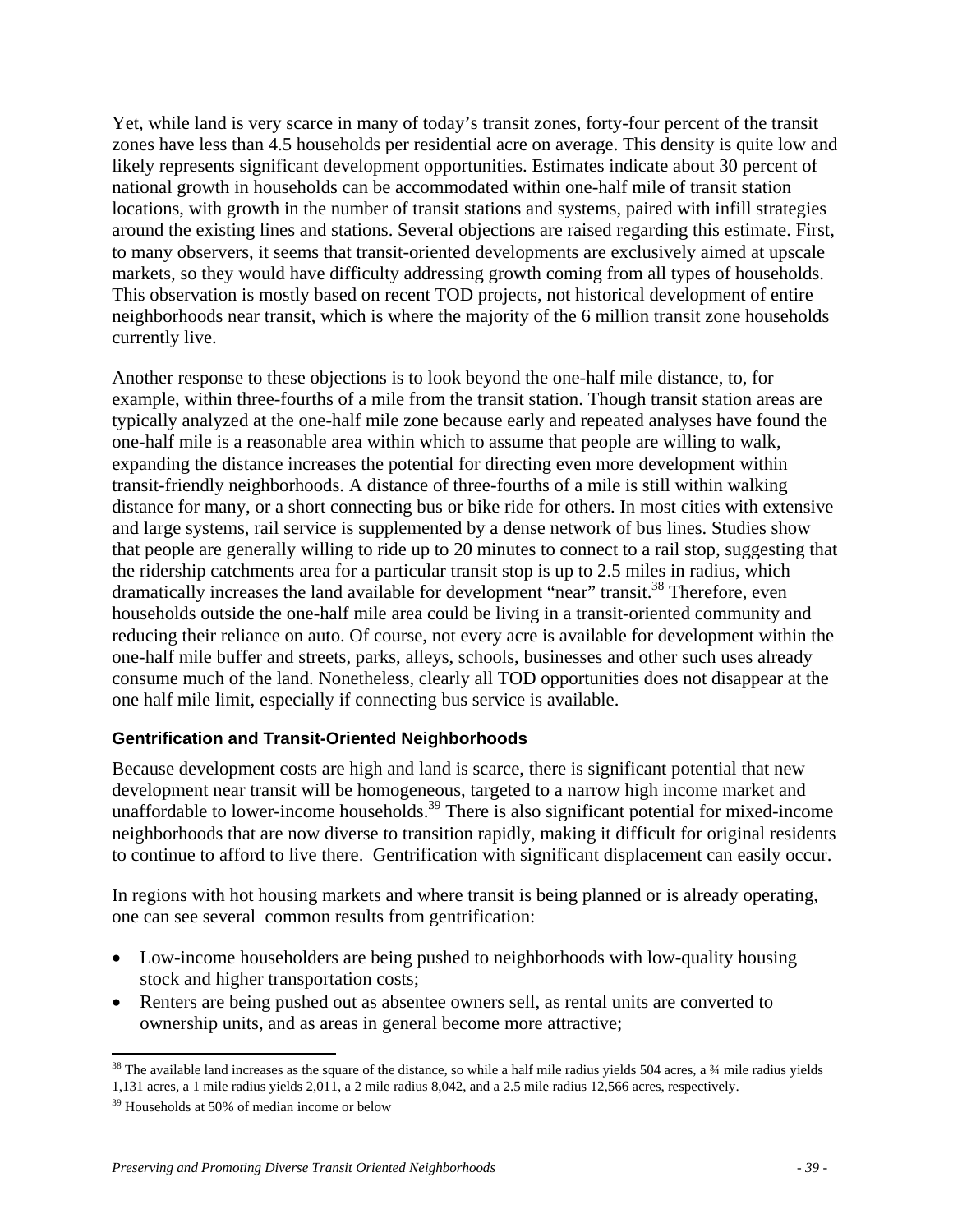Yet, while land is very scarce in many of today's transit zones, forty-four percent of the transit zones have less than 4.5 households per residential acre on average. This density is quite low and likely represents significant development opportunities. Estimates indicate about 30 percent of national growth in households can be accommodated within one-half mile of transit station locations, with growth in the number of transit stations and systems, paired with infill strategies around the existing lines and stations. Several objections are raised regarding this estimate. First, to many observers, it seems that transit-oriented developments are exclusively aimed at upscale markets, so they would have difficulty addressing growth coming from all types of households. This observation is mostly based on recent TOD projects, not historical development of entire neighborhoods near transit, which is where the majority of the 6 million transit zone households currently live.

Another response to these objections is to look beyond the one-half mile distance, to, for example, within three-fourths of a mile from the transit station. Though transit station areas are typically analyzed at the one-half mile zone because early and repeated analyses have found the one-half mile is a reasonable area within which to assume that people are willing to walk, expanding the distance increases the potential for directing even more development within transit-friendly neighborhoods. A distance of three-fourths of a mile is still within walking distance for many, or a short connecting bus or bike ride for others. In most cities with extensive and large systems, rail service is supplemented by a dense network of bus lines. Studies show that people are generally willing to ride up to 20 minutes to connect to a rail stop, suggesting that the ridership catchments area for a particular transit stop is up to 2.5 miles in radius, which dramatically increases the land available for development "near" transit.[38] Therefore, even households outside the one-half mile area could be living in a transit-oriented community and reducing their reliance on auto. Of course, not every acre is available for development within the one-half mile buffer and streets, parks, alleys, schools, businesses and other such uses already consume much of the land. Nonetheless, clearly all TOD opportunities does not disappear at the one half mile limit, especially if connecting bus service is available.

#### Gentrification and Transit-Oriented Neighborhoods

Because development costs are high and land is scarce, there is significant potential that new development near transit will be homogeneous, targeted to a narrow high income market and unaffordable to lower-income households.[39] There is also significant potential for mixed-income neighborhoods that are now diverse to transition rapidly, making it difficult for original residents to continue to afford to live there. Gentrification with significant displacement can easily occur.

In regions with hot housing markets and where transit is being planned or is already operating, one can see several common results from gentrification:

- Low-income householders are being pushed to neighborhoods with low-quality housing stock and higher transportation costs;
- Renters are being pushed out as absentee owners sell, as rental units are converted to ownership units, and as areas in general become more attractive;

[38] The available land increases as the square of the distance, so while a half mile radius yields 504 acres, a ¾ mile radius yields 1,131 acres, a 1 mile radius yields 2,011, a 2 mile radius 8,042, and a 2.5 mile radius 12,566 acres, respectively.

[39] Households at 50% of median income or below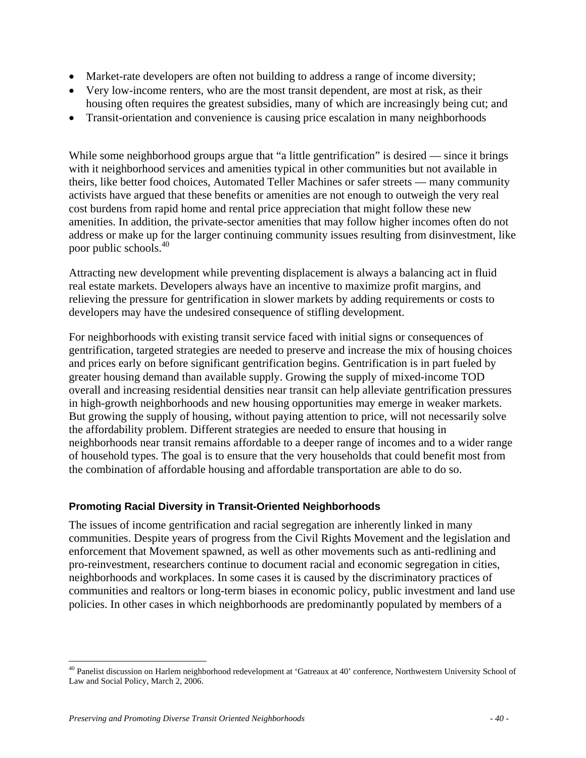- Market-rate developers are often not building to address a range of income diversity;
- Very low-income renters, who are the most transit dependent, are most at risk, as their housing often requires the greatest subsidies, many of which are increasingly being cut; and
- Transit-orientation and convenience is causing price escalation in many neighborhoods

While some neighborhood groups argue that "a little gentrification" is desired — since it brings with it neighborhood services and amenities typical in other communities but not available in theirs, like better food choices, Automated Teller Machines or safer streets — many community activists have argued that these benefits or amenities are not enough to outweigh the very real cost burdens from rapid home and rental price appreciation that might follow these new amenities. In addition, the private-sector amenities that may follow higher incomes often do not address or make up for the larger continuing community issues resulting from disinvestment, like poor public schools.[40]

Attracting new development while preventing displacement is always a balancing act in fluid real estate markets. Developers always have an incentive to maximize profit margins, and relieving the pressure for gentrification in slower markets by adding requirements or costs to developers may have the undesired consequence of stifling development.

For neighborhoods with existing transit service faced with initial signs or consequences of gentrification, targeted strategies are needed to preserve and increase the mix of housing choices and prices early on before significant gentrification begins. Gentrification is in part fueled by greater housing demand than available supply. Growing the supply of mixed-income TOD overall and increasing residential densities near transit can help alleviate gentrification pressures in high-growth neighborhoods and new housing opportunities may emerge in weaker markets. But growing the supply of housing, without paying attention to price, will not necessarily solve the affordability problem. Different strategies are needed to ensure that housing in neighborhoods near transit remains affordable to a deeper range of incomes and to a wider range of household types. The goal is to ensure that the very households that could benefit most from the combination of affordable housing and affordable transportation are able to do so.

### Promoting Racial Diversity in Transit-Oriented Neighborhoods

The issues of income gentrification and racial segregation are inherently linked in many communities. Despite years of progress from the Civil Rights Movement and the legislation and enforcement that Movement spawned, as well as other movements such as anti-redlining and pro-reinvestment, researchers continue to document racial and economic segregation in cities, neighborhoods and workplaces. In some cases it is caused by the discriminatory practices of communities and realtors or long-term biases in economic policy, public investment and land use policies. In other cases in which neighborhoods are predominantly populated by members of a

[40] Panelist discussion on Harlem neighborhood redevelopment at 'Gatreaux at 40' conference, Northwestern University School of Law and Social Policy, March 2, 2006.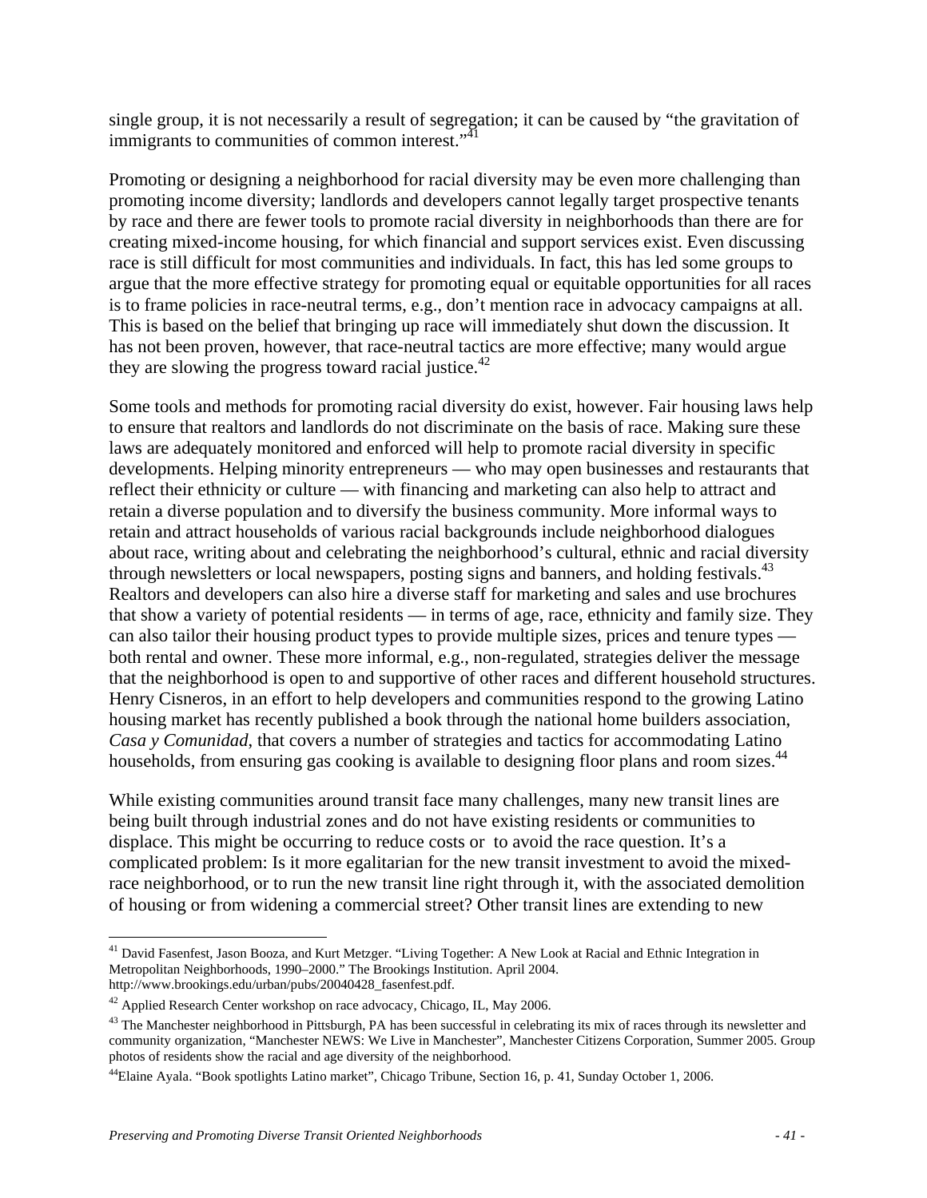single group, it is not necessarily a result of segregation; it can be caused by "the gravitation of immigrants to communities of common interest."[41]

Promoting or designing a neighborhood for racial diversity may be even more challenging than promoting income diversity; landlords and developers cannot legally target prospective tenants by race and there are fewer tools to promote racial diversity in neighborhoods than there are for creating mixed-income housing, for which financial and support services exist. Even discussing race is still difficult for most communities and individuals. In fact, this has led some groups to argue that the more effective strategy for promoting equal or equitable opportunities for all races is to frame policies in race-neutral terms, e.g., don't mention race in advocacy campaigns at all. This is based on the belief that bringing up race will immediately shut down the discussion. It has not been proven, however, that race-neutral tactics are more effective; many would argue they are slowing the progress toward racial justice.[42]

Some tools and methods for promoting racial diversity do exist, however. Fair housing laws help to ensure that realtors and landlords do not discriminate on the basis of race. Making sure these laws are adequately monitored and enforced will help to promote racial diversity in specific developments. Helping minority entrepreneurs — who may open businesses and restaurants that reflect their ethnicity or culture — with financing and marketing can also help to attract and retain a diverse population and to diversify the business community. More informal ways to retain and attract households of various racial backgrounds include neighborhood dialogues about race, writing about and celebrating the neighborhood's cultural, ethnic and racial diversity through newsletters or local newspapers, posting signs and banners, and holding festivals.[43] Realtors and developers can also hire a diverse staff for marketing and sales and use brochures that show a variety of potential residents — in terms of age, race, ethnicity and family size. They can also tailor their housing product types to provide multiple sizes, prices and tenure types — both rental and owner. These more informal, e.g., non-regulated, strategies deliver the message that the neighborhood is open to and supportive of other races and different household structures. Henry Cisneros, in an effort to help developers and communities respond to the growing Latino housing market has recently published a book through the national home builders association, *Casa y Comunidad*, that covers a number of strategies and tactics for accommodating Latino households, from ensuring gas cooking is available to designing floor plans and room sizes.[44]

While existing communities around transit face many challenges, many new transit lines are being built through industrial zones and do not have existing residents or communities to displace. This might be occurring to reduce costs or to avoid the race question. It's a complicated problem: Is it more egalitarian for the new transit investment to avoid the mixed-race neighborhood, or to run the new transit line right through it, with the associated demolition of housing or from widening a commercial street? Other transit lines are extending to new

---

[41] David Fasenfest, Jason Booza, and Kurt Metzger. "Living Together: A New Look at Racial and Ethnic Integration in Metropolitan Neighborhoods, 1990–2000." The Brookings Institution. April 2004. http://www.brookings.edu/urban/pubs/20040428_fasenfest.pdf.

[42] Applied Research Center workshop on race advocacy, Chicago, IL, May 2006.

[43] The Manchester neighborhood in Pittsburgh, PA has been successful in celebrating its mix of races through its newsletter and community organization, "Manchester NEWS: We Live in Manchester", Manchester Citizens Corporation, Summer 2005. Group photos of residents show the racial and age diversity of the neighborhood.

[44] Elaine Ayala. "Book spotlights Latino market", Chicago Tribune, Section 16, p. 41, Sunday October 1, 2006.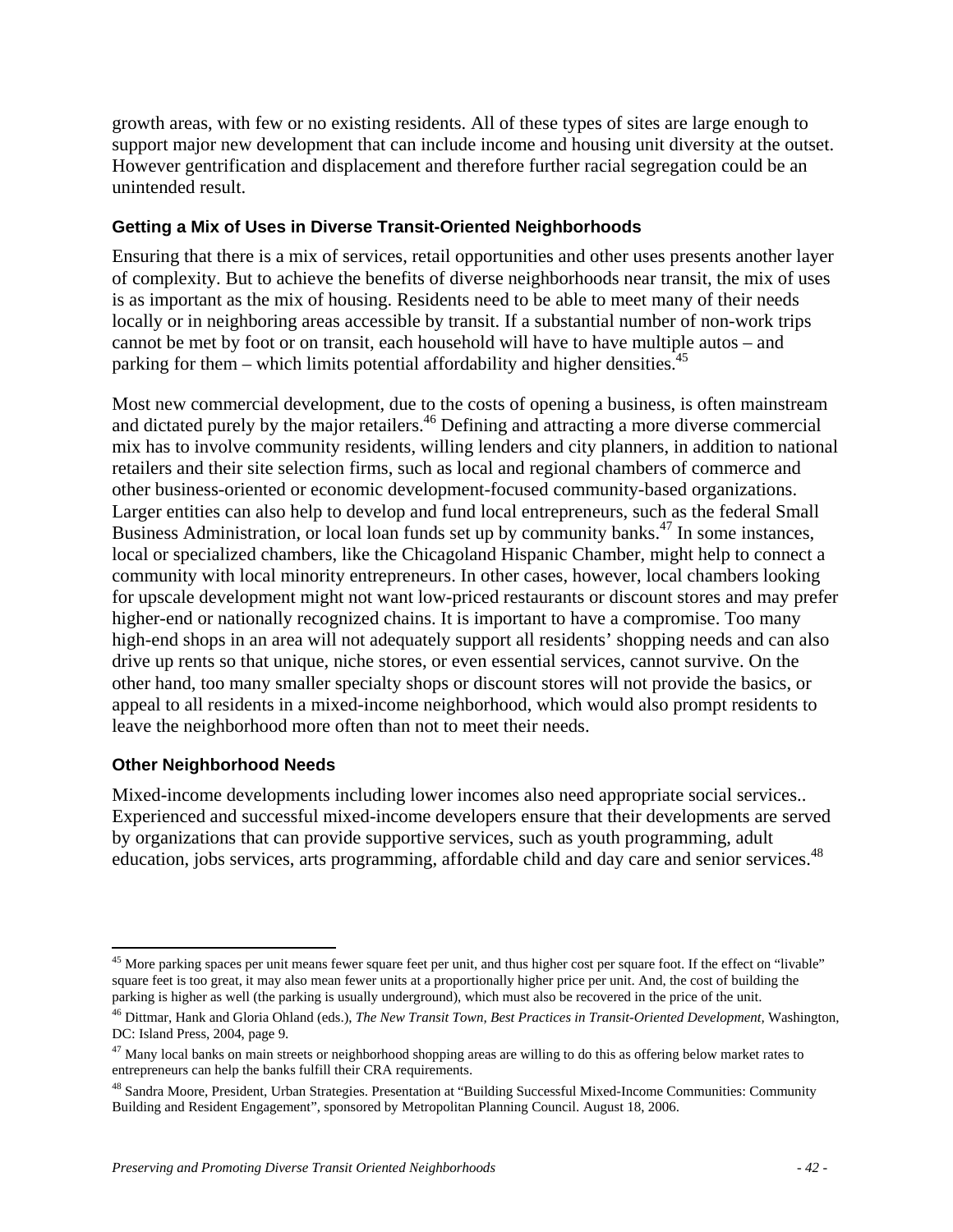growth areas, with few or no existing residents. All of these types of sites are large enough to support major new development that can include income and housing unit diversity at the outset. However gentrification and displacement and therefore further racial segregation could be an unintended result.

### Getting a Mix of Uses in Diverse Transit-Oriented Neighborhoods

Ensuring that there is a mix of services, retail opportunities and other uses presents another layer of complexity. But to achieve the benefits of diverse neighborhoods near transit, the mix of uses is as important as the mix of housing. Residents need to be able to meet many of their needs locally or in neighboring areas accessible by transit. If a substantial number of non-work trips cannot be met by foot or on transit, each household will have to have multiple autos – and parking for them – which limits potential affordability and higher densities.[45]

Most new commercial development, due to the costs of opening a business, is often mainstream and dictated purely by the major retailers.[46] Defining and attracting a more diverse commercial mix has to involve community residents, willing lenders and city planners, in addition to national retailers and their site selection firms, such as local and regional chambers of commerce and other business-oriented or economic development-focused community-based organizations. Larger entities can also help to develop and fund local entrepreneurs, such as the federal Small Business Administration, or local loan funds set up by community banks.[47] In some instances, local or specialized chambers, like the Chicagoland Hispanic Chamber, might help to connect a community with local minority entrepreneurs. In other cases, however, local chambers looking for upscale development might not want low-priced restaurants or discount stores and may prefer higher-end or nationally recognized chains. It is important to have a compromise. Too many high-end shops in an area will not adequately support all residents' shopping needs and can also drive up rents so that unique, niche stores, or even essential services, cannot survive. On the other hand, too many smaller specialty shops or discount stores will not provide the basics, or appeal to all residents in a mixed-income neighborhood, which would also prompt residents to leave the neighborhood more often than not to meet their needs.

### Other Neighborhood Needs

Mixed-income developments including lower incomes also need appropriate social services.. Experienced and successful mixed-income developers ensure that their developments are served by organizations that can provide supportive services, such as youth programming, adult education, jobs services, arts programming, affordable child and day care and senior services.[48]

---

[45] More parking spaces per unit means fewer square feet per unit, and thus higher cost per square foot. If the effect on "livable" square feet is too great, it may also mean fewer units at a proportionally higher price per unit. And, the cost of building the parking is higher as well (the parking is usually underground), which must also be recovered in the price of the unit.

[46] Dittmar, Hank and Gloria Ohland (eds.), *The New Transit Town, Best Practices in Transit-Oriented Development,* Washington, DC: Island Press, 2004, page 9.

[47] Many local banks on main streets or neighborhood shopping areas are willing to do this as offering below market rates to entrepreneurs can help the banks fulfill their CRA requirements.

[48] Sandra Moore, President, Urban Strategies. Presentation at "Building Successful Mixed-Income Communities: Community Building and Resident Engagement", sponsored by Metropolitan Planning Council. August 18, 2006.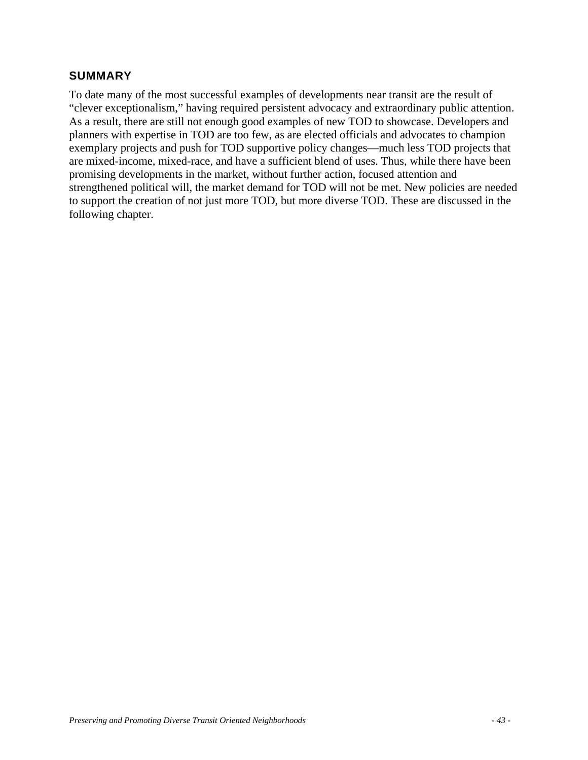## SUMMARY

To date many of the most successful examples of developments near transit are the result of "clever exceptionalism," having required persistent advocacy and extraordinary public attention. As a result, there are still not enough good examples of new TOD to showcase. Developers and planners with expertise in TOD are too few, as are elected officials and advocates to champion exemplary projects and push for TOD supportive policy changes—much less TOD projects that are mixed-income, mixed-race, and have a sufficient blend of uses. Thus, while there have been promising developments in the market, without further action, focused attention and strengthened political will, the market demand for TOD will not be met. New policies are needed to support the creation of not just more TOD, but more diverse TOD. These are discussed in the following chapter.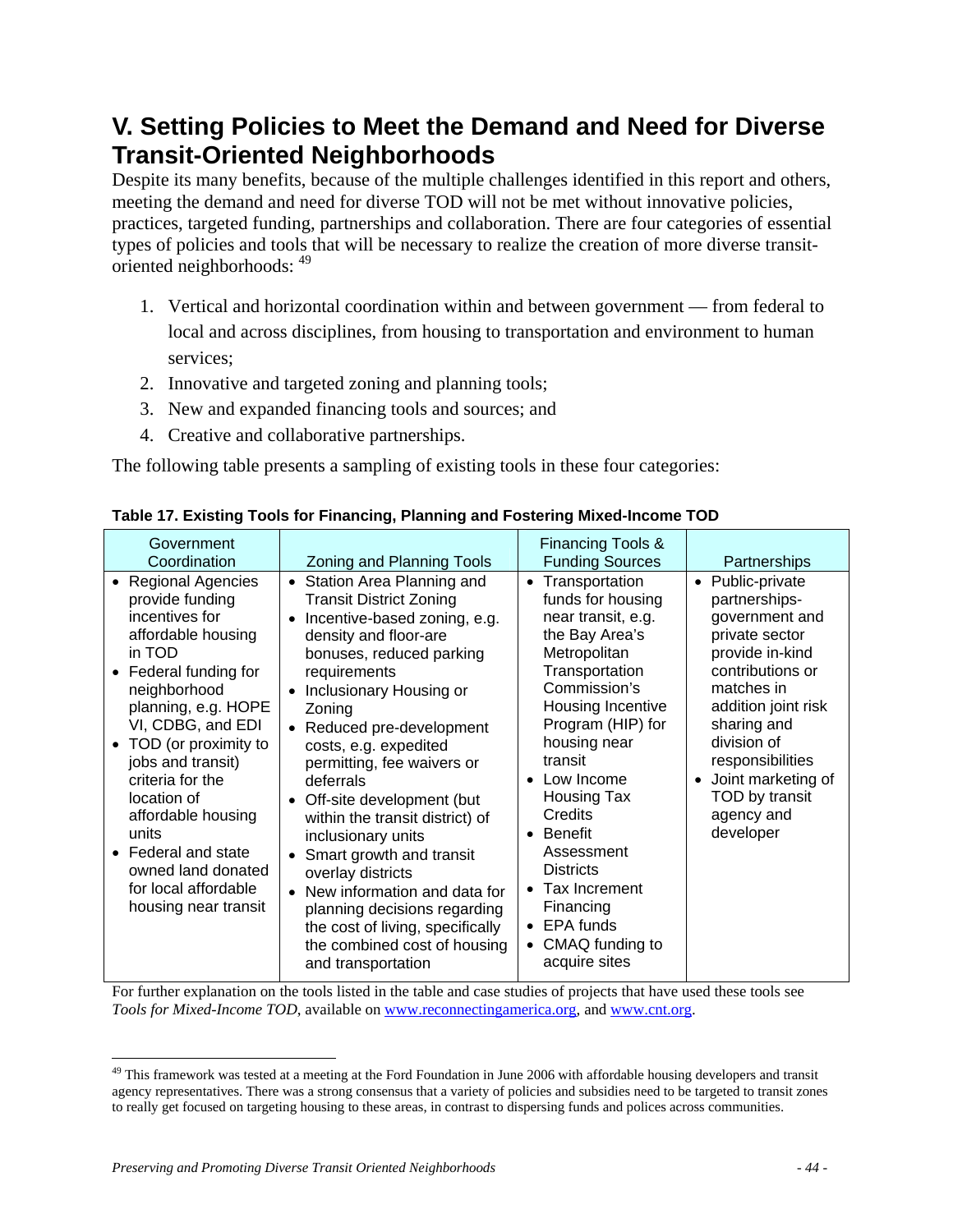# V. Setting Policies to Meet the Demand and Need for Diverse Transit-Oriented Neighborhoods

Despite its many benefits, because of the multiple challenges identified in this report and others, meeting the demand and need for diverse TOD will not be met without innovative policies, practices, targeted funding, partnerships and collaboration. There are four categories of essential types of policies and tools that will be necessary to realize the creation of more diverse transit-oriented neighborhoods: [49]

1. Vertical and horizontal coordination within and between government — from federal to local and across disciplines, from housing to transportation and environment to human services;
2. Innovative and targeted zoning and planning tools;
3. New and expanded financing tools and sources; and
4. Creative and collaborative partnerships.

The following table presents a sampling of existing tools in these four categories:

**Table 17. Existing Tools for Financing, Planning and Fostering Mixed-Income TOD**

| Government Coordination | Zoning and Planning Tools | Financing Tools & Funding Sources | Partnerships |
|---|---|---|---|
| • Regional Agencies provide funding incentives for affordable housing in TOD<br>• Federal funding for neighborhood planning, e.g. HOPE VI, CDBG, and EDI<br>• TOD (or proximity to jobs and transit) criteria for the location of affordable housing units<br>• Federal and state owned land donated for local affordable housing near transit | • Station Area Planning and Transit District Zoning<br>• Incentive-based zoning, e.g. density and floor-are bonuses, reduced parking requirements<br>• Inclusionary Housing or Zoning<br>• Reduced pre-development costs, e.g. expedited permitting, fee waivers or deferrals<br>• Off-site development (but within the transit district) of inclusionary units<br>• Smart growth and transit overlay districts<br>• New information and data for planning decisions regarding the cost of living, specifically the combined cost of housing and transportation | • Transportation funds for housing near transit, e.g. the Bay Area's Metropolitan Transportation Commission's Housing Incentive Program (HIP) for housing near transit<br>• Low Income Housing Tax Credits<br>• Benefit Assessment Districts<br>• Tax Increment Financing<br>• EPA funds<br>• CMAQ funding to acquire sites | • Public-private partnerships- government and private sector provide in-kind contributions or matches in addition joint risk sharing and division of responsibilities<br>• Joint marketing of TOD by transit agency and developer |

For further explanation on the tools listed in the table and case studies of projects that have used these tools see *Tools for Mixed-Income TOD*, available on www.reconnectingamerica.org, and www.cnt.org.

[49] This framework was tested at a meeting at the Ford Foundation in June 2006 with affordable housing developers and transit agency representatives. There was a strong consensus that a variety of policies and subsidies need to be targeted to transit zones to really get focused on targeting housing to these areas, in contrast to dispersing funds and polices across communities.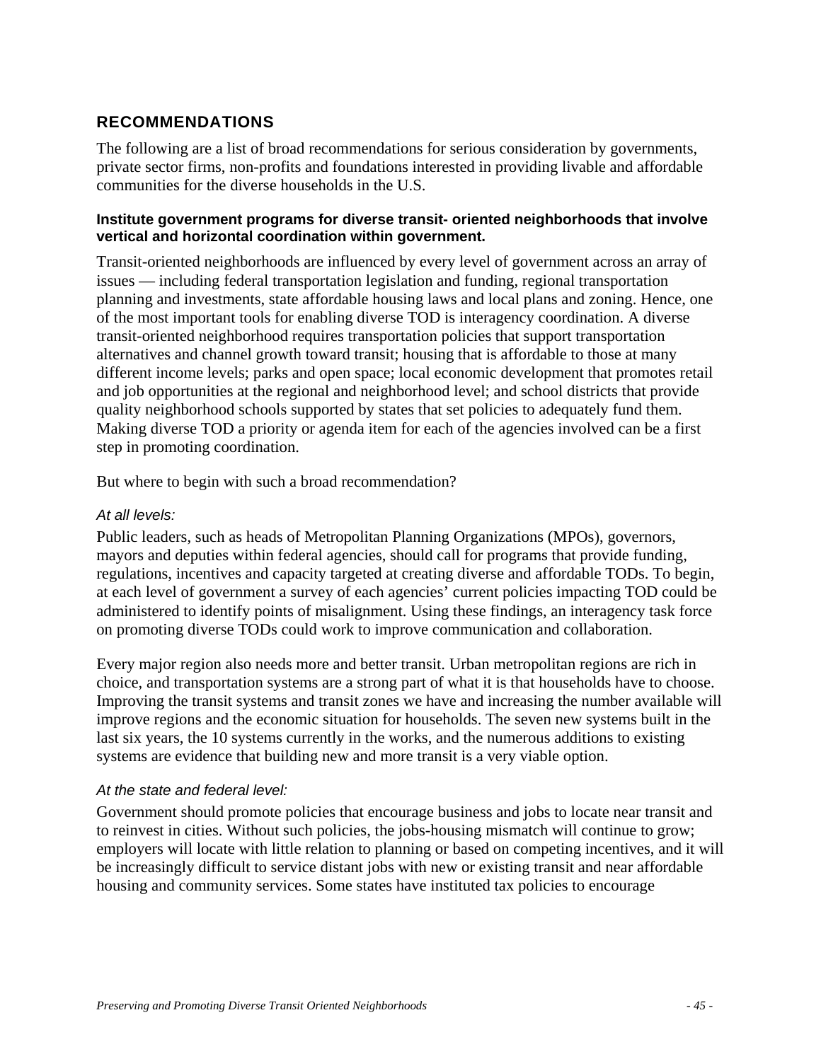## RECOMMENDATIONS

The following are a list of broad recommendations for serious consideration by governments, private sector firms, non-profits and foundations interested in providing livable and affordable communities for the diverse households in the U.S.

### Institute government programs for diverse transit- oriented neighborhoods that involve vertical and horizontal coordination within government.

Transit-oriented neighborhoods are influenced by every level of government across an array of issues — including federal transportation legislation and funding, regional transportation planning and investments, state affordable housing laws and local plans and zoning. Hence, one of the most important tools for enabling diverse TOD is interagency coordination. A diverse transit-oriented neighborhood requires transportation policies that support transportation alternatives and channel growth toward transit; housing that is affordable to those at many different income levels; parks and open space; local economic development that promotes retail and job opportunities at the regional and neighborhood level; and school districts that provide quality neighborhood schools supported by states that set policies to adequately fund them. Making diverse TOD a priority or agenda item for each of the agencies involved can be a first step in promoting coordination.

But where to begin with such a broad recommendation?

*At all levels:*

Public leaders, such as heads of Metropolitan Planning Organizations (MPOs), governors, mayors and deputies within federal agencies, should call for programs that provide funding, regulations, incentives and capacity targeted at creating diverse and affordable TODs. To begin, at each level of government a survey of each agencies' current policies impacting TOD could be administered to identify points of misalignment. Using these findings, an interagency task force on promoting diverse TODs could work to improve communication and collaboration.

Every major region also needs more and better transit. Urban metropolitan regions are rich in choice, and transportation systems are a strong part of what it is that households have to choose. Improving the transit systems and transit zones we have and increasing the number available will improve regions and the economic situation for households. The seven new systems built in the last six years, the 10 systems currently in the works, and the numerous additions to existing systems are evidence that building new and more transit is a very viable option.

*At the state and federal level:*

Government should promote policies that encourage business and jobs to locate near transit and to reinvest in cities. Without such policies, the jobs-housing mismatch will continue to grow; employers will locate with little relation to planning or based on competing incentives, and it will be increasingly difficult to service distant jobs with new or existing transit and near affordable housing and community services. Some states have instituted tax policies to encourage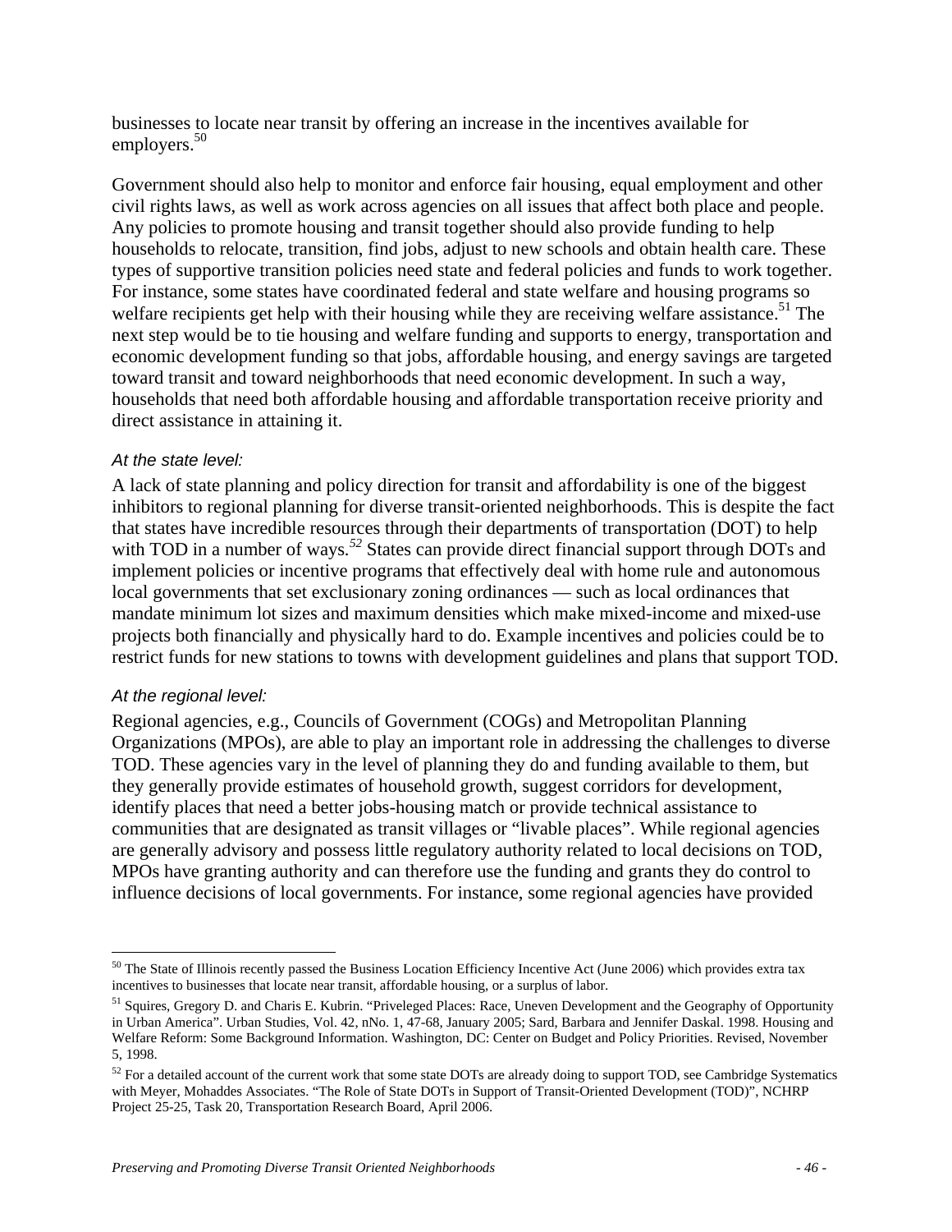businesses to locate near transit by offering an increase in the incentives available for employers.[50]

Government should also help to monitor and enforce fair housing, equal employment and other civil rights laws, as well as work across agencies on all issues that affect both place and people. Any policies to promote housing and transit together should also provide funding to help households to relocate, transition, find jobs, adjust to new schools and obtain health care. These types of supportive transition policies need state and federal policies and funds to work together. For instance, some states have coordinated federal and state welfare and housing programs so welfare recipients get help with their housing while they are receiving welfare assistance.[51] The next step would be to tie housing and welfare funding and supports to energy, transportation and economic development funding so that jobs, affordable housing, and energy savings are targeted toward transit and toward neighborhoods that need economic development. In such a way, households that need both affordable housing and affordable transportation receive priority and direct assistance in attaining it.

*At the state level:*

A lack of state planning and policy direction for transit and affordability is one of the biggest inhibitors to regional planning for diverse transit-oriented neighborhoods. This is despite the fact that states have incredible resources through their departments of transportation (DOT) to help with TOD in a number of ways.[52] States can provide direct financial support through DOTs and implement policies or incentive programs that effectively deal with home rule and autonomous local governments that set exclusionary zoning ordinances — such as local ordinances that mandate minimum lot sizes and maximum densities which make mixed-income and mixed-use projects both financially and physically hard to do. Example incentives and policies could be to restrict funds for new stations to towns with development guidelines and plans that support TOD.

*At the regional level:*

Regional agencies, e.g., Councils of Government (COGs) and Metropolitan Planning Organizations (MPOs), are able to play an important role in addressing the challenges to diverse TOD. These agencies vary in the level of planning they do and funding available to them, but they generally provide estimates of household growth, suggest corridors for development, identify places that need a better jobs-housing match or provide technical assistance to communities that are designated as transit villages or "livable places". While regional agencies are generally advisory and possess little regulatory authority related to local decisions on TOD, MPOs have granting authority and can therefore use the funding and grants they do control to influence decisions of local governments. For instance, some regional agencies have provided

---

[50] The State of Illinois recently passed the Business Location Efficiency Incentive Act (June 2006) which provides extra tax incentives to businesses that locate near transit, affordable housing, or a surplus of labor.

[51] Squires, Gregory D. and Charis E. Kubrin. "Priveleged Places: Race, Uneven Development and the Geography of Opportunity in Urban America". Urban Studies, Vol. 42, nNo. 1, 47-68, January 2005; Sard, Barbara and Jennifer Daskal. 1998. Housing and Welfare Reform: Some Background Information. Washington, DC: Center on Budget and Policy Priorities. Revised, November 5, 1998.

[52] For a detailed account of the current work that some state DOTs are already doing to support TOD, see Cambridge Systematics with Meyer, Mohaddes Associates. "The Role of State DOTs in Support of Transit-Oriented Development (TOD)", NCHRP Project 25-25, Task 20, Transportation Research Board, April 2006.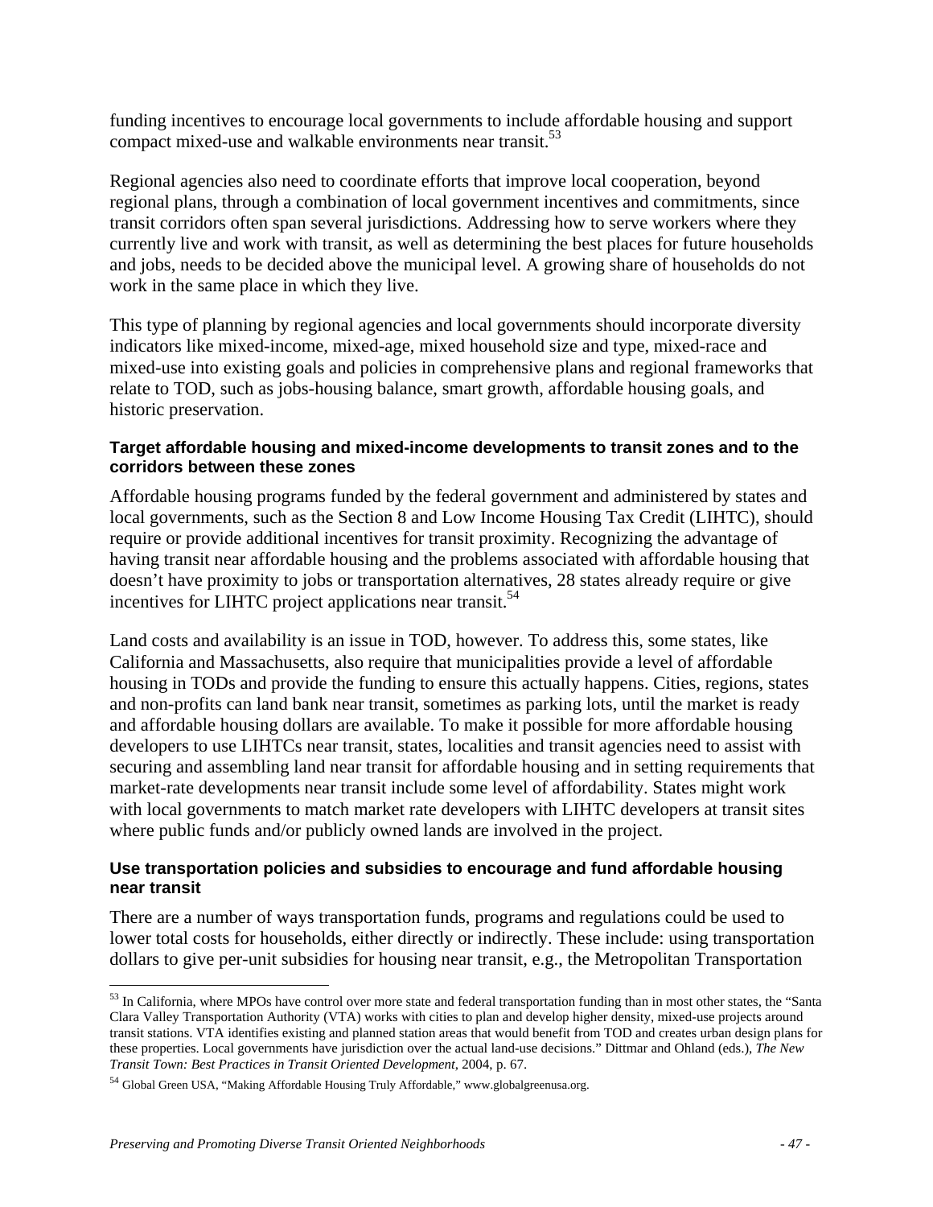funding incentives to encourage local governments to include affordable housing and support compact mixed-use and walkable environments near transit.[53]

Regional agencies also need to coordinate efforts that improve local cooperation, beyond regional plans, through a combination of local government incentives and commitments, since transit corridors often span several jurisdictions. Addressing how to serve workers where they currently live and work with transit, as well as determining the best places for future households and jobs, needs to be decided above the municipal level. A growing share of households do not work in the same place in which they live.

This type of planning by regional agencies and local governments should incorporate diversity indicators like mixed-income, mixed-age, mixed household size and type, mixed-race and mixed-use into existing goals and policies in comprehensive plans and regional frameworks that relate to TOD, such as jobs-housing balance, smart growth, affordable housing goals, and historic preservation.

#### Target affordable housing and mixed-income developments to transit zones and to the corridors between these zones

Affordable housing programs funded by the federal government and administered by states and local governments, such as the Section 8 and Low Income Housing Tax Credit (LIHTC), should require or provide additional incentives for transit proximity. Recognizing the advantage of having transit near affordable housing and the problems associated with affordable housing that doesn't have proximity to jobs or transportation alternatives, 28 states already require or give incentives for LIHTC project applications near transit.[54]

Land costs and availability is an issue in TOD, however. To address this, some states, like California and Massachusetts, also require that municipalities provide a level of affordable housing in TODs and provide the funding to ensure this actually happens. Cities, regions, states and non-profits can land bank near transit, sometimes as parking lots, until the market is ready and affordable housing dollars are available. To make it possible for more affordable housing developers to use LIHTCs near transit, states, localities and transit agencies need to assist with securing and assembling land near transit for affordable housing and in setting requirements that market-rate developments near transit include some level of affordability. States might work with local governments to match market rate developers with LIHTC developers at transit sites where public funds and/or publicly owned lands are involved in the project.

#### Use transportation policies and subsidies to encourage and fund affordable housing near transit

There are a number of ways transportation funds, programs and regulations could be used to lower total costs for households, either directly or indirectly. These include: using transportation dollars to give per-unit subsidies for housing near transit, e.g., the Metropolitan Transportation

---

[53] In California, where MPOs have control over more state and federal transportation funding than in most other states, the "Santa Clara Valley Transportation Authority (VTA) works with cities to plan and develop higher density, mixed-use projects around transit stations. VTA identifies existing and planned station areas that would benefit from TOD and creates urban design plans for these properties. Local governments have jurisdiction over the actual land-use decisions." Dittmar and Ohland (eds.), *The New Transit Town: Best Practices in Transit Oriented Development*, 2004, p. 67.

[54] Global Green USA, "Making Affordable Housing Truly Affordable," www.globalgreenusa.org.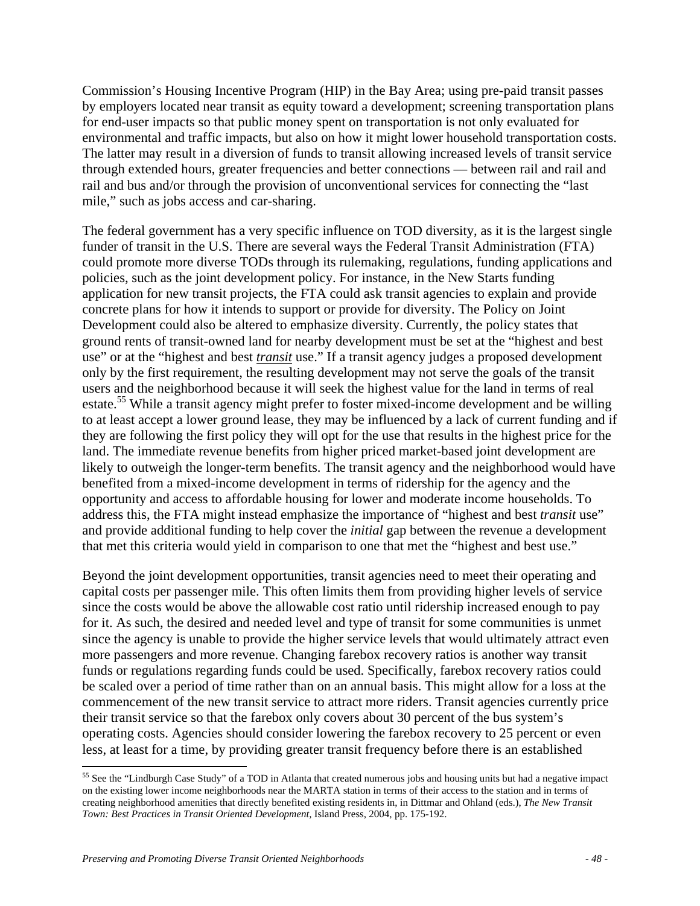Commission's Housing Incentive Program (HIP) in the Bay Area; using pre-paid transit passes by employers located near transit as equity toward a development; screening transportation plans for end-user impacts so that public money spent on transportation is not only evaluated for environmental and traffic impacts, but also on how it might lower household transportation costs. The latter may result in a diversion of funds to transit allowing increased levels of transit service through extended hours, greater frequencies and better connections — between rail and rail and rail and bus and/or through the provision of unconventional services for connecting the "last mile," such as jobs access and car-sharing.

The federal government has a very specific influence on TOD diversity, as it is the largest single funder of transit in the U.S. There are several ways the Federal Transit Administration (FTA) could promote more diverse TODs through its rulemaking, regulations, funding applications and policies, such as the joint development policy. For instance, in the New Starts funding application for new transit projects, the FTA could ask transit agencies to explain and provide concrete plans for how it intends to support or provide for diversity. The Policy on Joint Development could also be altered to emphasize diversity. Currently, the policy states that ground rents of transit-owned land for nearby development must be set at the "highest and best use" or at the "highest and best <u>*transit*</u> use." If a transit agency judges a proposed development only by the first requirement, the resulting development may not serve the goals of the transit users and the neighborhood because it will seek the highest value for the land in terms of real estate.[55] While a transit agency might prefer to foster mixed-income development and be willing to at least accept a lower ground lease, they may be influenced by a lack of current funding and if they are following the first policy they will opt for the use that results in the highest price for the land. The immediate revenue benefits from higher priced market-based joint development are likely to outweigh the longer-term benefits. The transit agency and the neighborhood would have benefited from a mixed-income development in terms of ridership for the agency and the opportunity and access to affordable housing for lower and moderate income households. To address this, the FTA might instead emphasize the importance of "highest and best *transit* use" and provide additional funding to help cover the *initial* gap between the revenue a development that met this criteria would yield in comparison to one that met the "highest and best use."

Beyond the joint development opportunities, transit agencies need to meet their operating and capital costs per passenger mile. This often limits them from providing higher levels of service since the costs would be above the allowable cost ratio until ridership increased enough to pay for it. As such, the desired and needed level and type of transit for some communities is unmet since the agency is unable to provide the higher service levels that would ultimately attract even more passengers and more revenue. Changing farebox recovery ratios is another way transit funds or regulations regarding funds could be used. Specifically, farebox recovery ratios could be scaled over a period of time rather than on an annual basis. This might allow for a loss at the commencement of the new transit service to attract more riders. Transit agencies currently price their transit service so that the farebox only covers about 30 percent of the bus system's operating costs. Agencies should consider lowering the farebox recovery to 25 percent or even less, at least for a time, by providing greater transit frequency before there is an established

[55] See the "Lindburgh Case Study" of a TOD in Atlanta that created numerous jobs and housing units but had a negative impact on the existing lower income neighborhoods near the MARTA station in terms of their access to the station and in terms of creating neighborhood amenities that directly benefited existing residents in, in Dittmar and Ohland (eds.), *The New Transit Town: Best Practices in Transit Oriented Development*, Island Press, 2004, pp. 175-192.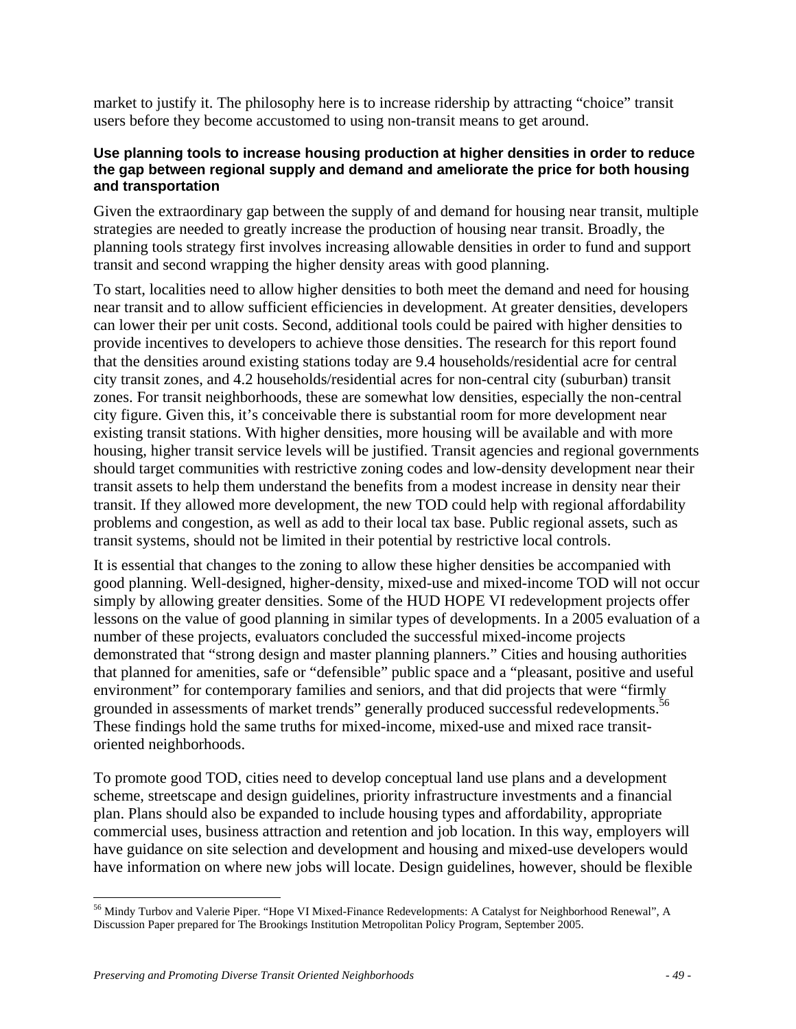market to justify it. The philosophy here is to increase ridership by attracting “choice” transit users before they become accustomed to using non-transit means to get around.

**Use planning tools to increase housing production at higher densities in order to reduce the gap between regional supply and demand and ameliorate the price for both housing and transportation**

Given the extraordinary gap between the supply of and demand for housing near transit, multiple strategies are needed to greatly increase the production of housing near transit. Broadly, the planning tools strategy first involves increasing allowable densities in order to fund and support transit and second wrapping the higher density areas with good planning.

To start, localities need to allow higher densities to both meet the demand and need for housing near transit and to allow sufficient efficiencies in development. At greater densities, developers can lower their per unit costs. Second, additional tools could be paired with higher densities to provide incentives to developers to achieve those densities. The research for this report found that the densities around existing stations today are 9.4 households/residential acre for central city transit zones, and 4.2 households/residential acres for non-central city (suburban) transit zones. For transit neighborhoods, these are somewhat low densities, especially the non-central city figure. Given this, it’s conceivable there is substantial room for more development near existing transit stations. With higher densities, more housing will be available and with more housing, higher transit service levels will be justified. Transit agencies and regional governments should target communities with restrictive zoning codes and low-density development near their transit assets to help them understand the benefits from a modest increase in density near their transit. If they allowed more development, the new TOD could help with regional affordability problems and congestion, as well as add to their local tax base. Public regional assets, such as transit systems, should not be limited in their potential by restrictive local controls.

It is essential that changes to the zoning to allow these higher densities be accompanied with good planning. Well-designed, higher-density, mixed-use and mixed-income TOD will not occur simply by allowing greater densities. Some of the HUD HOPE VI redevelopment projects offer lessons on the value of good planning in similar types of developments. In a 2005 evaluation of a number of these projects, evaluators concluded the successful mixed-income projects demonstrated that “strong design and master planning planners.” Cities and housing authorities that planned for amenities, safe or “defensible” public space and a “pleasant, positive and useful environment” for contemporary families and seniors, and that did projects that were “firmly grounded in assessments of market trends” generally produced successful redevelopments.[56] These findings hold the same truths for mixed-income, mixed-use and mixed race transit-oriented neighborhoods.

To promote good TOD, cities need to develop conceptual land use plans and a development scheme, streetscape and design guidelines, priority infrastructure investments and a financial plan. Plans should also be expanded to include housing types and affordability, appropriate commercial uses, business attraction and retention and job location. In this way, employers will have guidance on site selection and development and housing and mixed-use developers would have information on where new jobs will locate. Design guidelines, however, should be flexible

[56] Mindy Turbov and Valerie Piper. “Hope VI Mixed-Finance Redevelopments: A Catalyst for Neighborhood Renewal”, A Discussion Paper prepared for The Brookings Institution Metropolitan Policy Program, September 2005.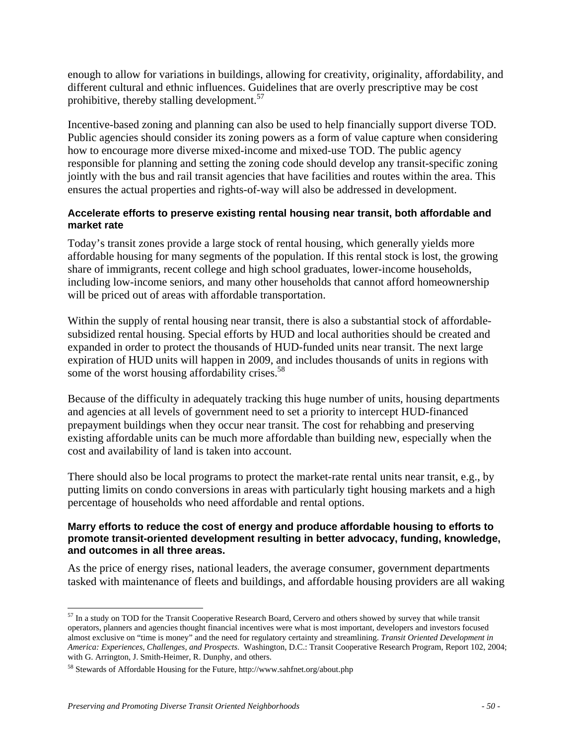enough to allow for variations in buildings, allowing for creativity, originality, affordability, and different cultural and ethnic influences. Guidelines that are overly prescriptive may be cost prohibitive, thereby stalling development.[57]

Incentive-based zoning and planning can also be used to help financially support diverse TOD. Public agencies should consider its zoning powers as a form of value capture when considering how to encourage more diverse mixed-income and mixed-use TOD. The public agency responsible for planning and setting the zoning code should develop any transit-specific zoning jointly with the bus and rail transit agencies that have facilities and routes within the area. This ensures the actual properties and rights-of-way will also be addressed in development.

#### Accelerate efforts to preserve existing rental housing near transit, both affordable and market rate

Today's transit zones provide a large stock of rental housing, which generally yields more affordable housing for many segments of the population. If this rental stock is lost, the growing share of immigrants, recent college and high school graduates, lower-income households, including low-income seniors, and many other households that cannot afford homeownership will be priced out of areas with affordable transportation.

Within the supply of rental housing near transit, there is also a substantial stock of affordable-subsidized rental housing. Special efforts by HUD and local authorities should be created and expanded in order to protect the thousands of HUD-funded units near transit. The next large expiration of HUD units will happen in 2009, and includes thousands of units in regions with some of the worst housing affordability crises.[58]

Because of the difficulty in adequately tracking this huge number of units, housing departments and agencies at all levels of government need to set a priority to intercept HUD-financed prepayment buildings when they occur near transit. The cost for rehabbing and preserving existing affordable units can be much more affordable than building new, especially when the cost and availability of land is taken into account.

There should also be local programs to protect the market-rate rental units near transit, e.g., by putting limits on condo conversions in areas with particularly tight housing markets and a high percentage of households who need affordable and rental options.

#### Marry efforts to reduce the cost of energy and produce affordable housing to efforts to promote transit-oriented development resulting in better advocacy, funding, knowledge, and outcomes in all three areas.

As the price of energy rises, national leaders, the average consumer, government departments tasked with maintenance of fleets and buildings, and affordable housing providers are all waking

---

[57] In a study on TOD for the Transit Cooperative Research Board, Cervero and others showed by survey that while transit operators, planners and agencies thought financial incentives were what is most important, developers and investors focused almost exclusive on "time is money" and the need for regulatory certainty and streamlining. *Transit Oriented Development in America: Experiences, Challenges, and Prospects.* Washington, D.C.: Transit Cooperative Research Program, Report 102, 2004; with G. Arrington, J. Smith-Heimer, R. Dunphy, and others.

[58] Stewards of Affordable Housing for the Future, http://www.sahfnet.org/about.php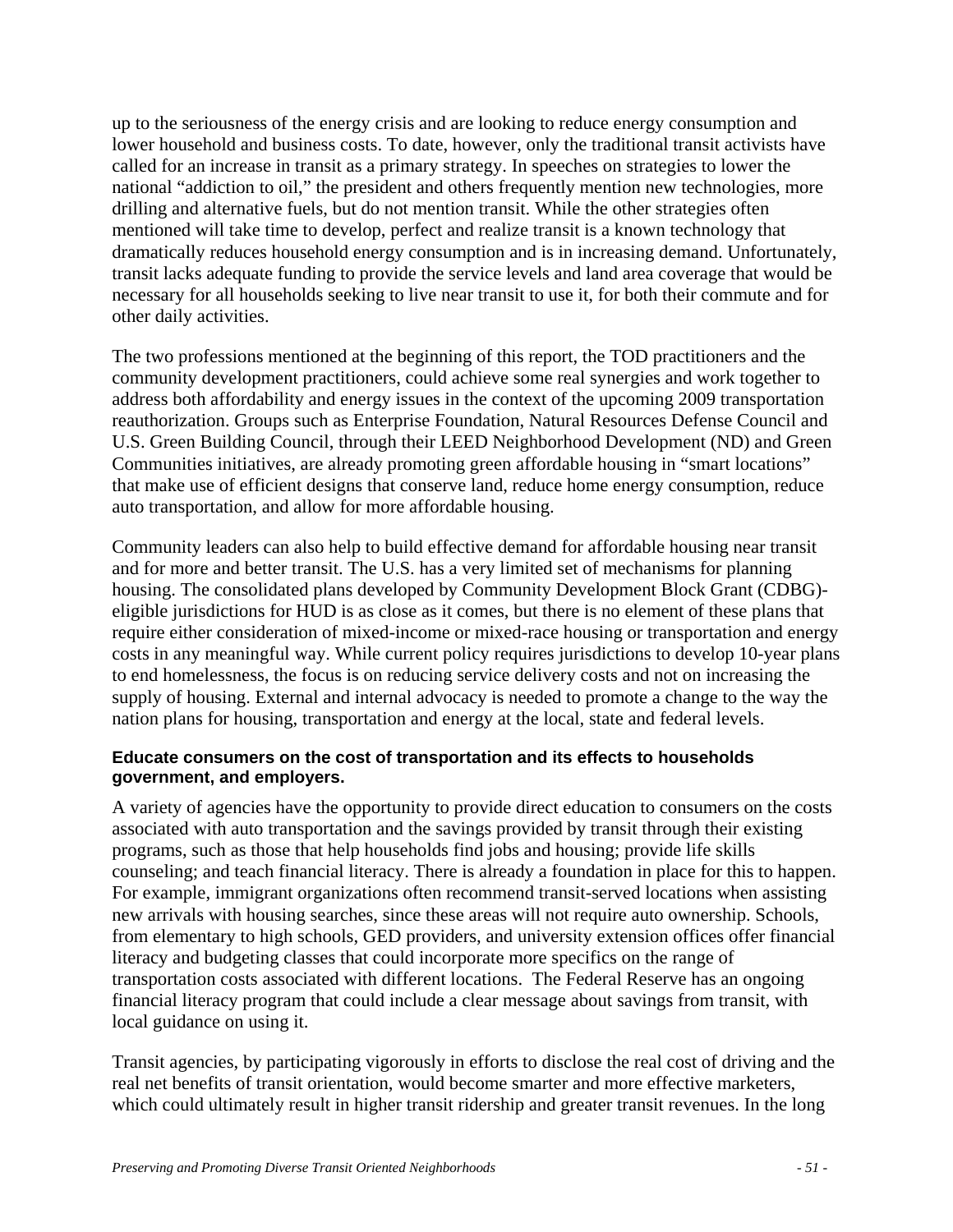up to the seriousness of the energy crisis and are looking to reduce energy consumption and lower household and business costs. To date, however, only the traditional transit activists have called for an increase in transit as a primary strategy. In speeches on strategies to lower the national "addiction to oil," the president and others frequently mention new technologies, more drilling and alternative fuels, but do not mention transit. While the other strategies often mentioned will take time to develop, perfect and realize transit is a known technology that dramatically reduces household energy consumption and is in increasing demand. Unfortunately, transit lacks adequate funding to provide the service levels and land area coverage that would be necessary for all households seeking to live near transit to use it, for both their commute and for other daily activities.

The two professions mentioned at the beginning of this report, the TOD practitioners and the community development practitioners, could achieve some real synergies and work together to address both affordability and energy issues in the context of the upcoming 2009 transportation reauthorization. Groups such as Enterprise Foundation, Natural Resources Defense Council and U.S. Green Building Council, through their LEED Neighborhood Development (ND) and Green Communities initiatives, are already promoting green affordable housing in "smart locations" that make use of efficient designs that conserve land, reduce home energy consumption, reduce auto transportation, and allow for more affordable housing.

Community leaders can also help to build effective demand for affordable housing near transit and for more and better transit. The U.S. has a very limited set of mechanisms for planning housing. The consolidated plans developed by Community Development Block Grant (CDBG)-eligible jurisdictions for HUD is as close as it comes, but there is no element of these plans that require either consideration of mixed-income or mixed-race housing or transportation and energy costs in any meaningful way. While current policy requires jurisdictions to develop 10-year plans to end homelessness, the focus is on reducing service delivery costs and not on increasing the supply of housing. External and internal advocacy is needed to promote a change to the way the nation plans for housing, transportation and energy at the local, state and federal levels.

#### Educate consumers on the cost of transportation and its effects to households government, and employers.

A variety of agencies have the opportunity to provide direct education to consumers on the costs associated with auto transportation and the savings provided by transit through their existing programs, such as those that help households find jobs and housing; provide life skills counseling; and teach financial literacy. There is already a foundation in place for this to happen. For example, immigrant organizations often recommend transit-served locations when assisting new arrivals with housing searches, since these areas will not require auto ownership. Schools, from elementary to high schools, GED providers, and university extension offices offer financial literacy and budgeting classes that could incorporate more specifics on the range of transportation costs associated with different locations. The Federal Reserve has an ongoing financial literacy program that could include a clear message about savings from transit, with local guidance on using it.

Transit agencies, by participating vigorously in efforts to disclose the real cost of driving and the real net benefits of transit orientation, would become smarter and more effective marketers, which could ultimately result in higher transit ridership and greater transit revenues. In the long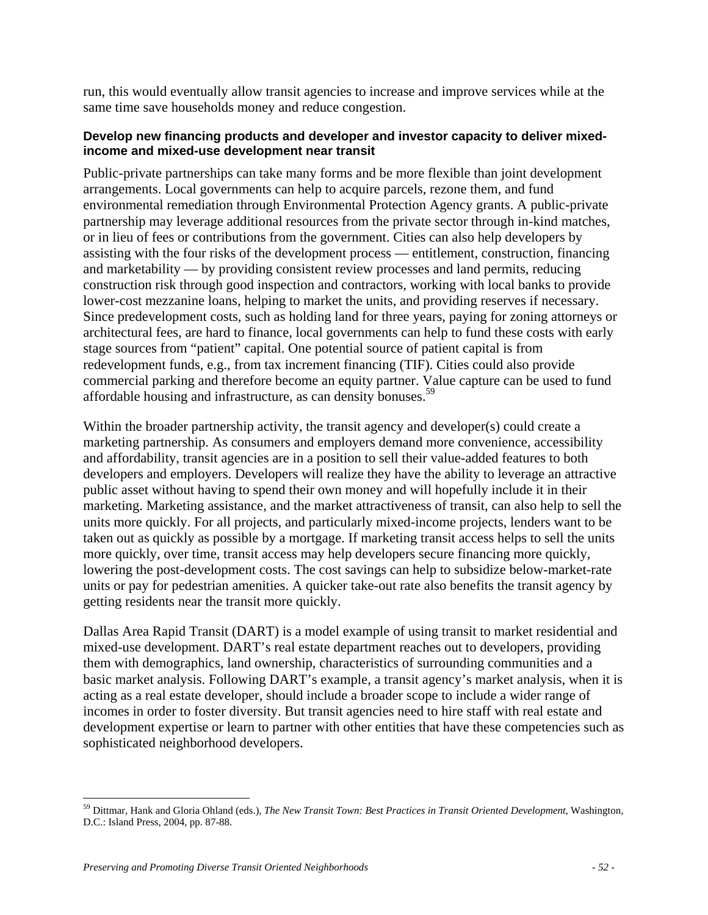run, this would eventually allow transit agencies to increase and improve services while at the same time save households money and reduce congestion.

#### Develop new financing products and developer and investor capacity to deliver mixed-income and mixed-use development near transit

Public-private partnerships can take many forms and be more flexible than joint development arrangements. Local governments can help to acquire parcels, rezone them, and fund environmental remediation through Environmental Protection Agency grants. A public-private partnership may leverage additional resources from the private sector through in-kind matches, or in lieu of fees or contributions from the government. Cities can also help developers by assisting with the four risks of the development process — entitlement, construction, financing and marketability — by providing consistent review processes and land permits, reducing construction risk through good inspection and contractors, working with local banks to provide lower-cost mezzanine loans, helping to market the units, and providing reserves if necessary. Since predevelopment costs, such as holding land for three years, paying for zoning attorneys or architectural fees, are hard to finance, local governments can help to fund these costs with early stage sources from "patient" capital. One potential source of patient capital is from redevelopment funds, e.g., from tax increment financing (TIF). Cities could also provide commercial parking and therefore become an equity partner. Value capture can be used to fund affordable housing and infrastructure, as can density bonuses.[59]

Within the broader partnership activity, the transit agency and developer(s) could create a marketing partnership. As consumers and employers demand more convenience, accessibility and affordability, transit agencies are in a position to sell their value-added features to both developers and employers. Developers will realize they have the ability to leverage an attractive public asset without having to spend their own money and will hopefully include it in their marketing. Marketing assistance, and the market attractiveness of transit, can also help to sell the units more quickly. For all projects, and particularly mixed-income projects, lenders want to be taken out as quickly as possible by a mortgage. If marketing transit access helps to sell the units more quickly, over time, transit access may help developers secure financing more quickly, lowering the post-development costs. The cost savings can help to subsidize below-market-rate units or pay for pedestrian amenities. A quicker take-out rate also benefits the transit agency by getting residents near the transit more quickly.

Dallas Area Rapid Transit (DART) is a model example of using transit to market residential and mixed-use development. DART's real estate department reaches out to developers, providing them with demographics, land ownership, characteristics of surrounding communities and a basic market analysis. Following DART's example, a transit agency's market analysis, when it is acting as a real estate developer, should include a broader scope to include a wider range of incomes in order to foster diversity. But transit agencies need to hire staff with real estate and development expertise or learn to partner with other entities that have these competencies such as sophisticated neighborhood developers.

---

[59] Dittmar, Hank and Gloria Ohland (eds.), *The New Transit Town: Best Practices in Transit Oriented Development*, Washington, D.C.: Island Press, 2004, pp. 87-88.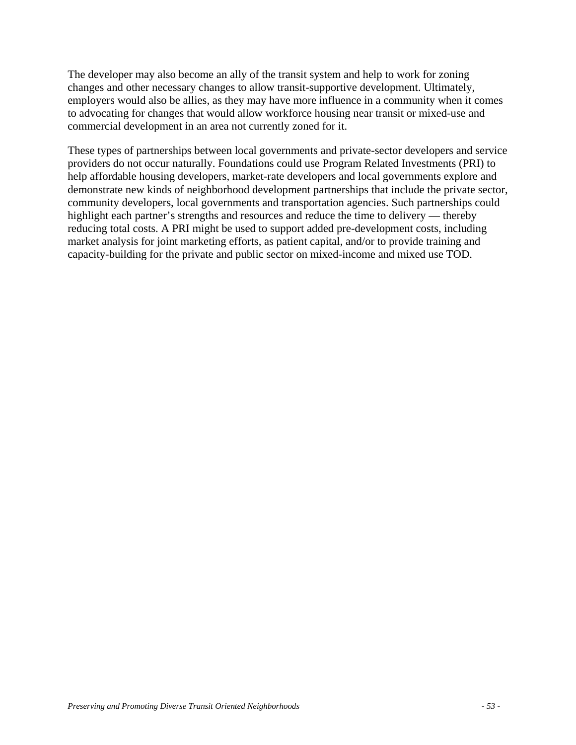The developer may also become an ally of the transit system and help to work for zoning changes and other necessary changes to allow transit-supportive development. Ultimately, employers would also be allies, as they may have more influence in a community when it comes to advocating for changes that would allow workforce housing near transit or mixed-use and commercial development in an area not currently zoned for it.

These types of partnerships between local governments and private-sector developers and service providers do not occur naturally. Foundations could use Program Related Investments (PRI) to help affordable housing developers, market-rate developers and local governments explore and demonstrate new kinds of neighborhood development partnerships that include the private sector, community developers, local governments and transportation agencies. Such partnerships could highlight each partner's strengths and resources and reduce the time to delivery — thereby reducing total costs. A PRI might be used to support added pre-development costs, including market analysis for joint marketing efforts, as patient capital, and/or to provide training and capacity-building for the private and public sector on mixed-income and mixed use TOD.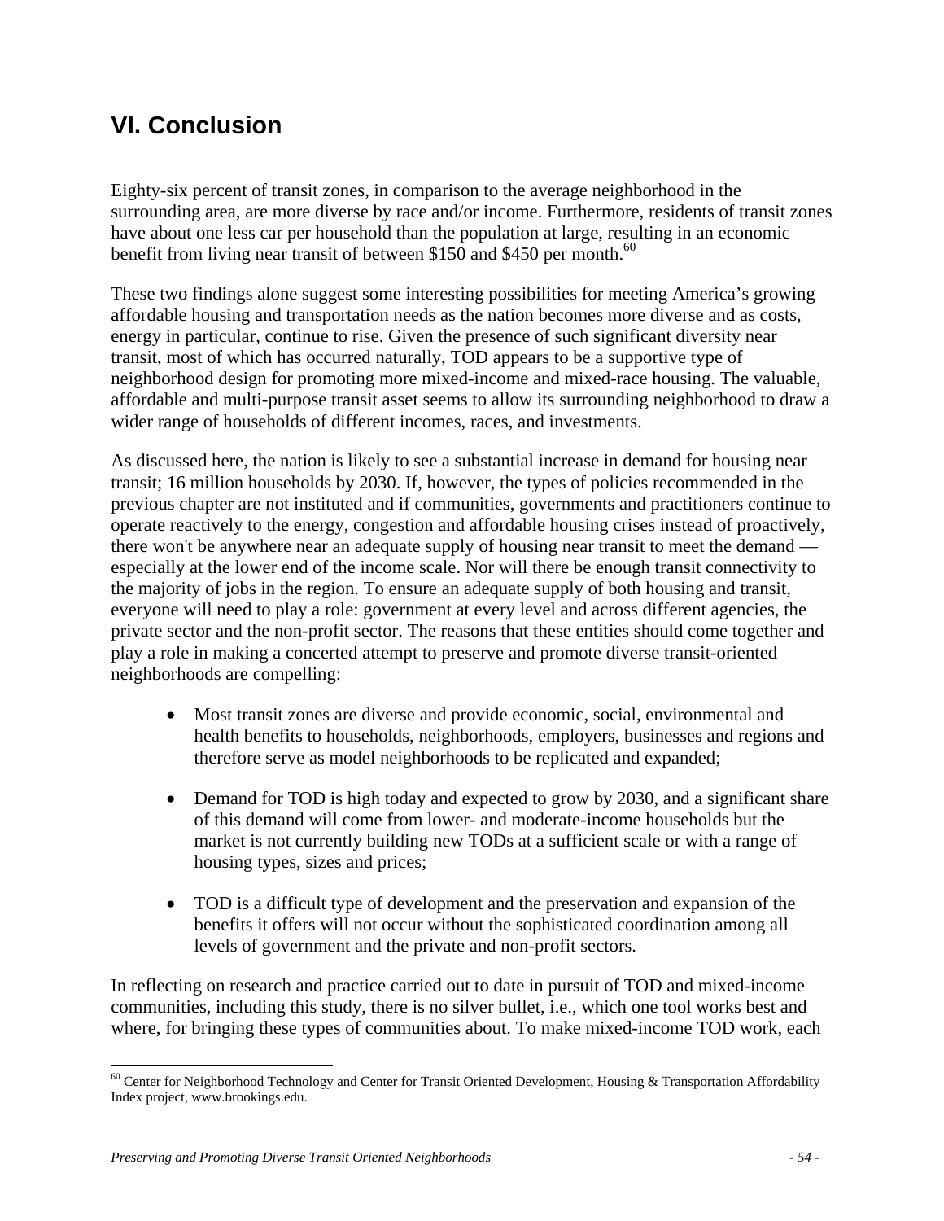# VI. Conclusion

Eighty-six percent of transit zones, in comparison to the average neighborhood in the surrounding area, are more diverse by race and/or income. Furthermore, residents of transit zones have about one less car per household than the population at large, resulting in an economic benefit from living near transit of between $150 and $450 per month.[60]

These two findings alone suggest some interesting possibilities for meeting America's growing affordable housing and transportation needs as the nation becomes more diverse and as costs, energy in particular, continue to rise. Given the presence of such significant diversity near transit, most of which has occurred naturally, TOD appears to be a supportive type of neighborhood design for promoting more mixed-income and mixed-race housing. The valuable, affordable and multi-purpose transit asset seems to allow its surrounding neighborhood to draw a wider range of households of different incomes, races, and investments.

As discussed here, the nation is likely to see a substantial increase in demand for housing near transit; 16 million households by 2030. If, however, the types of policies recommended in the previous chapter are not instituted and if communities, governments and practitioners continue to operate reactively to the energy, congestion and affordable housing crises instead of proactively, there won't be anywhere near an adequate supply of housing near transit to meet the demand — especially at the lower end of the income scale. Nor will there be enough transit connectivity to the majority of jobs in the region. To ensure an adequate supply of both housing and transit, everyone will need to play a role: government at every level and across different agencies, the private sector and the non-profit sector. The reasons that these entities should come together and play a role in making a concerted attempt to preserve and promote diverse transit-oriented neighborhoods are compelling:

- Most transit zones are diverse and provide economic, social, environmental and health benefits to households, neighborhoods, employers, businesses and regions and therefore serve as model neighborhoods to be replicated and expanded;
- Demand for TOD is high today and expected to grow by 2030, and a significant share of this demand will come from lower- and moderate-income households but the market is not currently building new TODs at a sufficient scale or with a range of housing types, sizes and prices;
- TOD is a difficult type of development and the preservation and expansion of the benefits it offers will not occur without the sophisticated coordination among all levels of government and the private and non-profit sectors.

In reflecting on research and practice carried out to date in pursuit of TOD and mixed-income communities, including this study, there is no silver bullet, i.e., which one tool works best and where, for bringing these types of communities about. To make mixed-income TOD work, each

[60] Center for Neighborhood Technology and Center for Transit Oriented Development, Housing & Transportation Affordability Index project, www.brookings.edu.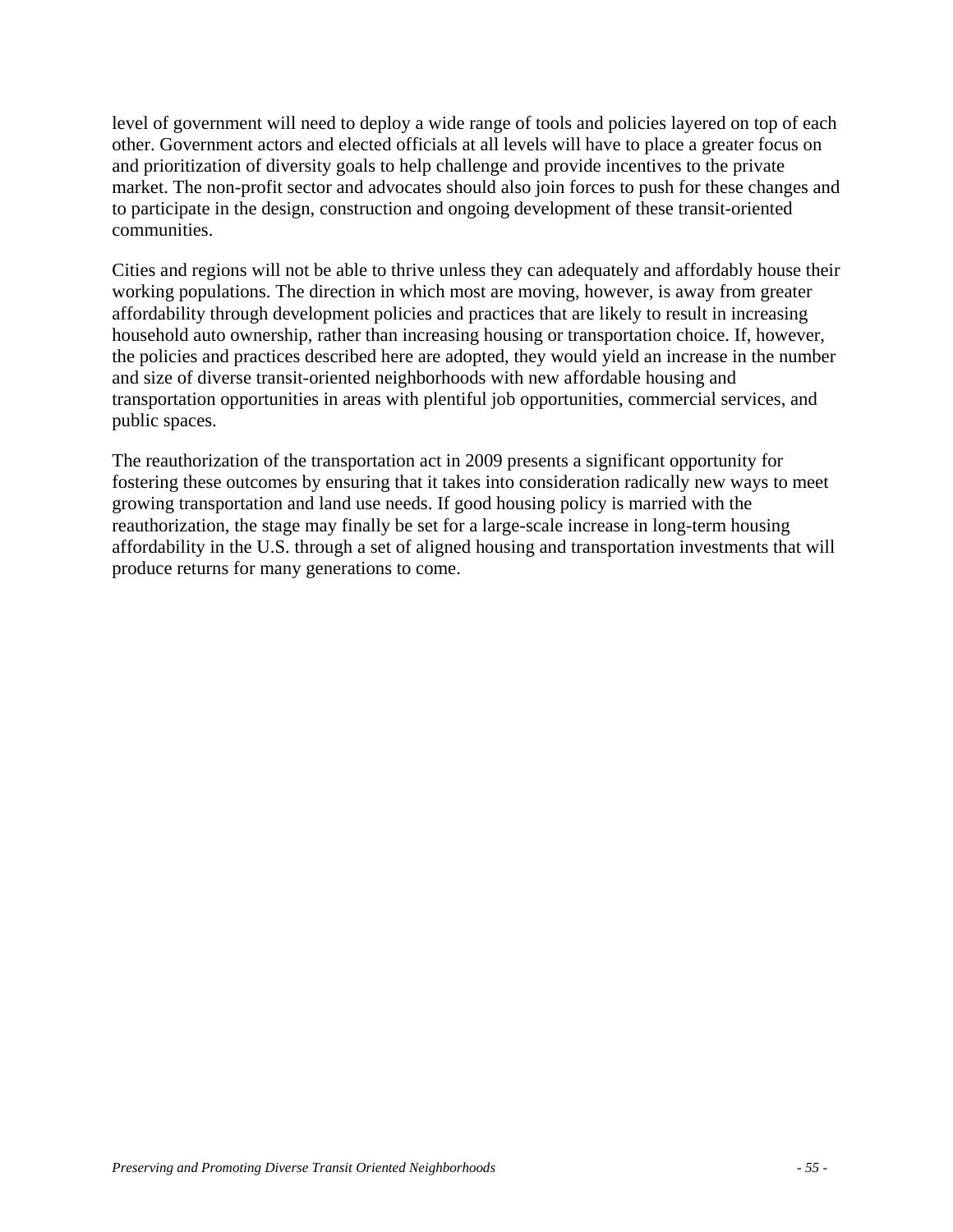level of government will need to deploy a wide range of tools and policies layered on top of each other. Government actors and elected officials at all levels will have to place a greater focus on and prioritization of diversity goals to help challenge and provide incentives to the private market. The non-profit sector and advocates should also join forces to push for these changes and to participate in the design, construction and ongoing development of these transit-oriented communities.

Cities and regions will not be able to thrive unless they can adequately and affordably house their working populations. The direction in which most are moving, however, is away from greater affordability through development policies and practices that are likely to result in increasing household auto ownership, rather than increasing housing or transportation choice. If, however, the policies and practices described here are adopted, they would yield an increase in the number and size of diverse transit-oriented neighborhoods with new affordable housing and transportation opportunities in areas with plentiful job opportunities, commercial services, and public spaces.

The reauthorization of the transportation act in 2009 presents a significant opportunity for fostering these outcomes by ensuring that it takes into consideration radically new ways to meet growing transportation and land use needs. If good housing policy is married with the reauthorization, the stage may finally be set for a large-scale increase in long-term housing affordability in the U.S. through a set of aligned housing and transportation investments that will produce returns for many generations to come.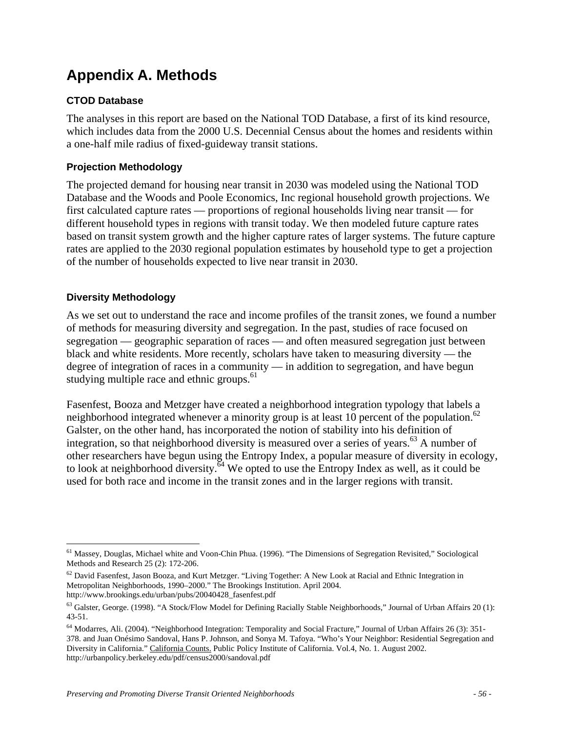# Appendix A. Methods

### CTOD Database

The analyses in this report are based on the National TOD Database, a first of its kind resource, which includes data from the 2000 U.S. Decennial Census about the homes and residents within a one-half mile radius of fixed-guideway transit stations.

### Projection Methodology

The projected demand for housing near transit in 2030 was modeled using the National TOD Database and the Woods and Poole Economics, Inc regional household growth projections. We first calculated capture rates — proportions of regional households living near transit — for different household types in regions with transit today. We then modeled future capture rates based on transit system growth and the higher capture rates of larger systems. The future capture rates are applied to the 2030 regional population estimates by household type to get a projection of the number of households expected to live near transit in 2030.

### Diversity Methodology

As we set out to understand the race and income profiles of the transit zones, we found a number of methods for measuring diversity and segregation. In the past, studies of race focused on segregation — geographic separation of races — and often measured segregation just between black and white residents. More recently, scholars have taken to measuring diversity — the degree of integration of races in a community — in addition to segregation, and have begun studying multiple race and ethnic groups.[61]

Fasenfest, Booza and Metzger have created a neighborhood integration typology that labels a neighborhood integrated whenever a minority group is at least 10 percent of the population.[62] Galster, on the other hand, has incorporated the notion of stability into his definition of integration, so that neighborhood diversity is measured over a series of years.[63] A number of other researchers have begun using the Entropy Index, a popular measure of diversity in ecology, to look at neighborhood diversity.[64] We opted to use the Entropy Index as well, as it could be used for both race and income in the transit zones and in the larger regions with transit.

---

[61] Massey, Douglas, Michael white and Voon-Chin Phua. (1996). "The Dimensions of Segregation Revisited," Sociological Methods and Research 25 (2): 172-206.

[62] David Fasenfest, Jason Booza, and Kurt Metzger. "Living Together: A New Look at Racial and Ethnic Integration in Metropolitan Neighborhoods, 1990–2000." The Brookings Institution. April 2004. http://www.brookings.edu/urban/pubs/20040428_fasenfest.pdf

[63] Galster, George. (1998). "A Stock/Flow Model for Defining Racially Stable Neighborhoods," Journal of Urban Affairs 20 (1): 43-51.

[64] Modarres, Ali. (2004). "Neighborhood Integration: Temporality and Social Fracture," Journal of Urban Affairs 26 (3): 351-378. and Juan Onésimo Sandoval, Hans P. Johnson, and Sonya M. Tafoya. "Who's Your Neighbor: Residential Segregation and Diversity in California." California Counts. Public Policy Institute of California. Vol.4, No. 1. August 2002. http://urbanpolicy.berkeley.edu/pdf/census2000/sandoval.pdf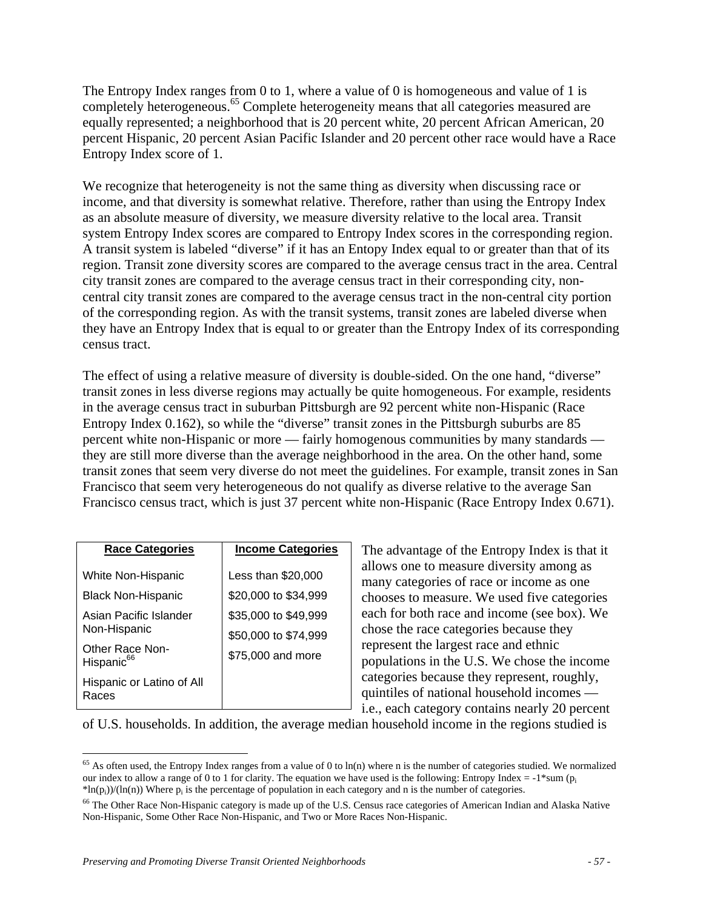The Entropy Index ranges from 0 to 1, where a value of 0 is homogeneous and value of 1 is completely heterogeneous.[65] Complete heterogeneity means that all categories measured are equally represented; a neighborhood that is 20 percent white, 20 percent African American, 20 percent Hispanic, 20 percent Asian Pacific Islander and 20 percent other race would have a Race Entropy Index score of 1.

We recognize that heterogeneity is not the same thing as diversity when discussing race or income, and that diversity is somewhat relative. Therefore, rather than using the Entropy Index as an absolute measure of diversity, we measure diversity relative to the local area. Transit system Entropy Index scores are compared to Entropy Index scores in the corresponding region. A transit system is labeled "diverse" if it has an Entopy Index equal to or greater than that of its region. Transit zone diversity scores are compared to the average census tract in the area. Central city transit zones are compared to the average census tract in their corresponding city, non-central city transit zones are compared to the average census tract in the non-central city portion of the corresponding region. As with the transit systems, transit zones are labeled diverse when they have an Entropy Index that is equal to or greater than the Entropy Index of its corresponding census tract.

The effect of using a relative measure of diversity is double-sided. On the one hand, "diverse" transit zones in less diverse regions may actually be quite homogeneous. For example, residents in the average census tract in suburban Pittsburgh are 92 percent white non-Hispanic (Race Entropy Index 0.162), so while the "diverse" transit zones in the Pittsburgh suburbs are 85 percent white non-Hispanic or more — fairly homogenous communities by many standards — they are still more diverse than the average neighborhood in the area. On the other hand, some transit zones that seem very diverse do not meet the guidelines. For example, transit zones in San Francisco that seem very heterogeneous do not qualify as diverse relative to the average San Francisco census tract, which is just 37 percent white non-Hispanic (Race Entropy Index 0.671).

| Race Categories | Income Categories |
|---|---|
| White Non-Hispanic | Less than $20,000 |
| Black Non-Hispanic | $20,000 to $34,999 |
| Asian Pacific Islander Non-Hispanic | $35,000 to $49,999 |
| Other Race Non-Hispanic[66] | $50,000 to $74,999 |
| Hispanic or Latino of All Races | $75,000 and more |

The advantage of the Entropy Index is that it allows one to measure diversity among as many categories of race or income as one chooses to measure. We used five categories each for both race and income (see box). We chose the race categories because they represent the largest race and ethnic populations in the U.S. We chose the income categories because they represent, roughly, quintiles of national household incomes — i.e., each category contains nearly 20 percent of U.S. households. In addition, the average median household income in the regions studied is

[65] As often used, the Entropy Index ranges from a value of 0 to ln(n) where n is the number of categories studied. We normalized our index to allow a range of 0 to 1 for clarity. The equation we have used is the following: Entropy Index = $-1*\text{sum}(p_i * \ln(p_i))/(\ln(n))$ Where $p_i$ is the percentage of population in each category and n is the number of categories.

[66] The Other Race Non-Hispanic category is made up of the U.S. Census race categories of American Indian and Alaska Native Non-Hispanic, Some Other Race Non-Hispanic, and Two or More Races Non-Hispanic.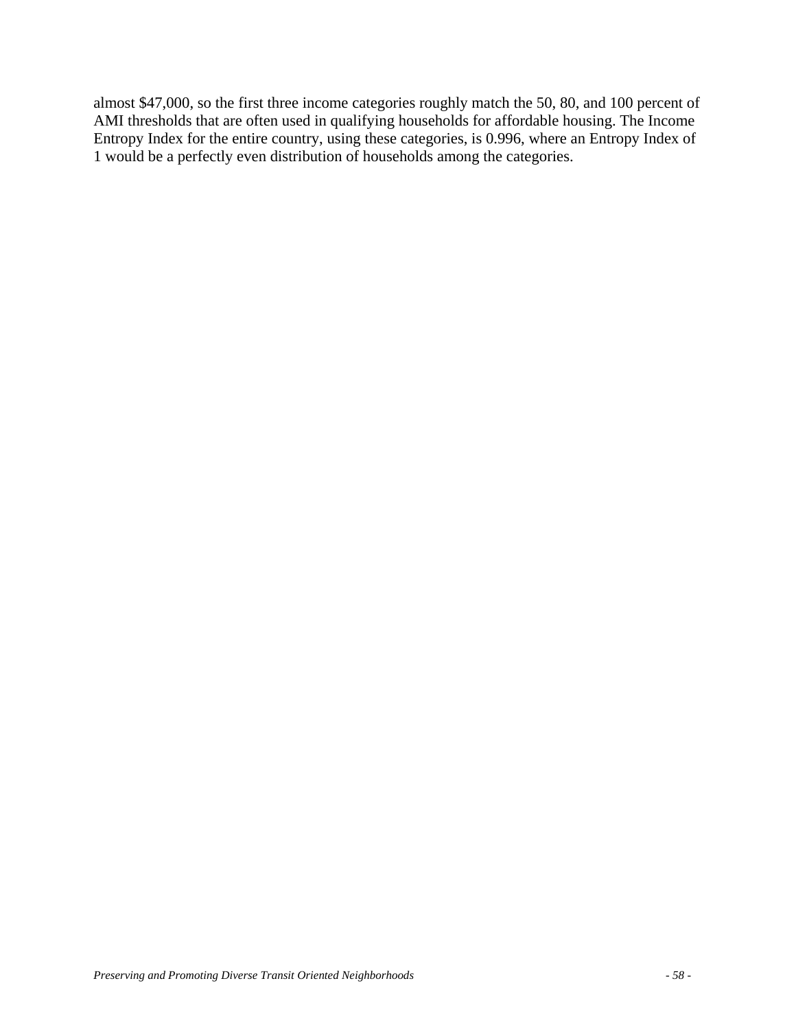almost $47,000, so the first three income categories roughly match the 50, 80, and 100 percent of AMI thresholds that are often used in qualifying households for affordable housing. The Income Entropy Index for the entire country, using these categories, is 0.996, where an Entropy Index of 1 would be a perfectly even distribution of households among the categories.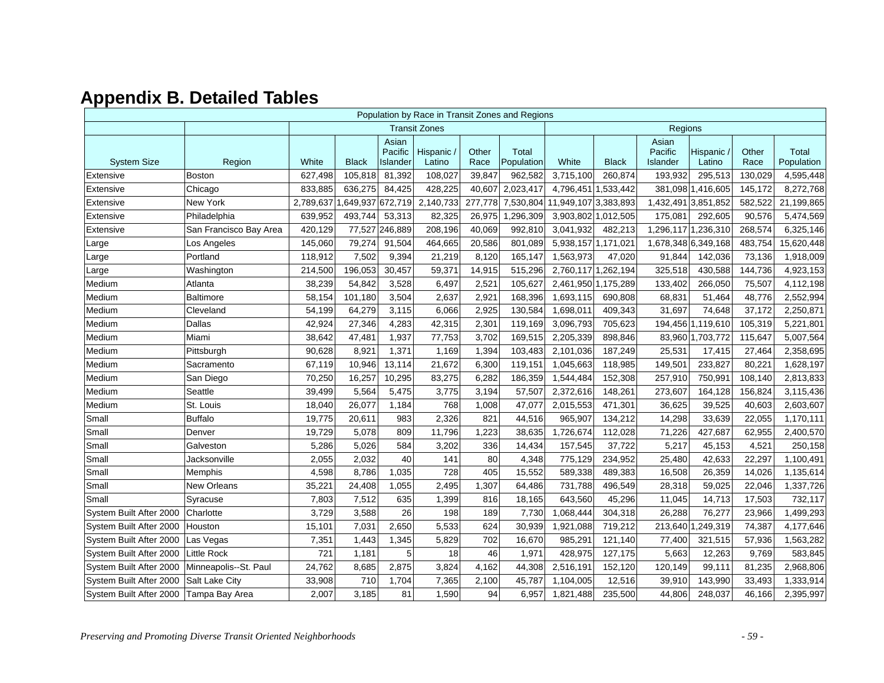# Appendix B. Detailed Tables

| Population by Race in Transit Zones and Regions | | | | | | | | | | | | | |
|---|---|---|---|---|---|---|---|---|---|---|---|---|---|
| | | Transit Zones | | | | | | Regions | | | | | |
| System Size | Region | White | Black | Asian Pacific Islander | Hispanic / Latino | Other Race | Total Population | White | Black | Asian Pacific Islander | Hispanic / Latino | Other Race | Total Population |
| Extensive | Boston | 627,498 | 105,818 | 81,392 | 108,027 | 39,847 | 962,582 | 3,715,100 | 260,874 | 193,932 | 295,513 | 130,029 | 4,595,448 |
| Extensive | Chicago | 833,885 | 636,275 | 84,425 | 428,225 | 40,607 | 2,023,417 | 4,796,451 | 1,533,442 | 381,098 | 1,416,605 | 145,172 | 8,272,768 |
| Extensive | New York | 2,789,637 | 1,649,937 | 672,719 | 2,140,733 | 277,778 | 7,530,804 | 11,949,107 | 3,383,893 | 1,432,491 | 3,851,852 | 582,522 | 21,199,865 |
| Extensive | Philadelphia | 639,952 | 493,744 | 53,313 | 82,325 | 26,975 | 1,296,309 | 3,903,802 | 1,012,505 | 175,081 | 292,605 | 90,576 | 5,474,569 |
| Extensive | San Francisco Bay Area | 420,129 | 77,527 | 246,889 | 208,196 | 40,069 | 992,810 | 3,041,932 | 482,213 | 1,296,117 | 1,236,310 | 268,574 | 6,325,146 |
| Large | Los Angeles | 145,060 | 79,274 | 91,504 | 464,665 | 20,586 | 801,089 | 5,938,157 | 1,171,021 | 1,678,348 | 6,349,168 | 483,754 | 15,620,448 |
| Large | Portland | 118,912 | 7,502 | 9,394 | 21,219 | 8,120 | 165,147 | 1,563,973 | 47,020 | 91,844 | 142,036 | 73,136 | 1,918,009 |
| Large | Washington | 214,500 | 196,053 | 30,457 | 59,371 | 14,915 | 515,296 | 2,760,117 | 1,262,194 | 325,518 | 430,588 | 144,736 | 4,923,153 |
| Medium | Atlanta | 38,239 | 54,842 | 3,528 | 6,497 | 2,521 | 105,627 | 2,461,950 | 1,175,289 | 133,402 | 266,050 | 75,507 | 4,112,198 |
| Medium | Baltimore | 58,154 | 101,180 | 3,504 | 2,637 | 2,921 | 168,396 | 1,693,115 | 690,808 | 68,831 | 51,464 | 48,776 | 2,552,994 |
| Medium | Cleveland | 54,199 | 64,279 | 3,115 | 6,066 | 2,925 | 130,584 | 1,698,011 | 409,343 | 31,697 | 74,648 | 37,172 | 2,250,871 |
| Medium | Dallas | 42,924 | 27,346 | 4,283 | 42,315 | 2,301 | 119,169 | 3,096,793 | 705,623 | 194,456 | 1,119,610 | 105,319 | 5,221,801 |
| Medium | Miami | 38,642 | 47,481 | 1,937 | 77,753 | 3,702 | 169,515 | 2,205,339 | 898,846 | 83,960 | 1,703,772 | 115,647 | 5,007,564 |
| Medium | Pittsburgh | 90,628 | 8,921 | 1,371 | 1,169 | 1,394 | 103,483 | 2,101,036 | 187,249 | 25,531 | 17,415 | 27,464 | 2,358,695 |
| Medium | Sacramento | 67,119 | 10,946 | 13,114 | 21,672 | 6,300 | 119,151 | 1,045,663 | 118,985 | 149,501 | 233,827 | 80,221 | 1,628,197 |
| Medium | San Diego | 70,250 | 16,257 | 10,295 | 83,275 | 6,282 | 186,359 | 1,544,484 | 152,308 | 257,910 | 750,991 | 108,140 | 2,813,833 |
| Medium | Seattle | 39,499 | 5,564 | 5,475 | 3,775 | 3,194 | 57,507 | 2,372,616 | 148,261 | 273,607 | 164,128 | 156,824 | 3,115,436 |
| Medium | St. Louis | 18,040 | 26,077 | 1,184 | 768 | 1,008 | 47,077 | 2,015,553 | 471,301 | 36,625 | 39,525 | 40,603 | 2,603,607 |
| Small | Buffalo | 19,775 | 20,611 | 983 | 2,326 | 821 | 44,516 | 965,907 | 134,212 | 14,298 | 33,639 | 22,055 | 1,170,111 |
| Small | Denver | 19,729 | 5,078 | 809 | 11,796 | 1,223 | 38,635 | 1,726,674 | 112,028 | 71,226 | 427,687 | 62,955 | 2,400,570 |
| Small | Galveston | 5,286 | 5,026 | 584 | 3,202 | 336 | 14,434 | 157,545 | 37,722 | 5,217 | 45,153 | 4,521 | 250,158 |
| Small | Jacksonville | 2,055 | 2,032 | 40 | 141 | 80 | 4,348 | 775,129 | 234,952 | 25,480 | 42,633 | 22,297 | 1,100,491 |
| Small | Memphis | 4,598 | 8,786 | 1,035 | 728 | 405 | 15,552 | 589,338 | 489,383 | 16,508 | 26,359 | 14,026 | 1,135,614 |
| Small | New Orleans | 35,221 | 24,408 | 1,055 | 2,495 | 1,307 | 64,486 | 731,788 | 496,549 | 28,318 | 59,025 | 22,046 | 1,337,726 |
| Small | Syracuse | 7,803 | 7,512 | 635 | 1,399 | 816 | 18,165 | 643,560 | 45,296 | 11,045 | 14,713 | 17,503 | 732,117 |
| System Built After 2000 | Charlotte | 3,729 | 3,588 | 26 | 198 | 189 | 7,730 | 1,068,444 | 304,318 | 26,288 | 76,277 | 23,966 | 1,499,293 |
| System Built After 2000 | Houston | 15,101 | 7,031 | 2,650 | 5,533 | 624 | 30,939 | 1,921,088 | 719,212 | 213,640 | 1,249,319 | 74,387 | 4,177,646 |
| System Built After 2000 | Las Vegas | 7,351 | 1,443 | 1,345 | 5,829 | 702 | 16,670 | 985,291 | 121,140 | 77,400 | 321,515 | 57,936 | 1,563,282 |
| System Built After 2000 | Little Rock | 721 | 1,181 | 5 | 18 | 46 | 1,971 | 428,975 | 127,175 | 5,663 | 12,263 | 9,769 | 583,845 |
| System Built After 2000 | Minneapolis--St. Paul | 24,762 | 8,685 | 2,875 | 3,824 | 4,162 | 44,308 | 2,516,191 | 152,120 | 120,149 | 99,111 | 81,235 | 2,968,806 |
| System Built After 2000 | Salt Lake City | 33,908 | 710 | 1,704 | 7,365 | 2,100 | 45,787 | 1,104,005 | 12,516 | 39,910 | 143,990 | 33,493 | 1,333,914 |
| System Built After 2000 | Tampa Bay Area | 2,007 | 3,185 | 81 | 1,590 | 94 | 6,957 | 1,821,488 | 235,500 | 44,806 | 248,037 | 46,166 | 2,395,997 |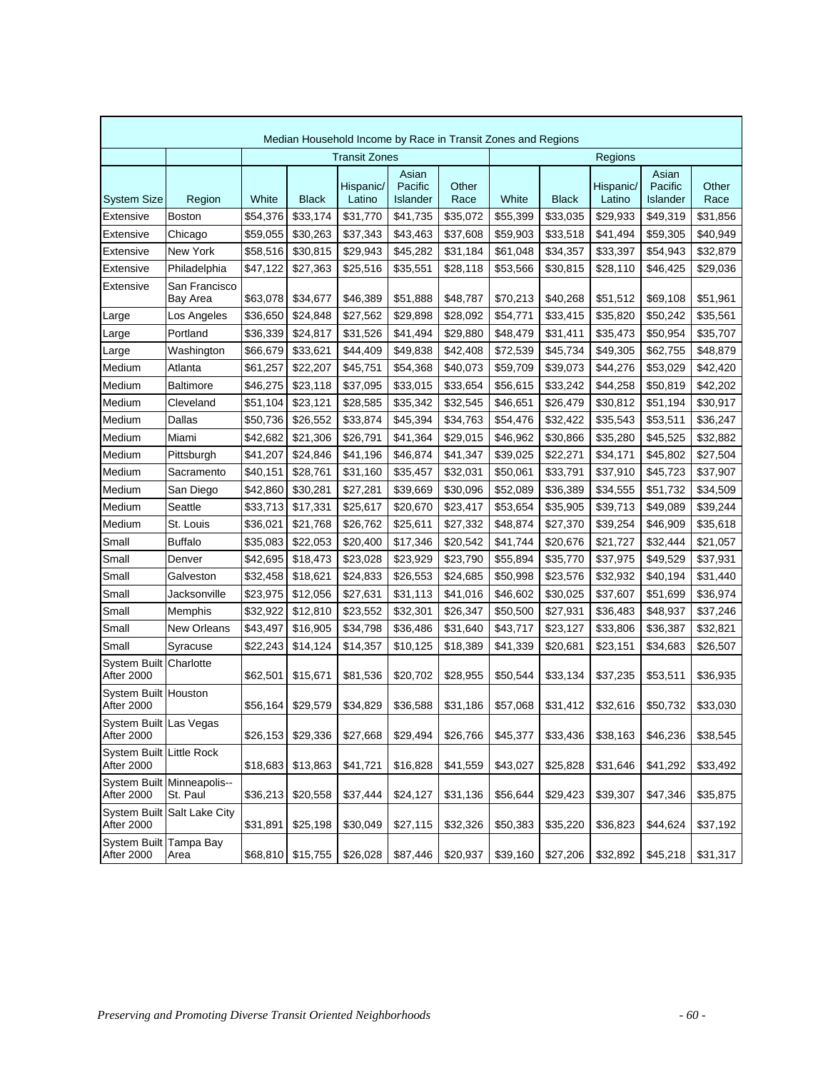| Median Household Income by Race in Transit Zones and Regions | | | | | | | | | | | |
|---|---|---|---|---|---|---|---|---|---|---|---|
| | | Transit Zones | | | | | Regions | | | | |
| System Size | Region | White | Black | Hispanic/ Latino | Asian Pacific Islander | Other Race | White | Black | Hispanic/ Latino | Asian Pacific Islander | Other Race |
| Extensive | Boston | $54,376 | $33,174 | $31,770 | $41,735 | $35,072 | $55,399 | $33,035 | $29,933 | $49,319 | $31,856 |
| Extensive | Chicago | $59,055 | $30,263 | $37,343 | $43,463 | $37,608 | $59,903 | $33,518 | $41,494 | $59,305 | $40,949 |
| Extensive | New York | $58,516 | $30,815 | $29,943 | $45,282 | $31,184 | $61,048 | $34,357 | $33,397 | $54,943 | $32,879 |
| Extensive | Philadelphia | $47,122 | $27,363 | $25,516 | $35,551 | $28,118 | $53,566 | $30,815 | $28,110 | $46,425 | $29,036 |
| Extensive | San Francisco Bay Area | $63,078 | $34,677 | $46,389 | $51,888 | $48,787 | $70,213 | $40,268 | $51,512 | $69,108 | $51,961 |
| Large | Los Angeles | $36,650 | $24,848 | $27,562 | $29,898 | $28,092 | $54,771 | $33,415 | $35,820 | $50,242 | $35,561 |
| Large | Portland | $36,339 | $24,817 | $31,526 | $41,494 | $29,880 | $48,479 | $31,411 | $35,473 | $50,954 | $35,707 |
| Large | Washington | $66,679 | $33,621 | $44,409 | $49,838 | $42,408 | $72,539 | $45,734 | $49,305 | $62,755 | $48,879 |
| Medium | Atlanta | $61,257 | $22,207 | $45,751 | $54,368 | $40,073 | $59,709 | $39,073 | $44,276 | $53,029 | $42,420 |
| Medium | Baltimore | $46,275 | $23,118 | $37,095 | $33,015 | $33,654 | $56,615 | $33,242 | $44,258 | $50,819 | $42,202 |
| Medium | Cleveland | $51,104 | $23,121 | $28,585 | $35,342 | $32,545 | $46,651 | $26,479 | $30,812 | $51,194 | $30,917 |
| Medium | Dallas | $50,736 | $26,552 | $33,874 | $45,394 | $34,763 | $54,476 | $32,422 | $35,543 | $53,511 | $36,247 |
| Medium | Miami | $42,682 | $21,306 | $26,791 | $41,364 | $29,015 | $46,962 | $30,866 | $35,280 | $45,525 | $32,882 |
| Medium | Pittsburgh | $41,207 | $24,846 | $41,196 | $46,874 | $41,347 | $39,025 | $22,271 | $34,171 | $45,802 | $27,504 |
| Medium | Sacramento | $40,151 | $28,761 | $31,160 | $35,457 | $32,031 | $50,061 | $33,791 | $37,910 | $45,723 | $37,907 |
| Medium | San Diego | $42,860 | $30,281 | $27,281 | $39,669 | $30,096 | $52,089 | $36,389 | $34,555 | $51,732 | $34,509 |
| Medium | Seattle | $33,713 | $17,331 | $25,617 | $20,670 | $23,417 | $53,654 | $35,905 | $39,713 | $49,089 | $39,244 |
| Medium | St. Louis | $36,021 | $21,768 | $26,762 | $25,611 | $27,332 | $48,874 | $27,370 | $39,254 | $46,909 | $35,618 |
| Small | Buffalo | $35,083 | $22,053 | $20,400 | $17,346 | $20,542 | $41,744 | $20,676 | $21,727 | $32,444 | $21,057 |
| Small | Denver | $42,695 | $18,473 | $23,028 | $23,929 | $23,790 | $55,894 | $35,770 | $37,975 | $49,529 | $37,931 |
| Small | Galveston | $32,458 | $18,621 | $24,833 | $26,553 | $24,685 | $50,998 | $23,576 | $32,932 | $40,194 | $31,440 |
| Small | Jacksonville | $23,975 | $12,056 | $27,631 | $31,113 | $41,016 | $46,602 | $30,025 | $37,607 | $51,699 | $36,974 |
| Small | Memphis | $32,922 | $12,810 | $23,552 | $32,301 | $26,347 | $50,500 | $27,931 | $36,483 | $48,937 | $37,246 |
| Small | New Orleans | $43,497 | $16,905 | $34,798 | $36,486 | $31,640 | $43,717 | $23,127 | $33,806 | $36,387 | $32,821 |
| Small | Syracuse | $22,243 | $14,124 | $14,357 | $10,125 | $18,389 | $41,339 | $20,681 | $23,151 | $34,683 | $26,507 |
| System Built After 2000 | Charlotte | $62,501 | $15,671 | $81,536 | $20,702 | $28,955 | $50,544 | $33,134 | $37,235 | $53,511 | $36,935 |
| System Built After 2000 | Houston | $56,164 | $29,579 | $34,829 | $36,588 | $31,186 | $57,068 | $31,412 | $32,616 | $50,732 | $33,030 |
| System Built After 2000 | Las Vegas | $26,153 | $29,336 | $27,668 | $29,494 | $26,766 | $45,377 | $33,436 | $38,163 | $46,236 | $38,545 |
| System Built After 2000 | Little Rock | $18,683 | $13,863 | $41,721 | $16,828 | $41,559 | $43,027 | $25,828 | $31,646 | $41,292 | $33,492 |
| System Built After 2000 | Minneapolis--St. Paul | $36,213 | $20,558 | $37,444 | $24,127 | $31,136 | $56,644 | $29,423 | $39,307 | $47,346 | $35,875 |
| System Built After 2000 | Salt Lake City | $31,891 | $25,198 | $30,049 | $27,115 | $32,326 | $50,383 | $35,220 | $36,823 | $44,624 | $37,192 |
| System Built After 2000 | Tampa Bay Area | $68,810 | $15,755 | $26,028 | $87,446 | $20,937 | $39,160 | $27,206 | $32,892 | $45,218 | $31,317 |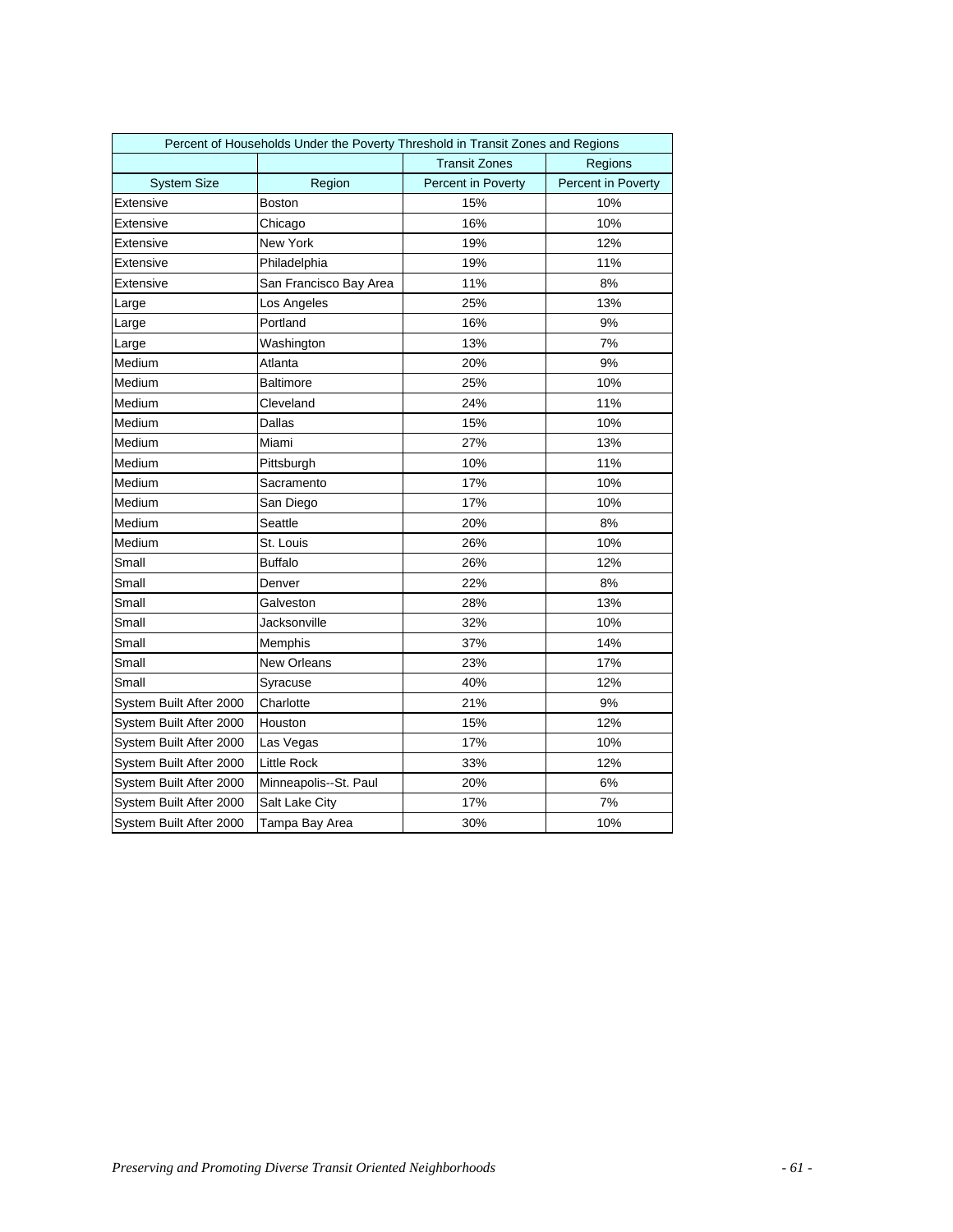| Percent of Households Under the Poverty Threshold in Transit Zones and Regions | | | |
|---|---|---|---|
| | | Transit Zones | Regions |
| System Size | Region | Percent in Poverty | Percent in Poverty |
| Extensive | Boston | 15% | 10% |
| Extensive | Chicago | 16% | 10% |
| Extensive | New York | 19% | 12% |
| Extensive | Philadelphia | 19% | 11% |
| Extensive | San Francisco Bay Area | 11% | 8% |
| Large | Los Angeles | 25% | 13% |
| Large | Portland | 16% | 9% |
| Large | Washington | 13% | 7% |
| Medium | Atlanta | 20% | 9% |
| Medium | Baltimore | 25% | 10% |
| Medium | Cleveland | 24% | 11% |
| Medium | Dallas | 15% | 10% |
| Medium | Miami | 27% | 13% |
| Medium | Pittsburgh | 10% | 11% |
| Medium | Sacramento | 17% | 10% |
| Medium | San Diego | 17% | 10% |
| Medium | Seattle | 20% | 8% |
| Medium | St. Louis | 26% | 10% |
| Small | Buffalo | 26% | 12% |
| Small | Denver | 22% | 8% |
| Small | Galveston | 28% | 13% |
| Small | Jacksonville | 32% | 10% |
| Small | Memphis | 37% | 14% |
| Small | New Orleans | 23% | 17% |
| Small | Syracuse | 40% | 12% |
| System Built After 2000 | Charlotte | 21% | 9% |
| System Built After 2000 | Houston | 15% | 12% |
| System Built After 2000 | Las Vegas | 17% | 10% |
| System Built After 2000 | Little Rock | 33% | 12% |
| System Built After 2000 | Minneapolis--St. Paul | 20% | 6% |
| System Built After 2000 | Salt Lake City | 17% | 7% |
| System Built After 2000 | Tampa Bay Area | 30% | 10% |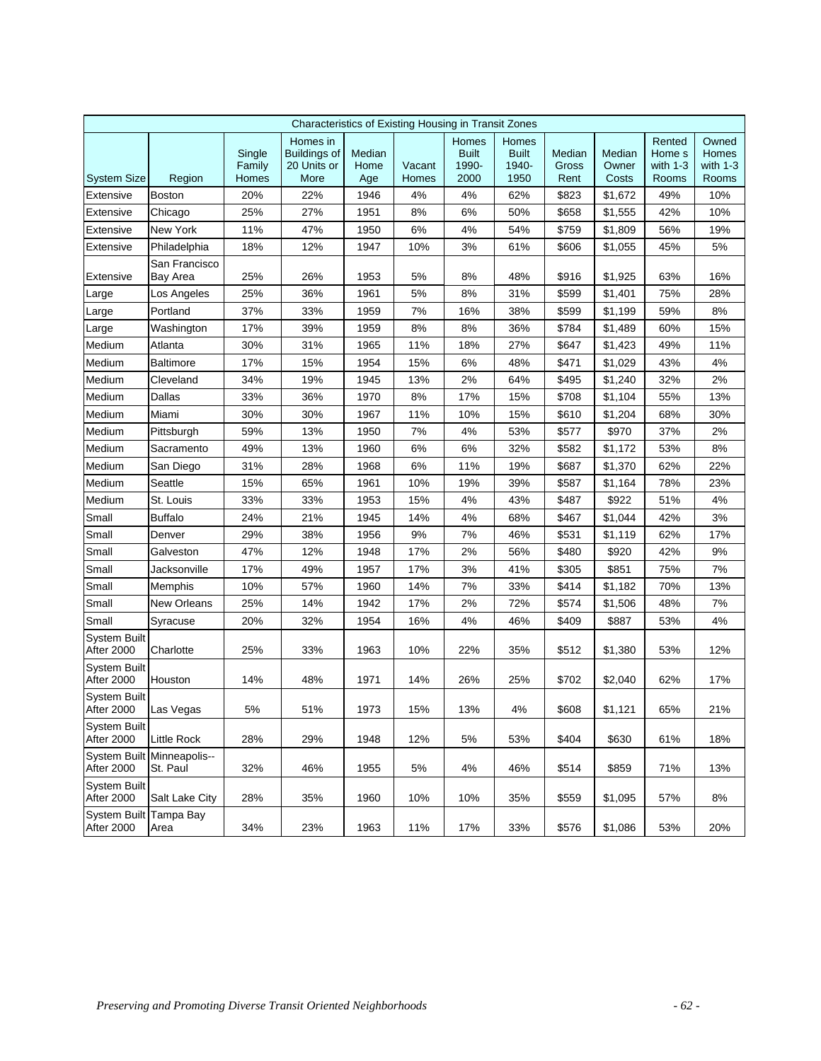| Characteristics of Existing Housing in Transit Zones | | | | | | | | | | | |
|---|---|---|---|---|---|---|---|---|---|---|---|
| System Size | Region | Single Family Homes | Homes in Buildings of 20 Units or More | Median Home Age | Vacant Homes | Homes Built 1990-2000 | Homes Built 1940-1950 | Median Gross Rent | Median Owner Costs | Rented Home s with 1-3 Rooms | Owned Homes with 1-3 Rooms |
| Extensive | Boston | 20% | 22% | 1946 | 4% | 4% | 62% | $823 | $1,672 | 49% | 10% |
| Extensive | Chicago | 25% | 27% | 1951 | 8% | 6% | 50% | $658 | $1,555 | 42% | 10% |
| Extensive | New York | 11% | 47% | 1950 | 6% | 4% | 54% | $759 | $1,809 | 56% | 19% |
| Extensive | Philadelphia | 18% | 12% | 1947 | 10% | 3% | 61% | $606 | $1,055 | 45% | 5% |
| Extensive | San Francisco Bay Area | 25% | 26% | 1953 | 5% | 8% | 48% | $916 | $1,925 | 63% | 16% |
| Large | Los Angeles | 25% | 36% | 1961 | 5% | 8% | 31% | $599 | $1,401 | 75% | 28% |
| Large | Portland | 37% | 33% | 1959 | 7% | 16% | 38% | $599 | $1,199 | 59% | 8% |
| Large | Washington | 17% | 39% | 1959 | 8% | 8% | 36% | $784 | $1,489 | 60% | 15% |
| Medium | Atlanta | 30% | 31% | 1965 | 11% | 18% | 27% | $647 | $1,423 | 49% | 11% |
| Medium | Baltimore | 17% | 15% | 1954 | 15% | 6% | 48% | $471 | $1,029 | 43% | 4% |
| Medium | Cleveland | 34% | 19% | 1945 | 13% | 2% | 64% | $495 | $1,240 | 32% | 2% |
| Medium | Dallas | 33% | 36% | 1970 | 8% | 17% | 15% | $708 | $1,104 | 55% | 13% |
| Medium | Miami | 30% | 30% | 1967 | 11% | 10% | 15% | $610 | $1,204 | 68% | 30% |
| Medium | Pittsburgh | 59% | 13% | 1950 | 7% | 4% | 53% | $577 | $970 | 37% | 2% |
| Medium | Sacramento | 49% | 13% | 1960 | 6% | 6% | 32% | $582 | $1,172 | 53% | 8% |
| Medium | San Diego | 31% | 28% | 1968 | 6% | 11% | 19% | $687 | $1,370 | 62% | 22% |
| Medium | Seattle | 15% | 65% | 1961 | 10% | 19% | 39% | $587 | $1,164 | 78% | 23% |
| Medium | St. Louis | 33% | 33% | 1953 | 15% | 4% | 43% | $487 | $922 | 51% | 4% |
| Small | Buffalo | 24% | 21% | 1945 | 14% | 4% | 68% | $467 | $1,044 | 42% | 3% |
| Small | Denver | 29% | 38% | 1956 | 9% | 7% | 46% | $531 | $1,119 | 62% | 17% |
| Small | Galveston | 47% | 12% | 1948 | 17% | 2% | 56% | $480 | $920 | 42% | 9% |
| Small | Jacksonville | 17% | 49% | 1957 | 17% | 3% | 41% | $305 | $851 | 75% | 7% |
| Small | Memphis | 10% | 57% | 1960 | 14% | 7% | 33% | $414 | $1,182 | 70% | 13% |
| Small | New Orleans | 25% | 14% | 1942 | 17% | 2% | 72% | $574 | $1,506 | 48% | 7% |
| Small | Syracuse | 20% | 32% | 1954 | 16% | 4% | 46% | $409 | $887 | 53% | 4% |
| System Built After 2000 | Charlotte | 25% | 33% | 1963 | 10% | 22% | 35% | $512 | $1,380 | 53% | 12% |
| System Built After 2000 | Houston | 14% | 48% | 1971 | 14% | 26% | 25% | $702 | $2,040 | 62% | 17% |
| System Built After 2000 | Las Vegas | 5% | 51% | 1973 | 15% | 13% | 4% | $608 | $1,121 | 65% | 21% |
| System Built After 2000 | Little Rock | 28% | 29% | 1948 | 12% | 5% | 53% | $404 | $630 | 61% | 18% |
| System Built After 2000 | Minneapolis--St. Paul | 32% | 46% | 1955 | 5% | 4% | 46% | $514 | $859 | 71% | 13% |
| System Built After 2000 | Salt Lake City | 28% | 35% | 1960 | 10% | 10% | 35% | $559 | $1,095 | 57% | 8% |
| System Built After 2000 | Tampa Bay Area | 34% | 23% | 1963 | 11% | 17% | 33% | $576 | $1,086 | 53% | 20% |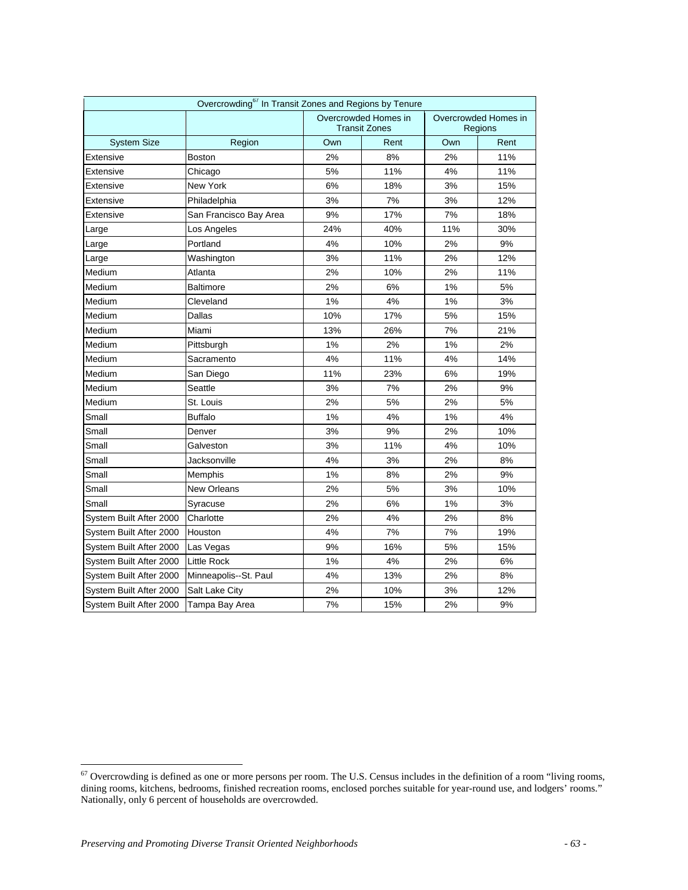| Overcrowding[67] In Transit Zones and Regions by Tenure | | | | | |
|---|---|---|---|---|---|
| | | Overcrowded Homes in Transit Zones | | Overcrowded Homes in Regions | |
| System Size | Region | Own | Rent | Own | Rent |
| Extensive | Boston | 2% | 8% | 2% | 11% |
| Extensive | Chicago | 5% | 11% | 4% | 11% |
| Extensive | New York | 6% | 18% | 3% | 15% |
| Extensive | Philadelphia | 3% | 7% | 3% | 12% |
| Extensive | San Francisco Bay Area | 9% | 17% | 7% | 18% |
| Large | Los Angeles | 24% | 40% | 11% | 30% |
| Large | Portland | 4% | 10% | 2% | 9% |
| Large | Washington | 3% | 11% | 2% | 12% |
| Medium | Atlanta | 2% | 10% | 2% | 11% |
| Medium | Baltimore | 2% | 6% | 1% | 5% |
| Medium | Cleveland | 1% | 4% | 1% | 3% |
| Medium | Dallas | 10% | 17% | 5% | 15% |
| Medium | Miami | 13% | 26% | 7% | 21% |
| Medium | Pittsburgh | 1% | 2% | 1% | 2% |
| Medium | Sacramento | 4% | 11% | 4% | 14% |
| Medium | San Diego | 11% | 23% | 6% | 19% |
| Medium | Seattle | 3% | 7% | 2% | 9% |
| Medium | St. Louis | 2% | 5% | 2% | 5% |
| Small | Buffalo | 1% | 4% | 1% | 4% |
| Small | Denver | 3% | 9% | 2% | 10% |
| Small | Galveston | 3% | 11% | 4% | 10% |
| Small | Jacksonville | 4% | 3% | 2% | 8% |
| Small | Memphis | 1% | 8% | 2% | 9% |
| Small | New Orleans | 2% | 5% | 3% | 10% |
| Small | Syracuse | 2% | 6% | 1% | 3% |
| System Built After 2000 | Charlotte | 2% | 4% | 2% | 8% |
| System Built After 2000 | Houston | 4% | 7% | 7% | 19% |
| System Built After 2000 | Las Vegas | 9% | 16% | 5% | 15% |
| System Built After 2000 | Little Rock | 1% | 4% | 2% | 6% |
| System Built After 2000 | Minneapolis--St. Paul | 4% | 13% | 2% | 8% |
| System Built After 2000 | Salt Lake City | 2% | 10% | 3% | 12% |
| System Built After 2000 | Tampa Bay Area | 7% | 15% | 2% | 9% |

[67] Overcrowding is defined as one or more persons per room. The U.S. Census includes in the definition of a room "living rooms, dining rooms, kitchens, bedrooms, finished recreation rooms, enclosed porches suitable for year-round use, and lodgers' rooms." Nationally, only 6 percent of households are overcrowded.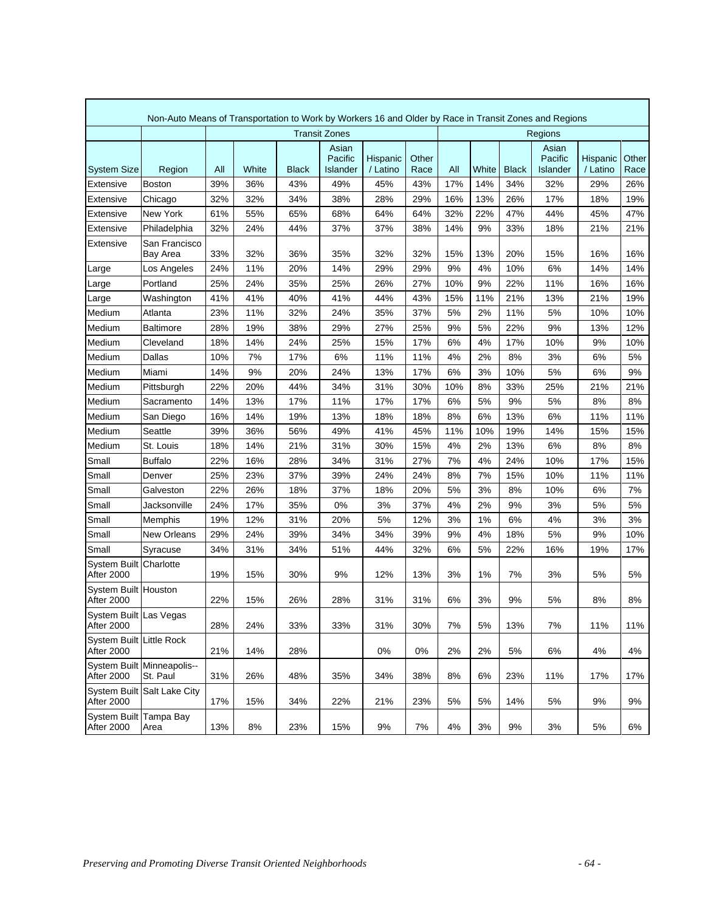| Non-Auto Means of Transportation to Work by Workers 16 and Older by Race in Transit Zones and Regions | | | | | | | | | | | | | |
|---|---|---|---|---|---|---|---|---|---|---|---|---|---|
| | | Transit Zones | | | | | | Regions | | | | | |
| System Size | Region | All | White | Black | Asian Pacific Islander | Hispanic / Latino | Other Race | All | White | Black | Asian Pacific Islander | Hispanic / Latino | Other Race |
| Extensive | Boston | 39% | 36% | 43% | 49% | 45% | 43% | 17% | 14% | 34% | 32% | 29% | 26% |
| Extensive | Chicago | 32% | 32% | 34% | 38% | 28% | 29% | 16% | 13% | 26% | 17% | 18% | 19% |
| Extensive | New York | 61% | 55% | 65% | 68% | 64% | 64% | 32% | 22% | 47% | 44% | 45% | 47% |
| Extensive | Philadelphia | 32% | 24% | 44% | 37% | 37% | 38% | 14% | 9% | 33% | 18% | 21% | 21% |
| Extensive | San Francisco Bay Area | 33% | 32% | 36% | 35% | 32% | 32% | 15% | 13% | 20% | 15% | 16% | 16% |
| Large | Los Angeles | 24% | 11% | 20% | 14% | 29% | 29% | 9% | 4% | 10% | 6% | 14% | 14% |
| Large | Portland | 25% | 24% | 35% | 25% | 26% | 27% | 10% | 9% | 22% | 11% | 16% | 16% |
| Large | Washington | 41% | 41% | 40% | 41% | 44% | 43% | 15% | 11% | 21% | 13% | 21% | 19% |
| Medium | Atlanta | 23% | 11% | 32% | 24% | 35% | 37% | 5% | 2% | 11% | 5% | 10% | 10% |
| Medium | Baltimore | 28% | 19% | 38% | 29% | 27% | 25% | 9% | 5% | 22% | 9% | 13% | 12% |
| Medium | Cleveland | 18% | 14% | 24% | 25% | 15% | 17% | 6% | 4% | 17% | 10% | 9% | 10% |
| Medium | Dallas | 10% | 7% | 17% | 6% | 11% | 11% | 4% | 2% | 8% | 3% | 6% | 5% |
| Medium | Miami | 14% | 9% | 20% | 24% | 13% | 17% | 6% | 3% | 10% | 5% | 6% | 9% |
| Medium | Pittsburgh | 22% | 20% | 44% | 34% | 31% | 30% | 10% | 8% | 33% | 25% | 21% | 21% |
| Medium | Sacramento | 14% | 13% | 17% | 11% | 17% | 17% | 6% | 5% | 9% | 5% | 8% | 8% |
| Medium | San Diego | 16% | 14% | 19% | 13% | 18% | 18% | 8% | 6% | 13% | 6% | 11% | 11% |
| Medium | Seattle | 39% | 36% | 56% | 49% | 41% | 45% | 11% | 10% | 19% | 14% | 15% | 15% |
| Medium | St. Louis | 18% | 14% | 21% | 31% | 30% | 15% | 4% | 2% | 13% | 6% | 8% | 8% |
| Small | Buffalo | 22% | 16% | 28% | 34% | 31% | 27% | 7% | 4% | 24% | 10% | 17% | 15% |
| Small | Denver | 25% | 23% | 37% | 39% | 24% | 24% | 8% | 7% | 15% | 10% | 11% | 11% |
| Small | Galveston | 22% | 26% | 18% | 37% | 18% | 20% | 5% | 3% | 8% | 10% | 6% | 7% |
| Small | Jacksonville | 24% | 17% | 35% | 0% | 3% | 37% | 4% | 2% | 9% | 3% | 5% | 5% |
| Small | Memphis | 19% | 12% | 31% | 20% | 5% | 12% | 3% | 1% | 6% | 4% | 3% | 3% |
| Small | New Orleans | 29% | 24% | 39% | 34% | 34% | 39% | 9% | 4% | 18% | 5% | 9% | 10% |
| Small | Syracuse | 34% | 31% | 34% | 51% | 44% | 32% | 6% | 5% | 22% | 16% | 19% | 17% |
| System Built After 2000 | Charlotte | 19% | 15% | 30% | 9% | 12% | 13% | 3% | 1% | 7% | 3% | 5% | 5% |
| System Built After 2000 | Houston | 22% | 15% | 26% | 28% | 31% | 31% | 6% | 3% | 9% | 5% | 8% | 8% |
| System Built After 2000 | Las Vegas | 28% | 24% | 33% | 33% | 31% | 30% | 7% | 5% | 13% | 7% | 11% | 11% |
| System Built After 2000 | Little Rock | 21% | 14% | 28% | | 0% | 0% | 2% | 2% | 5% | 6% | 4% | 4% |
| System Built After 2000 | Minneapolis--St. Paul | 31% | 26% | 48% | 35% | 34% | 38% | 8% | 6% | 23% | 11% | 17% | 17% |
| System Built After 2000 | Salt Lake City | 17% | 15% | 34% | 22% | 21% | 23% | 5% | 5% | 14% | 5% | 9% | 9% |
| System Built After 2000 | Tampa Bay Area | 13% | 8% | 23% | 15% | 9% | 7% | 4% | 3% | 9% | 3% | 5% | 6% |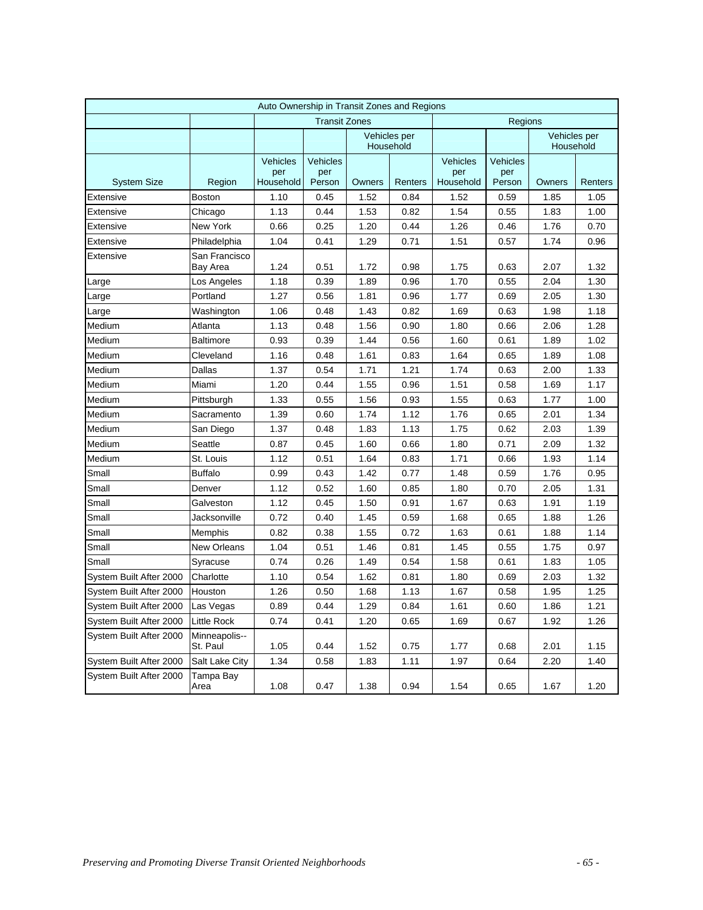| Auto Ownership in Transit Zones and Regions | | | | | | | | | |
|---|---|---|---|---|---|---|---|---|---|
| | | Transit Zones | | | | Regions | | | |
| | | | | Vehicles per Household | | | | Vehicles per Household | |
| System Size | Region | Vehicles per Household | Vehicles per Person | Owners | Renters | Vehicles per Household | Vehicles per Person | Owners | Renters |
| Extensive | Boston | 1.10 | 0.45 | 1.52 | 0.84 | 1.52 | 0.59 | 1.85 | 1.05 |
| Extensive | Chicago | 1.13 | 0.44 | 1.53 | 0.82 | 1.54 | 0.55 | 1.83 | 1.00 |
| Extensive | New York | 0.66 | 0.25 | 1.20 | 0.44 | 1.26 | 0.46 | 1.76 | 0.70 |
| Extensive | Philadelphia | 1.04 | 0.41 | 1.29 | 0.71 | 1.51 | 0.57 | 1.74 | 0.96 |
| Extensive | San Francisco Bay Area | 1.24 | 0.51 | 1.72 | 0.98 | 1.75 | 0.63 | 2.07 | 1.32 |
| Large | Los Angeles | 1.18 | 0.39 | 1.89 | 0.96 | 1.70 | 0.55 | 2.04 | 1.30 |
| Large | Portland | 1.27 | 0.56 | 1.81 | 0.96 | 1.77 | 0.69 | 2.05 | 1.30 |
| Large | Washington | 1.06 | 0.48 | 1.43 | 0.82 | 1.69 | 0.63 | 1.98 | 1.18 |
| Medium | Atlanta | 1.13 | 0.48 | 1.56 | 0.90 | 1.80 | 0.66 | 2.06 | 1.28 |
| Medium | Baltimore | 0.93 | 0.39 | 1.44 | 0.56 | 1.60 | 0.61 | 1.89 | 1.02 |
| Medium | Cleveland | 1.16 | 0.48 | 1.61 | 0.83 | 1.64 | 0.65 | 1.89 | 1.08 |
| Medium | Dallas | 1.37 | 0.54 | 1.71 | 1.21 | 1.74 | 0.63 | 2.00 | 1.33 |
| Medium | Miami | 1.20 | 0.44 | 1.55 | 0.96 | 1.51 | 0.58 | 1.69 | 1.17 |
| Medium | Pittsburgh | 1.33 | 0.55 | 1.56 | 0.93 | 1.55 | 0.63 | 1.77 | 1.00 |
| Medium | Sacramento | 1.39 | 0.60 | 1.74 | 1.12 | 1.76 | 0.65 | 2.01 | 1.34 |
| Medium | San Diego | 1.37 | 0.48 | 1.83 | 1.13 | 1.75 | 0.62 | 2.03 | 1.39 |
| Medium | Seattle | 0.87 | 0.45 | 1.60 | 0.66 | 1.80 | 0.71 | 2.09 | 1.32 |
| Medium | St. Louis | 1.12 | 0.51 | 1.64 | 0.83 | 1.71 | 0.66 | 1.93 | 1.14 |
| Small | Buffalo | 0.99 | 0.43 | 1.42 | 0.77 | 1.48 | 0.59 | 1.76 | 0.95 |
| Small | Denver | 1.12 | 0.52 | 1.60 | 0.85 | 1.80 | 0.70 | 2.05 | 1.31 |
| Small | Galveston | 1.12 | 0.45 | 1.50 | 0.91 | 1.67 | 0.63 | 1.91 | 1.19 |
| Small | Jacksonville | 0.72 | 0.40 | 1.45 | 0.59 | 1.68 | 0.65 | 1.88 | 1.26 |
| Small | Memphis | 0.82 | 0.38 | 1.55 | 0.72 | 1.63 | 0.61 | 1.88 | 1.14 |
| Small | New Orleans | 1.04 | 0.51 | 1.46 | 0.81 | 1.45 | 0.55 | 1.75 | 0.97 |
| Small | Syracuse | 0.74 | 0.26 | 1.49 | 0.54 | 1.58 | 0.61 | 1.83 | 1.05 |
| System Built After 2000 | Charlotte | 1.10 | 0.54 | 1.62 | 0.81 | 1.80 | 0.69 | 2.03 | 1.32 |
| System Built After 2000 | Houston | 1.26 | 0.50 | 1.68 | 1.13 | 1.67 | 0.58 | 1.95 | 1.25 |
| System Built After 2000 | Las Vegas | 0.89 | 0.44 | 1.29 | 0.84 | 1.61 | 0.60 | 1.86 | 1.21 |
| System Built After 2000 | Little Rock | 0.74 | 0.41 | 1.20 | 0.65 | 1.69 | 0.67 | 1.92 | 1.26 |
| System Built After 2000 | Minneapolis--St. Paul | 1.05 | 0.44 | 1.52 | 0.75 | 1.77 | 0.68 | 2.01 | 1.15 |
| System Built After 2000 | Salt Lake City | 1.34 | 0.58 | 1.83 | 1.11 | 1.97 | 0.64 | 2.20 | 1.40 |
| System Built After 2000 | Tampa Bay Area | 1.08 | 0.47 | 1.38 | 0.94 | 1.54 | 0.65 | 1.67 | 1.20 |